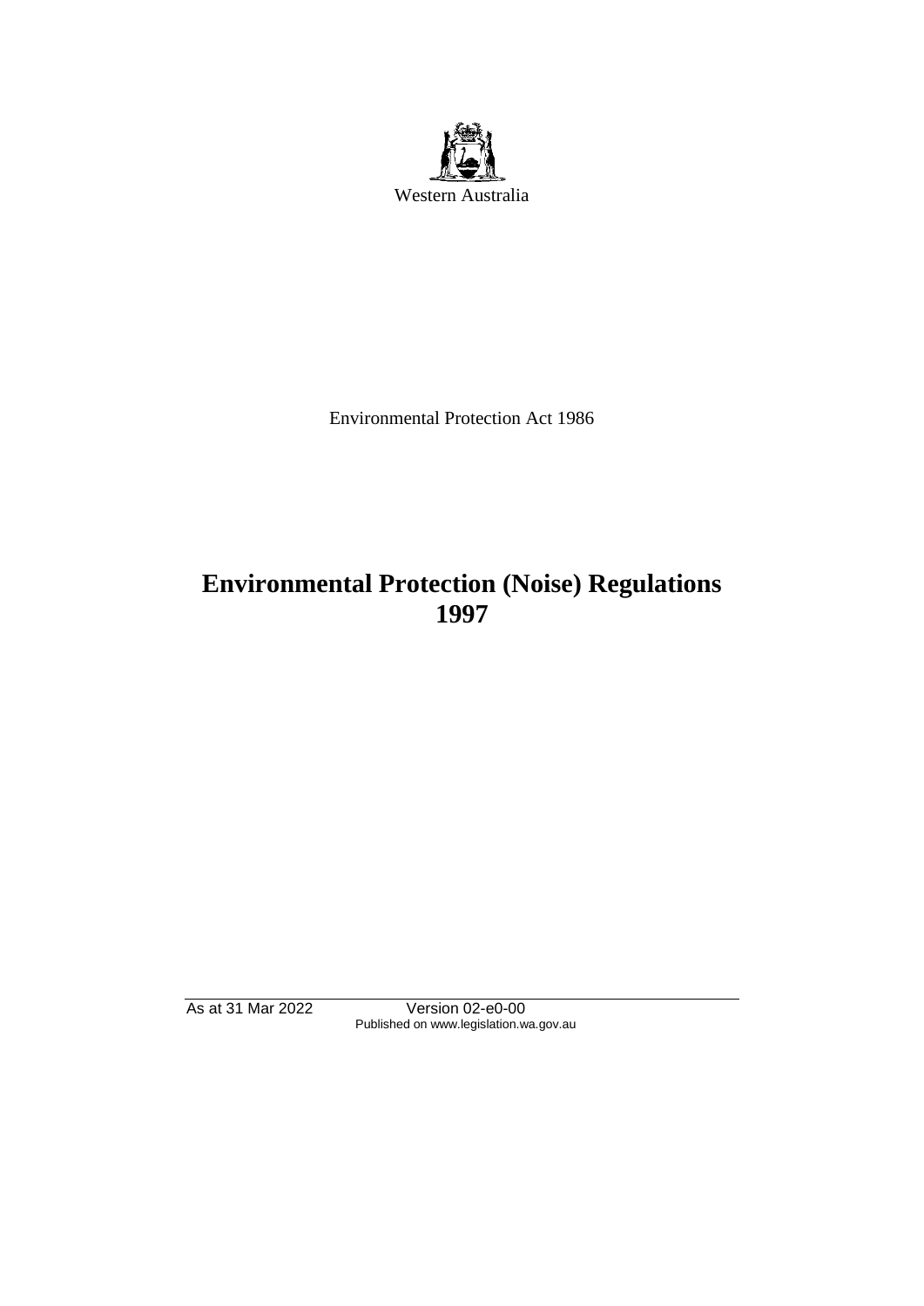Western Australia

Environmental Protection Act 1986

# Environmental Protection (Noise) Regulations 1997

As at 31 Mar 2022 Version 02-e0-00
Published on www.legislation.wa.gov.au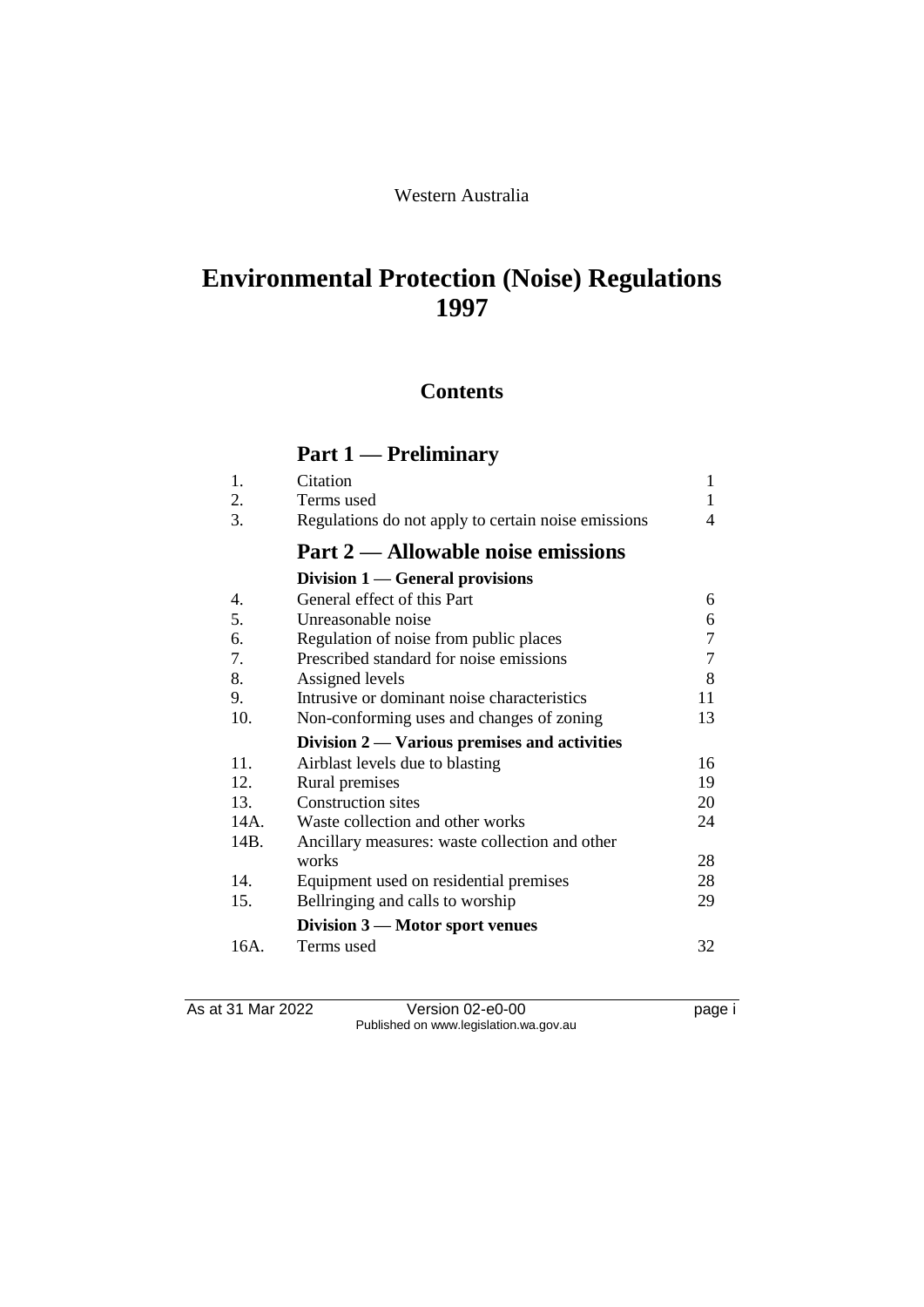Western Australia

# Environmental Protection (Noise) Regulations 1997

## Contents

### Part 1 — Preliminary

| | | |
|---|---|---|
| 1. | Citation | 1 |
| 2. | Terms used | 1 |
| 3. | Regulations do not apply to certain noise emissions | 4 |

### Part 2 — Allowable noise emissions

#### Division 1 — General provisions

| | | |
|---|---|---|
| 4. | General effect of this Part | 6 |
| 5. | Unreasonable noise | 6 |
| 6. | Regulation of noise from public places | 7 |
| 7. | Prescribed standard for noise emissions | 7 |
| 8. | Assigned levels | 8 |
| 9. | Intrusive or dominant noise characteristics | 11 |
| 10. | Non-conforming uses and changes of zoning | 13 |

#### Division 2 — Various premises and activities

| | | |
|---|---|---|
| 11. | Airblast levels due to blasting | 16 |
| 12. | Rural premises | 19 |
| 13. | Construction sites | 20 |
| 14A. | Waste collection and other works | 24 |
| 14B. | Ancillary measures: waste collection and other works | 28 |
| 14. | Equipment used on residential premises | 28 |
| 15. | Bellringing and calls to worship | 29 |

#### Division 3 — Motor sport venues

| | | |
|---|---|---|
| 16A. | Terms used | 32 |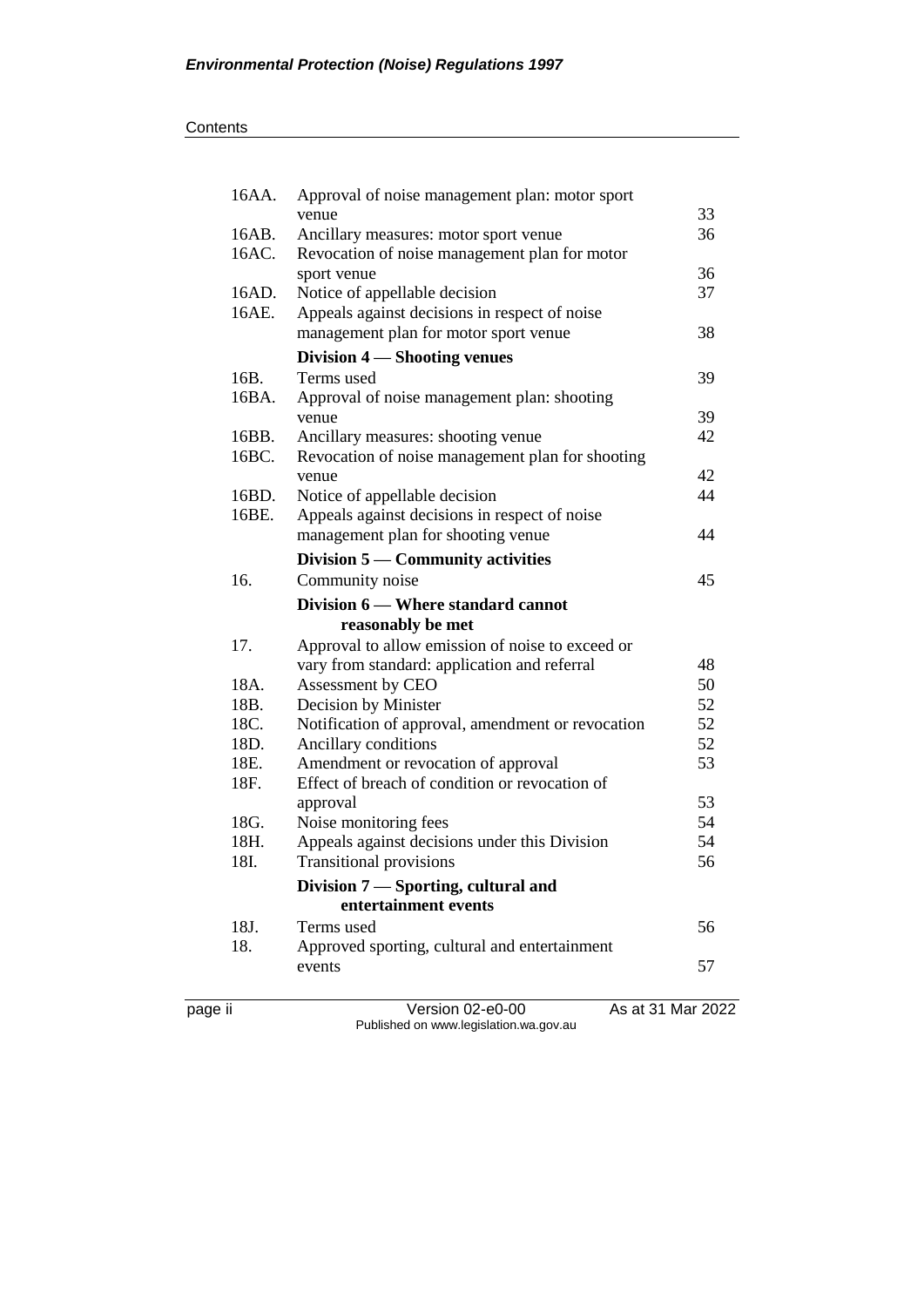| | | |
|---|---|---|
| 16AA. | Approval of noise management plan: motor sport venue | 33 |
| 16AB. | Ancillary measures: motor sport venue | 36 |
| 16AC. | Revocation of noise management plan for motor sport venue | 36 |
| 16AD. | Notice of appellable decision | 37 |
| 16AE. | Appeals against decisions in respect of noise management plan for motor sport venue | 38 |
| | **Division 4 — Shooting venues** | |
| 16B. | Terms used | 39 |
| 16BA. | Approval of noise management plan: shooting venue | 39 |
| 16BB. | Ancillary measures: shooting venue | 42 |
| 16BC. | Revocation of noise management plan for shooting venue | 42 |
| 16BD. | Notice of appellable decision | 44 |
| 16BE. | Appeals against decisions in respect of noise management plan for shooting venue | 44 |
| | **Division 5 — Community activities** | |
| 16. | Community noise | 45 |
| | **Division 6 — Where standard cannot reasonably be met** | |
| 17. | Approval to allow emission of noise to exceed or vary from standard: application and referral | 48 |
| 18A. | Assessment by CEO | 50 |
| 18B. | Decision by Minister | 52 |
| 18C. | Notification of approval, amendment or revocation | 52 |
| 18D. | Ancillary conditions | 52 |
| 18E. | Amendment or revocation of approval | 53 |
| 18F. | Effect of breach of condition or revocation of approval | 53 |
| 18G. | Noise monitoring fees | 54 |
| 18H. | Appeals against decisions under this Division | 54 |
| 18I. | Transitional provisions | 56 |
| | **Division 7 — Sporting, cultural and entertainment events** | |
| 18J. | Terms used | 56 |
| 18. | Approved sporting, cultural and entertainment events | 57 |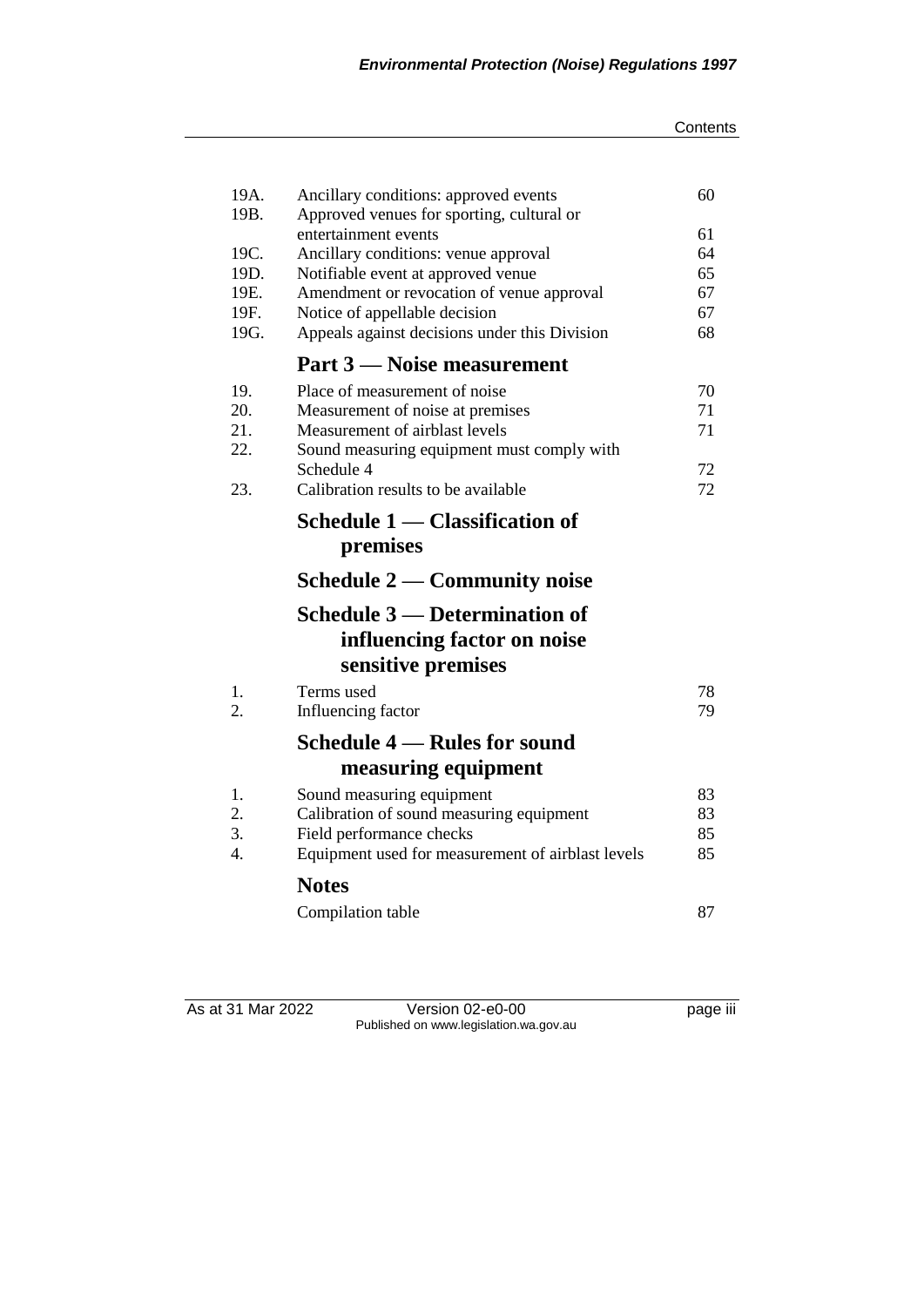| | | |
|---|---|---|
| 19A. | Ancillary conditions: approved events | 60 |
| 19B. | Approved venues for sporting, cultural or entertainment events | 61 |
| 19C. | Ancillary conditions: venue approval | 64 |
| 19D. | Notifiable event at approved venue | 65 |
| 19E. | Amendment or revocation of venue approval | 67 |
| 19F. | Notice of appellable decision | 67 |
| 19G. | Appeals against decisions under this Division | 68 |

## Part 3 — Noise measurement

| | | |
|---|---|---|
| 19. | Place of measurement of noise | 70 |
| 20. | Measurement of noise at premises | 71 |
| 21. | Measurement of airblast levels | 71 |
| 22. | Sound measuring equipment must comply with Schedule 4 | 72 |
| 23. | Calibration results to be available | 72 |

## Schedule 1 — Classification of premises

## Schedule 2 — Community noise

## Schedule 3 — Determination of influencing factor on noise sensitive premises

| | | |
|---|---|---|
| 1. | Terms used | 78 |
| 2. | Influencing factor | 79 |

## Schedule 4 — Rules for sound measuring equipment

| | | |
|---|---|---|
| 1. | Sound measuring equipment | 83 |
| 2. | Calibration of sound measuring equipment | 83 |
| 3. | Field performance checks | 85 |
| 4. | Equipment used for measurement of airblast levels | 85 |

## Notes

| | |
|---|---|
| Compilation table | 87 |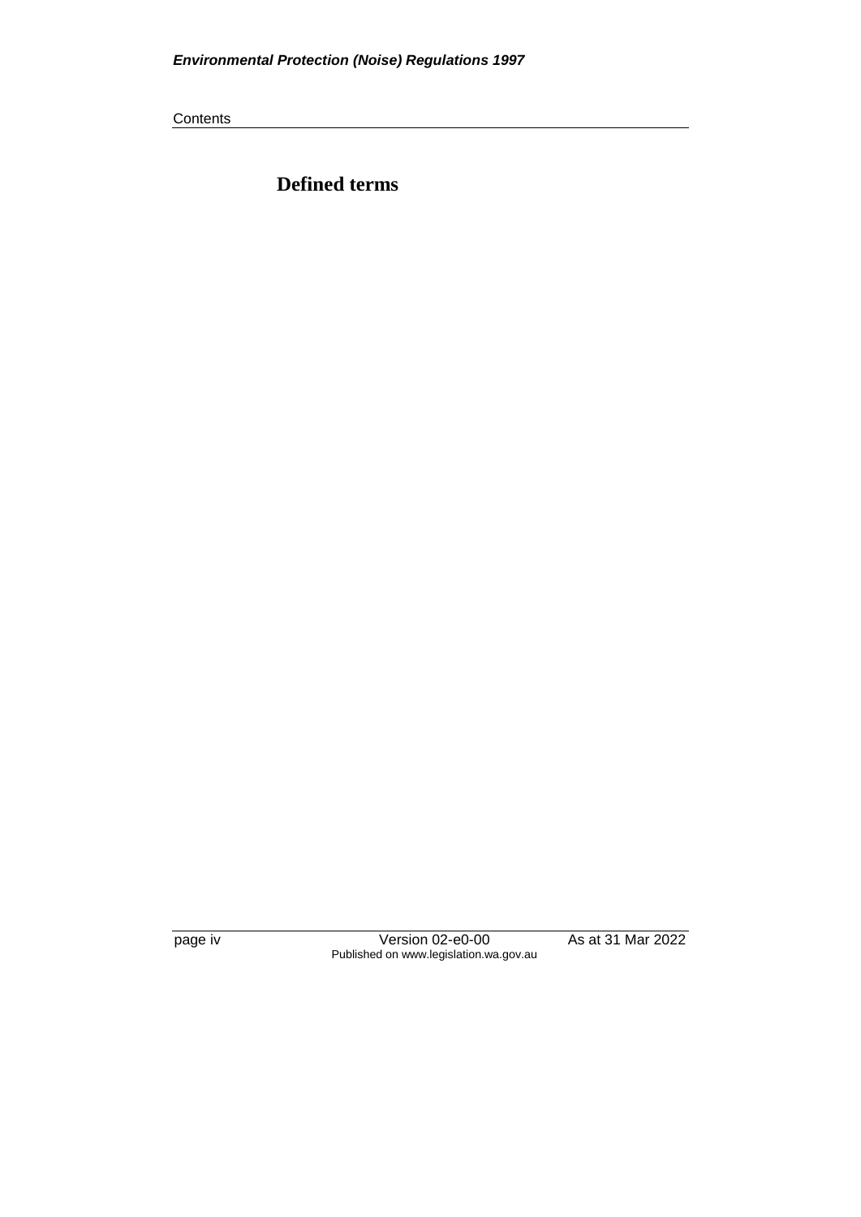# Defined terms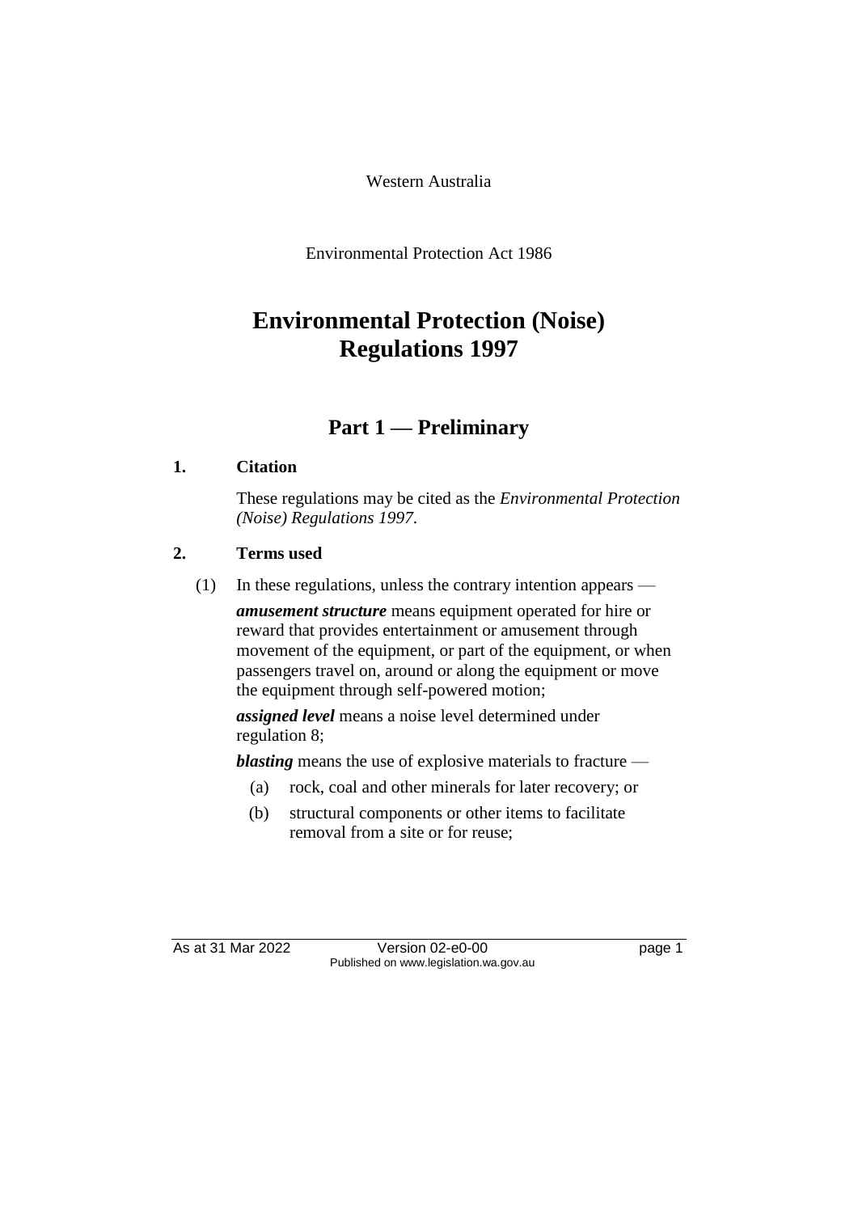Western Australia

Environmental Protection Act 1986

# Environmental Protection (Noise) Regulations 1997

## Part 1 — Preliminary

### 1. Citation

These regulations may be cited as the *Environmental Protection (Noise) Regulations 1997*.

### 2. Terms used

(1) In these regulations, unless the contrary intention appears —

***amusement structure*** means equipment operated for hire or reward that provides entertainment or amusement through movement of the equipment, or part of the equipment, or when passengers travel on, around or along the equipment or move the equipment through self-powered motion;

***assigned level*** means a noise level determined under regulation 8;

***blasting*** means the use of explosive materials to fracture —

- (a) rock, coal and other minerals for later recovery; or
- (b) structural components or other items to facilitate removal from a site or for reuse;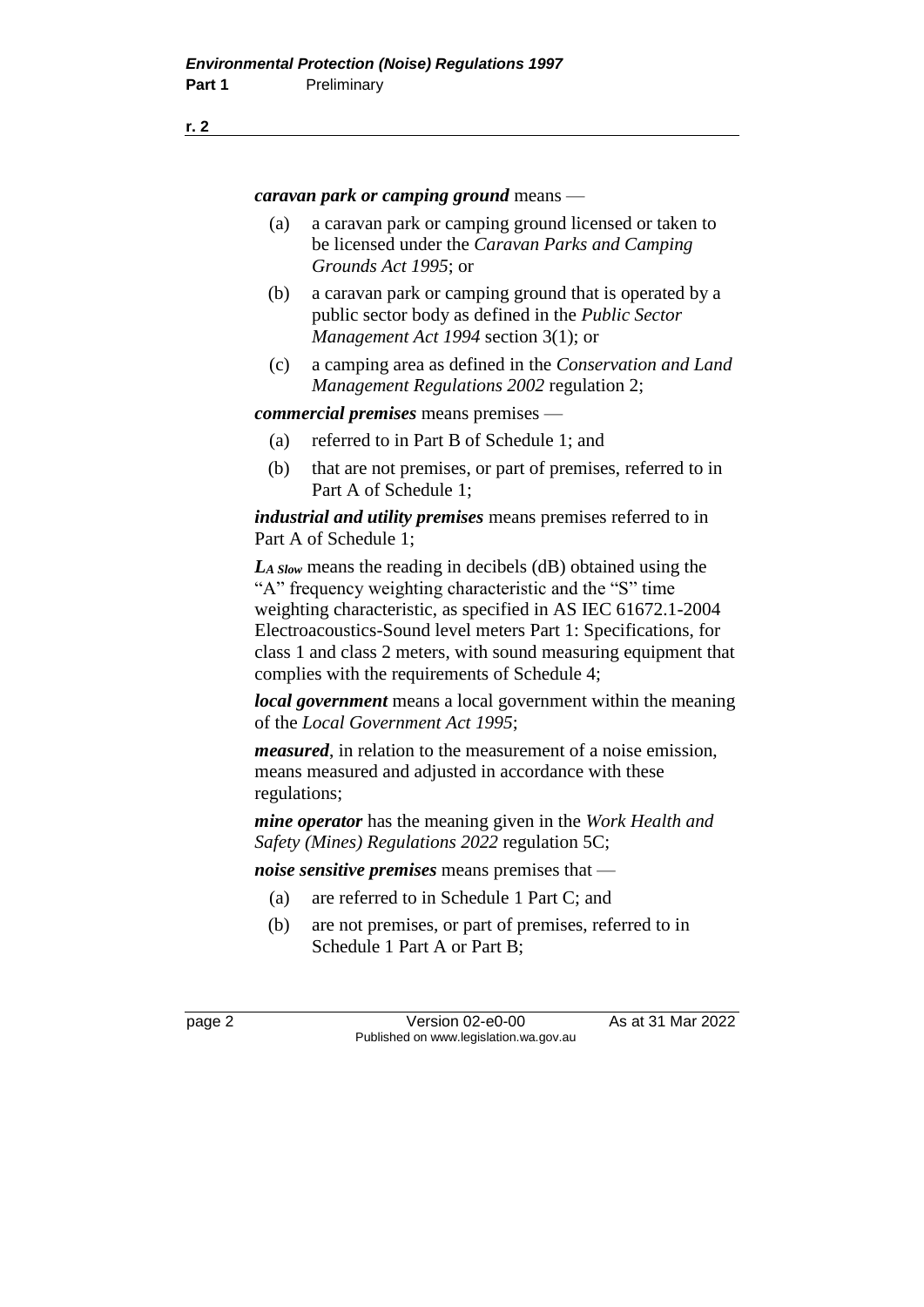***caravan park or camping ground*** means —

(a) a caravan park or camping ground licensed or taken to be licensed under the *Caravan Parks and Camping Grounds Act 1995*; or

(b) a caravan park or camping ground that is operated by a public sector body as defined in the *Public Sector Management Act 1994* section 3(1); or

(c) a camping area as defined in the *Conservation and Land Management Regulations 2002* regulation 2;

***commercial premises*** means premises —

(a) referred to in Part B of Schedule 1; and

(b) that are not premises, or part of premises, referred to in Part A of Schedule 1;

***industrial and utility premises*** means premises referred to in Part A of Schedule 1;

***$L_{A\ Slow}$*** means the reading in decibels (dB) obtained using the "A" frequency weighting characteristic and the "S" time weighting characteristic, as specified in AS IEC 61672.1-2004 Electroacoustics-Sound level meters Part 1: Specifications, for class 1 and class 2 meters, with sound measuring equipment that complies with the requirements of Schedule 4;

***local government*** means a local government within the meaning of the *Local Government Act 1995*;

***measured***, in relation to the measurement of a noise emission, means measured and adjusted in accordance with these regulations;

***mine operator*** has the meaning given in the *Work Health and Safety (Mines) Regulations 2022* regulation 5C;

***noise sensitive premises*** means premises that —

(a) are referred to in Schedule 1 Part C; and

(b) are not premises, or part of premises, referred to in Schedule 1 Part A or Part B;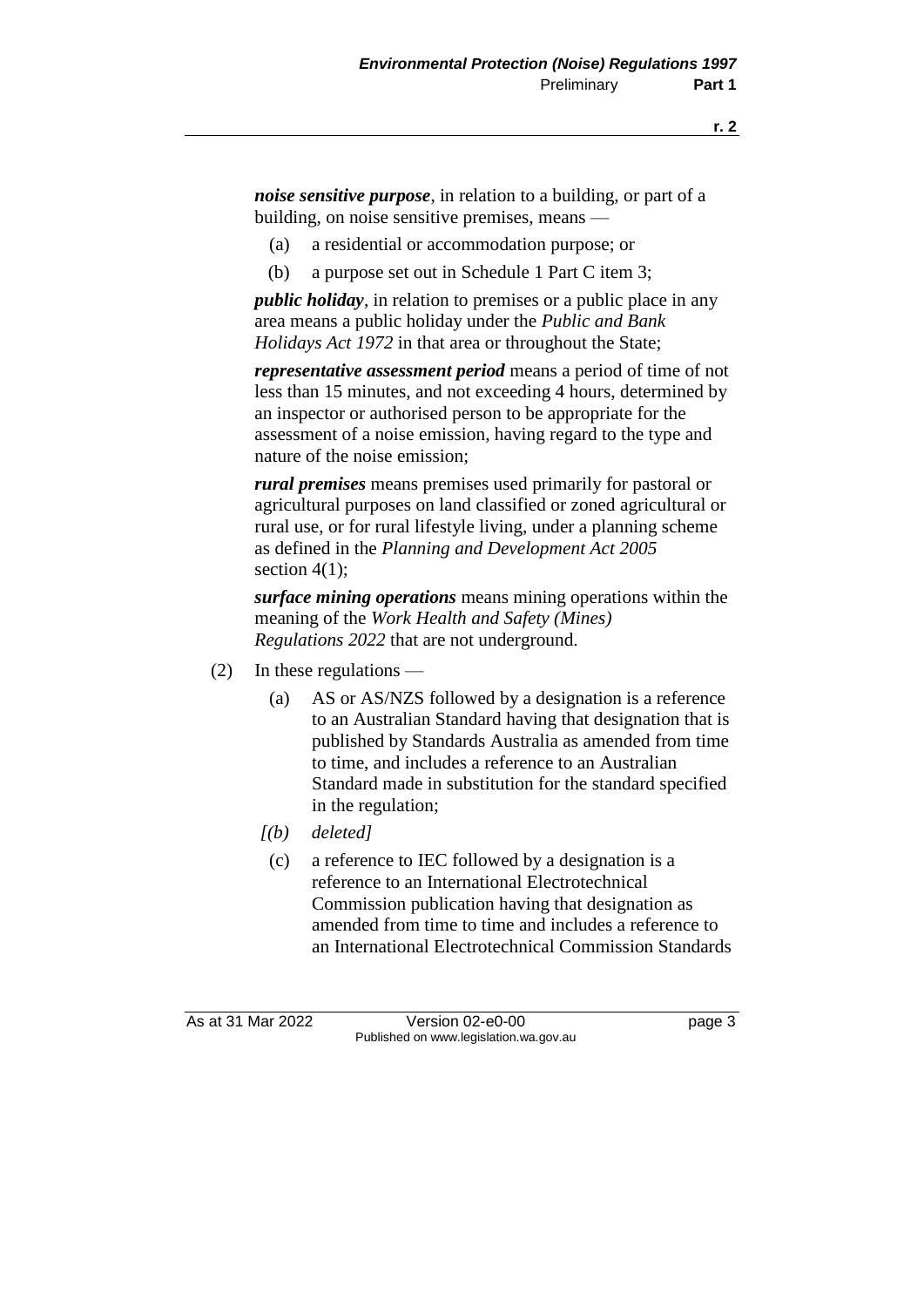***noise sensitive purpose***, in relation to a building, or part of a building, on noise sensitive premises, means —

(a) a residential or accommodation purpose; or

(b) a purpose set out in Schedule 1 Part C item 3;

***public holiday***, in relation to premises or a public place in any area means a public holiday under the *Public and Bank Holidays Act 1972* in that area or throughout the State;

***representative assessment period*** means a period of time of not less than 15 minutes, and not exceeding 4 hours, determined by an inspector or authorised person to be appropriate for the assessment of a noise emission, having regard to the type and nature of the noise emission;

***rural premises*** means premises used primarily for pastoral or agricultural purposes on land classified or zoned agricultural or rural use, or for rural lifestyle living, under a planning scheme as defined in the *Planning and Development Act 2005* section 4(1);

***surface mining operations*** means mining operations within the meaning of the *Work Health and Safety (Mines) Regulations 2022* that are not underground.

(2) In these regulations —

(a) AS or AS/NZS followed by a designation is a reference to an Australian Standard having that designation that is published by Standards Australia as amended from time to time, and includes a reference to an Australian Standard made in substitution for the standard specified in the regulation;

*[(b) deleted]*

(c) a reference to IEC followed by a designation is a reference to an International Electrotechnical Commission publication having that designation as amended from time to time and includes a reference to an International Electrotechnical Commission Standards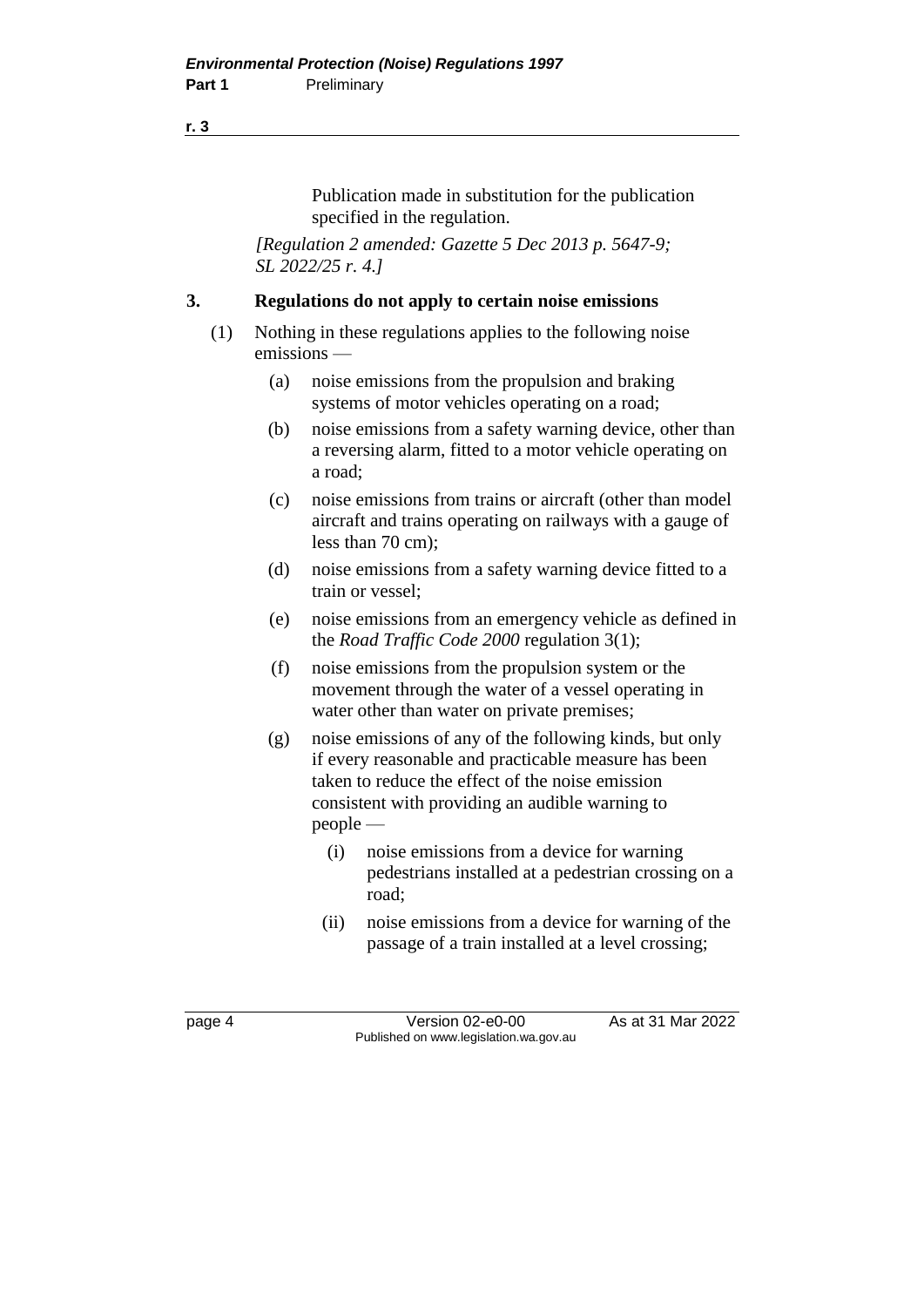Publication made in substitution for the publication specified in the regulation.

*[Regulation 2 amended: Gazette 5 Dec 2013 p. 5647-9; SL 2022/25 r. 4.]*

## 3. Regulations do not apply to certain noise emissions

(1) Nothing in these regulations applies to the following noise emissions —

- (a) noise emissions from the propulsion and braking systems of motor vehicles operating on a road;
- (b) noise emissions from a safety warning device, other than a reversing alarm, fitted to a motor vehicle operating on a road;
- (c) noise emissions from trains or aircraft (other than model aircraft and trains operating on railways with a gauge of less than 70 cm);
- (d) noise emissions from a safety warning device fitted to a train or vessel;
- (e) noise emissions from an emergency vehicle as defined in the *Road Traffic Code 2000* regulation 3(1);
- (f) noise emissions from the propulsion system or the movement through the water of a vessel operating in water other than water on private premises;
- (g) noise emissions of any of the following kinds, but only if every reasonable and practicable measure has been taken to reduce the effect of the noise emission consistent with providing an audible warning to people —
  - (i) noise emissions from a device for warning pedestrians installed at a pedestrian crossing on a road;
  - (ii) noise emissions from a device for warning of the passage of a train installed at a level crossing;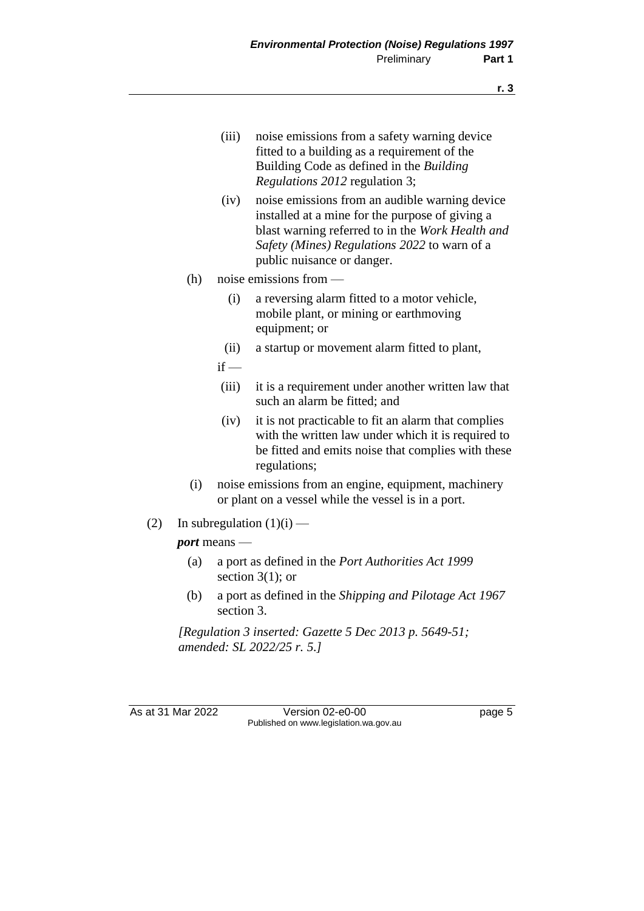(iii) noise emissions from a safety warning device fitted to a building as a requirement of the Building Code as defined in the *Building Regulations 2012* regulation 3;

(iv) noise emissions from an audible warning device installed at a mine for the purpose of giving a blast warning referred to in the *Work Health and Safety (Mines) Regulations 2022* to warn of a public nuisance or danger.

(h) noise emissions from —

(i) a reversing alarm fitted to a motor vehicle, mobile plant, or mining or earthmoving equipment; or

(ii) a startup or movement alarm fitted to plant,

if —

(iii) it is a requirement under another written law that such an alarm be fitted; and

(iv) it is not practicable to fit an alarm that complies with the written law under which it is required to be fitted and emits noise that complies with these regulations;

(i) noise emissions from an engine, equipment, machinery or plant on a vessel while the vessel is in a port.

(2) In subregulation (1)(i) —

***port*** means —

(a) a port as defined in the *Port Authorities Act 1999* section 3(1); or

(b) a port as defined in the *Shipping and Pilotage Act 1967* section 3.

*[Regulation 3 inserted: Gazette 5 Dec 2013 p. 5649-51; amended: SL 2022/25 r. 5.]*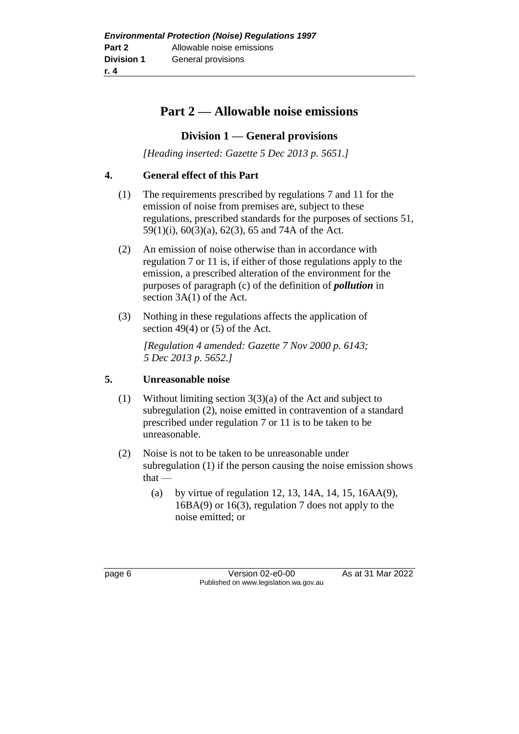# Part 2 — Allowable noise emissions

## Division 1 — General provisions

*[Heading inserted: Gazette 5 Dec 2013 p. 5651.]*

### 4. General effect of this Part

(1) The requirements prescribed by regulations 7 and 11 for the emission of noise from premises are, subject to these regulations, prescribed standards for the purposes of sections 51, 59(1)(i), 60(3)(a), 62(3), 65 and 74A of the Act.

(2) An emission of noise otherwise than in accordance with regulation 7 or 11 is, if either of those regulations apply to the emission, a prescribed alteration of the environment for the purposes of paragraph (c) of the definition of ***pollution*** in section 3A(1) of the Act.

(3) Nothing in these regulations affects the application of section 49(4) or (5) of the Act.

*[Regulation 4 amended: Gazette 7 Nov 2000 p. 6143; 5 Dec 2013 p. 5652.]*

### 5. Unreasonable noise

(1) Without limiting section 3(3)(a) of the Act and subject to subregulation (2), noise emitted in contravention of a standard prescribed under regulation 7 or 11 is to be taken to be unreasonable.

(2) Noise is not to be taken to be unreasonable under subregulation (1) if the person causing the noise emission shows that —

(a) by virtue of regulation 12, 13, 14A, 14, 15, 16AA(9), 16BA(9) or 16(3), regulation 7 does not apply to the noise emitted; or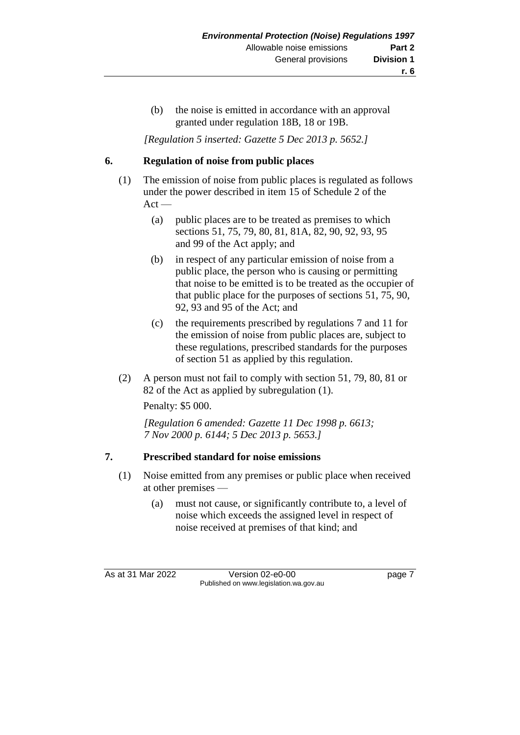(b) the noise is emitted in accordance with an approval granted under regulation 18B, 18 or 19B.

*[Regulation 5 inserted: Gazette 5 Dec 2013 p. 5652.]*

## 6. Regulation of noise from public places

(1) The emission of noise from public places is regulated as follows under the power described in item 15 of Schedule 2 of the Act —

(a) public places are to be treated as premises to which sections 51, 75, 79, 80, 81, 81A, 82, 90, 92, 93, 95 and 99 of the Act apply; and

(b) in respect of any particular emission of noise from a public place, the person who is causing or permitting that noise to be emitted is to be treated as the occupier of that public place for the purposes of sections 51, 75, 90, 92, 93 and 95 of the Act; and

(c) the requirements prescribed by regulations 7 and 11 for the emission of noise from public places are, subject to these regulations, prescribed standards for the purposes of section 51 as applied by this regulation.

(2) A person must not fail to comply with section 51, 79, 80, 81 or 82 of the Act as applied by subregulation (1).

Penalty: $5 000.

*[Regulation 6 amended: Gazette 11 Dec 1998 p. 6613; 7 Nov 2000 p. 6144; 5 Dec 2013 p. 5653.]*

## 7. Prescribed standard for noise emissions

(1) Noise emitted from any premises or public place when received at other premises —

(a) must not cause, or significantly contribute to, a level of noise which exceeds the assigned level in respect of noise received at premises of that kind; and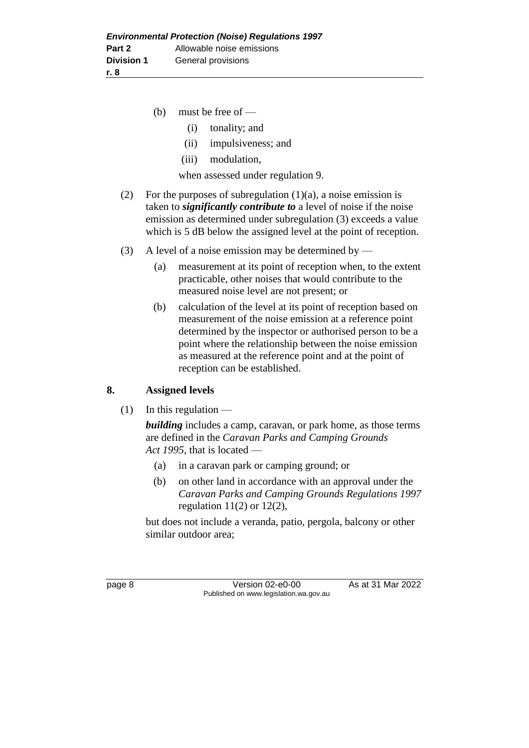(b) must be free of —

  (i) tonality; and

  (ii) impulsiveness; and

  (iii) modulation,

when assessed under regulation 9.

(2) For the purposes of subregulation (1)(a), a noise emission is taken to ***significantly contribute to*** a level of noise if the noise emission as determined under subregulation (3) exceeds a value which is 5 dB below the assigned level at the point of reception.

(3) A level of a noise emission may be determined by —

  (a) measurement at its point of reception when, to the extent practicable, other noises that would contribute to the measured noise level are not present; or

  (b) calculation of the level at its point of reception based on measurement of the noise emission at a reference point determined by the inspector or authorised person to be a point where the relationship between the noise emission as measured at the reference point and at the point of reception can be established.

## 8. Assigned levels

(1) In this regulation —

***building*** includes a camp, caravan, or park home, as those terms are defined in the *Caravan Parks and Camping Grounds Act 1995*, that is located —

  (a) in a caravan park or camping ground; or

  (b) on other land in accordance with an approval under the *Caravan Parks and Camping Grounds Regulations 1997* regulation 11(2) or 12(2),

but does not include a veranda, patio, pergola, balcony or other similar outdoor area;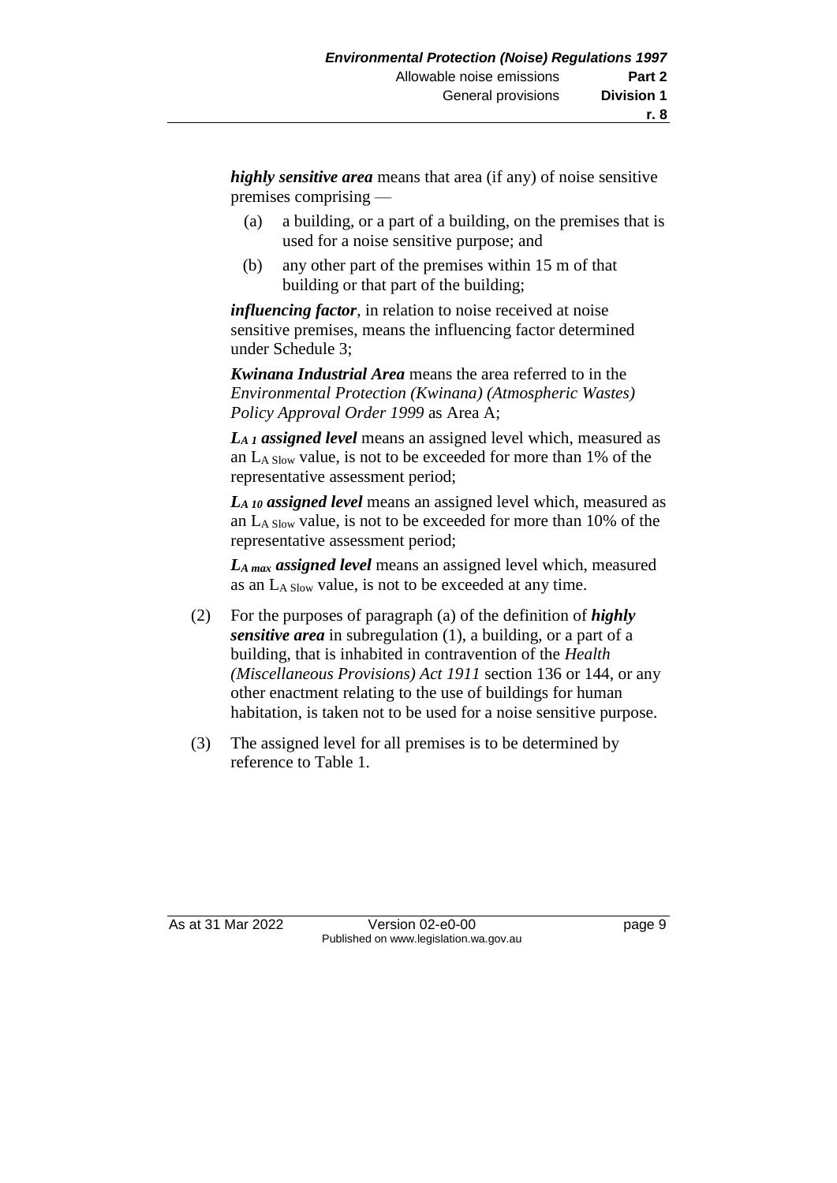***highly sensitive area*** means that area (if any) of noise sensitive premises comprising —

(a) a building, or a part of a building, on the premises that is used for a noise sensitive purpose; and

(b) any other part of the premises within 15 m of that building or that part of the building;

***influencing factor***, in relation to noise received at noise sensitive premises, means the influencing factor determined under Schedule 3;

***Kwinana Industrial Area*** means the area referred to in the *Environmental Protection (Kwinana) (Atmospheric Wastes) Policy Approval Order 1999* as Area A;

***$L_{A\,1}$ assigned level*** means an assigned level which, measured as an $L_{A\ Slow}$ value, is not to be exceeded for more than 1% of the representative assessment period;

***$L_{A\,10}$ assigned level*** means an assigned level which, measured as an $L_{A\ Slow}$ value, is not to be exceeded for more than 10% of the representative assessment period;

***$L_{A\,max}$ assigned level*** means an assigned level which, measured as an $L_{A\ Slow}$ value, is not to be exceeded at any time.

(2) For the purposes of paragraph (a) of the definition of ***highly sensitive area*** in subregulation (1), a building, or a part of a building, that is inhabited in contravention of the *Health (Miscellaneous Provisions) Act 1911* section 136 or 144, or any other enactment relating to the use of buildings for human habitation, is taken not to be used for a noise sensitive purpose.

(3) The assigned level for all premises is to be determined by reference to Table 1.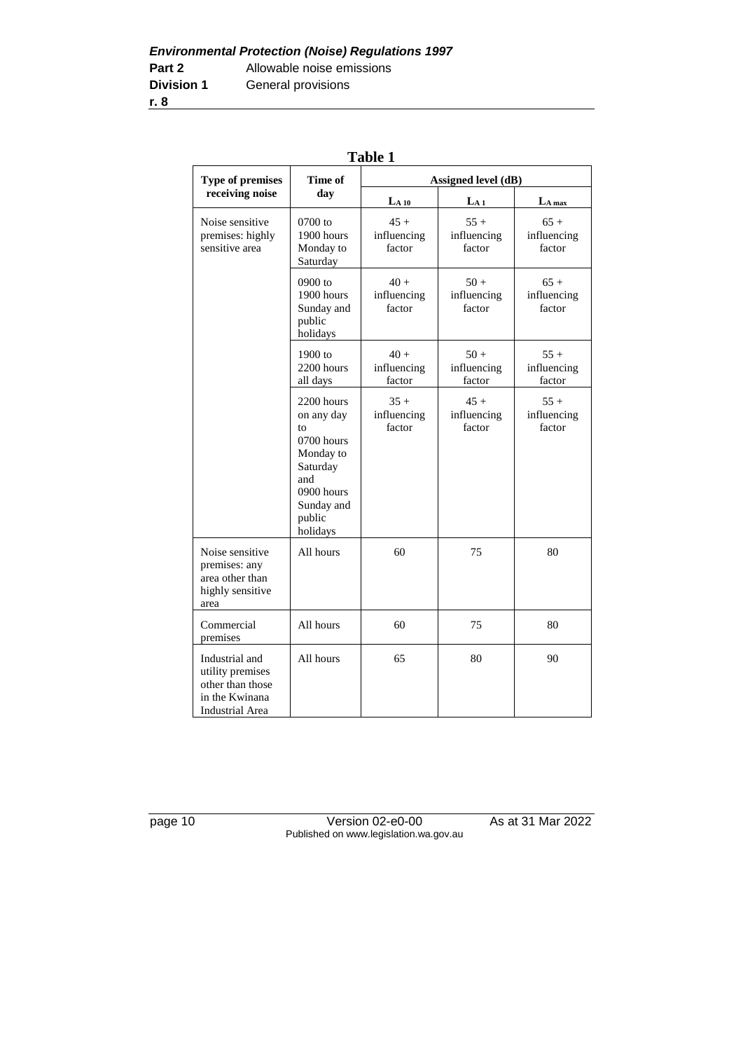**Table 1**

| Type of premises receiving noise | Time of day | Assigned level (dB) | | |
|---|---|---|---|---|
| | | $L_{A\,10}$ | $L_{A\,1}$ | $L_{A\,max}$ |
| Noise sensitive premises: highly sensitive area | 0700 to 1900 hours Monday to Saturday | 45 + influencing factor | 55 + influencing factor | 65 + influencing factor |
| | 0900 to 1900 hours Sunday and public holidays | 40 + influencing factor | 50 + influencing factor | 65 + influencing factor |
| | 1900 to 2200 hours all days | 40 + influencing factor | 50 + influencing factor | 55 + influencing factor |
| | 2200 hours on any day to 0700 hours Monday to Saturday and 0900 hours Sunday and public holidays | 35 + influencing factor | 45 + influencing factor | 55 + influencing factor |
| Noise sensitive premises: any area other than highly sensitive area | All hours | 60 | 75 | 80 |
| Commercial premises | All hours | 60 | 75 | 80 |
| Industrial and utility premises other than those in the Kwinana Industrial Area | All hours | 65 | 80 | 90 |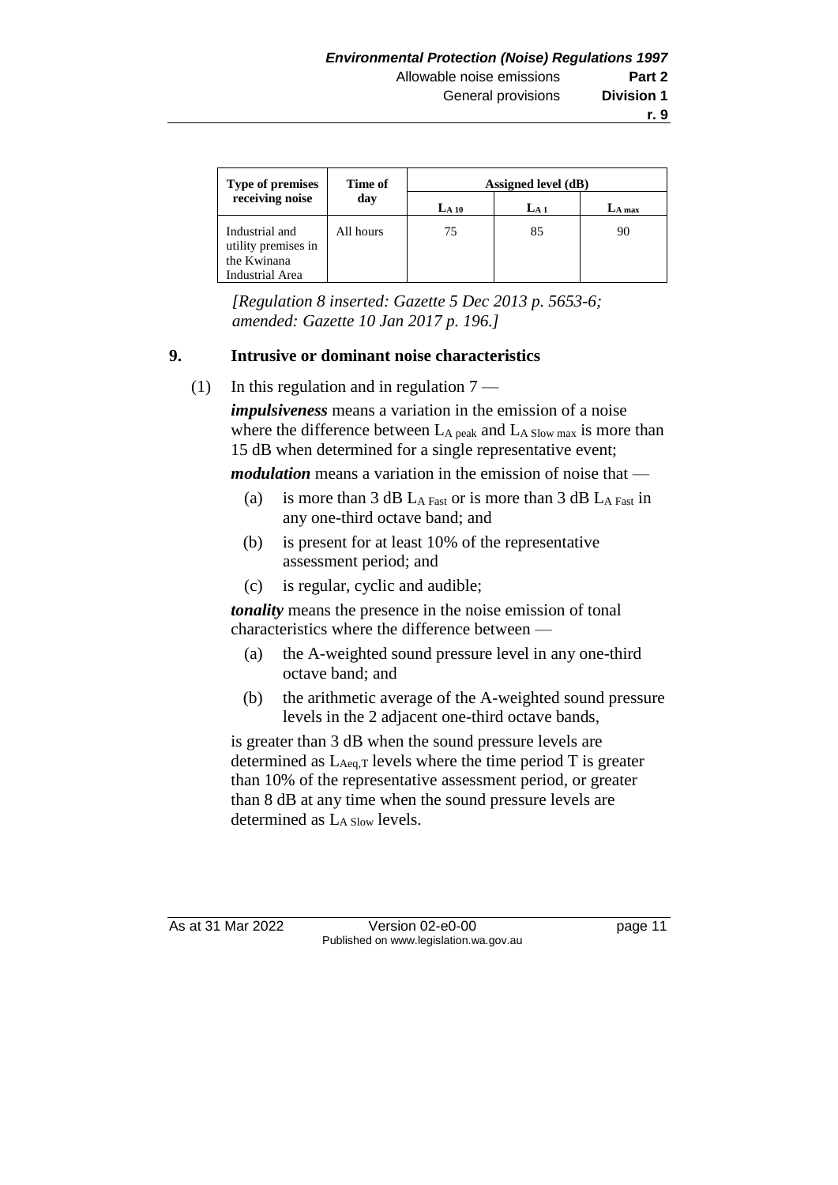| Type of premises receiving noise | Time of day | Assigned level (dB) | | |
|---|---|---|---|---|
| | | $L_{A\,10}$ | $L_{A\,1}$ | $L_{A\,max}$ |
| Industrial and utility premises in the Kwinana Industrial Area | All hours | 75 | 85 | 90 |

*[Regulation 8 inserted: Gazette 5 Dec 2013 p. 5653-6; amended: Gazette 10 Jan 2017 p. 196.]*

## 9. Intrusive or dominant noise characteristics

(1) In this regulation and in regulation 7 —

***impulsiveness*** means a variation in the emission of a noise where the difference between $L_{A\,peak}$ and $L_{A\,Slow\,max}$ is more than 15 dB when determined for a single representative event;

***modulation*** means a variation in the emission of noise that —

- (a) is more than 3 dB $L_{A\,Fast}$ or is more than 3 dB $L_{A\,Fast}$ in any one-third octave band; and
- (b) is present for at least 10% of the representative assessment period; and
- (c) is regular, cyclic and audible;

***tonality*** means the presence in the noise emission of tonal characteristics where the difference between —

- (a) the A-weighted sound pressure level in any one-third octave band; and
- (b) the arithmetic average of the A-weighted sound pressure levels in the 2 adjacent one-third octave bands,

is greater than 3 dB when the sound pressure levels are determined as $L_{Aeq,T}$ levels where the time period T is greater than 10% of the representative assessment period, or greater than 8 dB at any time when the sound pressure levels are determined as $L_{A\,Slow}$ levels.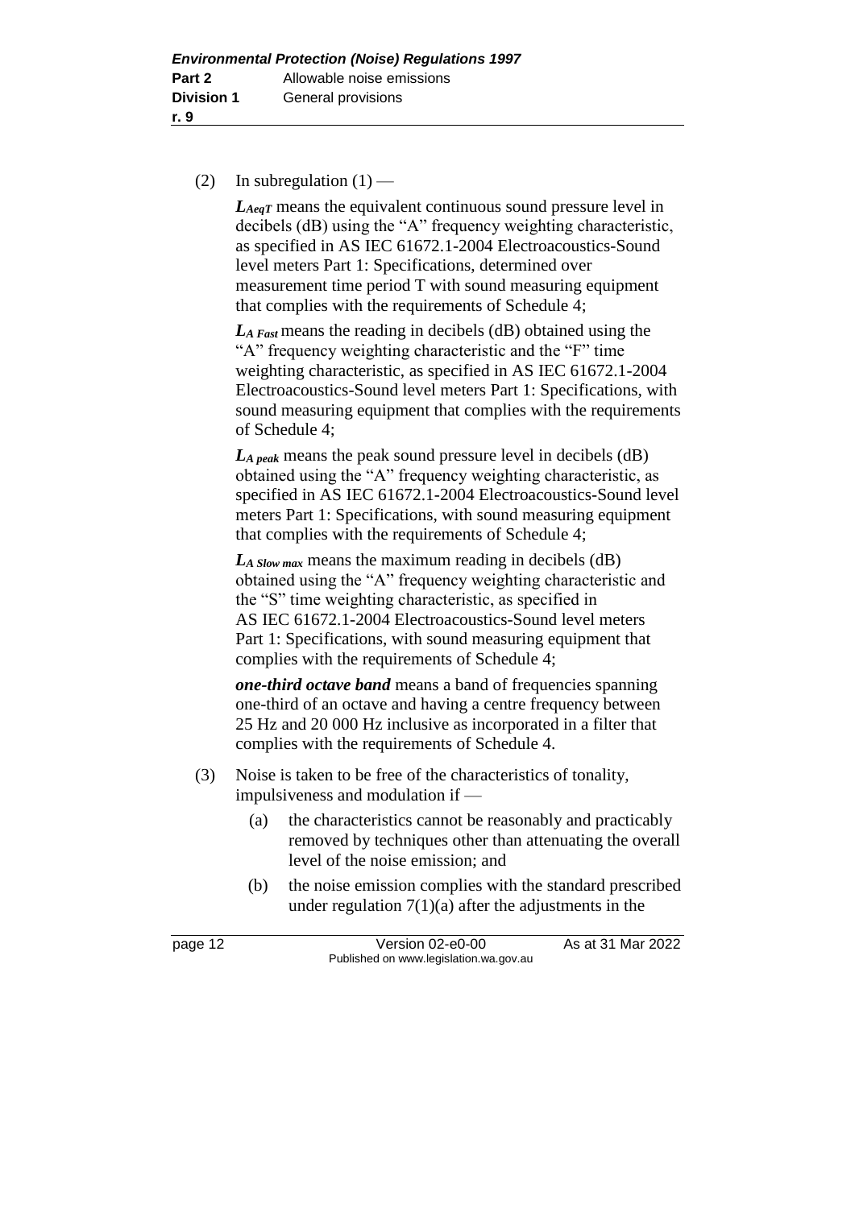(2) In subregulation (1) —

***$L_{AeqT}$*** means the equivalent continuous sound pressure level in decibels (dB) using the "A" frequency weighting characteristic, as specified in AS IEC 61672.1-2004 Electroacoustics-Sound level meters Part 1: Specifications, determined over measurement time period T with sound measuring equipment that complies with the requirements of Schedule 4;

***$L_{A\ Fast}$*** means the reading in decibels (dB) obtained using the "A" frequency weighting characteristic and the "F" time weighting characteristic, as specified in AS IEC 61672.1-2004 Electroacoustics-Sound level meters Part 1: Specifications, with sound measuring equipment that complies with the requirements of Schedule 4;

***$L_{A\ peak}$*** means the peak sound pressure level in decibels (dB) obtained using the "A" frequency weighting characteristic, as specified in AS IEC 61672.1-2004 Electroacoustics-Sound level meters Part 1: Specifications, with sound measuring equipment that complies with the requirements of Schedule 4;

***$L_{A\ Slow\ max}$*** means the maximum reading in decibels (dB) obtained using the "A" frequency weighting characteristic and the "S" time weighting characteristic, as specified in AS IEC 61672.1-2004 Electroacoustics-Sound level meters Part 1: Specifications, with sound measuring equipment that complies with the requirements of Schedule 4;

***one-third octave band*** means a band of frequencies spanning one-third of an octave and having a centre frequency between 25 Hz and 20 000 Hz inclusive as incorporated in a filter that complies with the requirements of Schedule 4.

(3) Noise is taken to be free of the characteristics of tonality, impulsiveness and modulation if —

(a) the characteristics cannot be reasonably and practicably removed by techniques other than attenuating the overall level of the noise emission; and

(b) the noise emission complies with the standard prescribed under regulation 7(1)(a) after the adjustments in the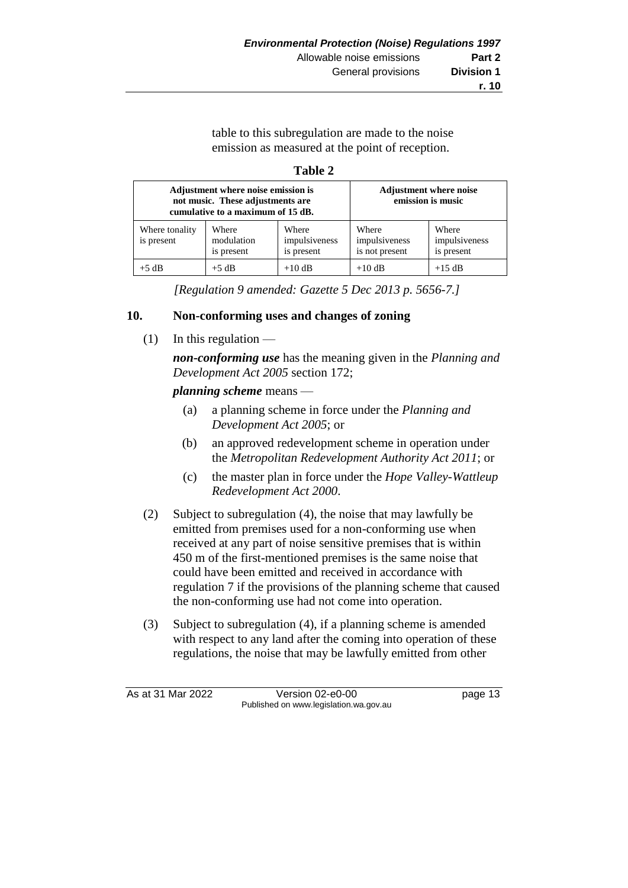table to this subregulation are made to the noise emission as measured at the point of reception.

**Table 2**

| Adjustment where noise emission is not music. These adjustments are cumulative to a maximum of 15 dB. | | | Adjustment where noise emission is music | |
|---|---|---|---|---|
| Where tonality is present | Where modulation is present | Where impulsiveness is present | Where impulsiveness is not present | Where impulsiveness is present |
| +5 dB | +5 dB | +10 dB | +10 dB | +15 dB |

*[Regulation 9 amended: Gazette 5 Dec 2013 p. 5656-7.]*

## 10. Non-conforming uses and changes of zoning

(1) In this regulation —

***non-conforming use*** has the meaning given in the *Planning and Development Act 2005* section 172;

***planning scheme*** means —

(a) a planning scheme in force under the *Planning and Development Act 2005*; or

(b) an approved redevelopment scheme in operation under the *Metropolitan Redevelopment Authority Act 2011*; or

(c) the master plan in force under the *Hope Valley-Wattleup Redevelopment Act 2000*.

(2) Subject to subregulation (4), the noise that may lawfully be emitted from premises used for a non-conforming use when received at any part of noise sensitive premises that is within 450 m of the first-mentioned premises is the same noise that could have been emitted and received in accordance with regulation 7 if the provisions of the planning scheme that caused the non-conforming use had not come into operation.

(3) Subject to subregulation (4), if a planning scheme is amended with respect to any land after the coming into operation of these regulations, the noise that may be lawfully emitted from other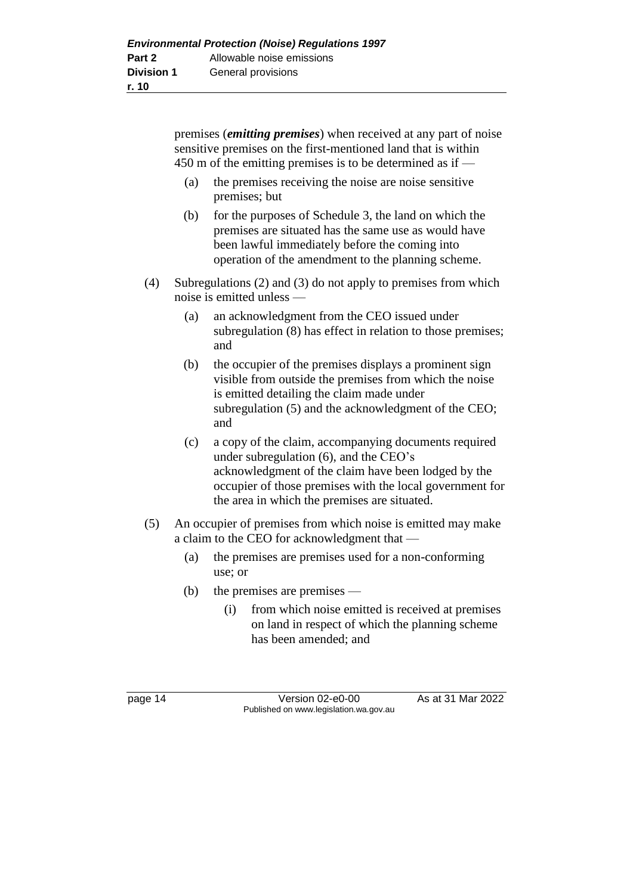premises (***emitting premises***) when received at any part of noise sensitive premises on the first-mentioned land that is within 450 m of the emitting premises is to be determined as if —

(a) the premises receiving the noise are noise sensitive premises; but

(b) for the purposes of Schedule 3, the land on which the premises are situated has the same use as would have been lawful immediately before the coming into operation of the amendment to the planning scheme.

(4) Subregulations (2) and (3) do not apply to premises from which noise is emitted unless —

(a) an acknowledgment from the CEO issued under subregulation (8) has effect in relation to those premises; and

(b) the occupier of the premises displays a prominent sign visible from outside the premises from which the noise is emitted detailing the claim made under subregulation (5) and the acknowledgment of the CEO; and

(c) a copy of the claim, accompanying documents required under subregulation (6), and the CEO's acknowledgment of the claim have been lodged by the occupier of those premises with the local government for the area in which the premises are situated.

(5) An occupier of premises from which noise is emitted may make a claim to the CEO for acknowledgment that —

(a) the premises are premises used for a non-conforming use; or

(b) the premises are premises —

(i) from which noise emitted is received at premises on land in respect of which the planning scheme has been amended; and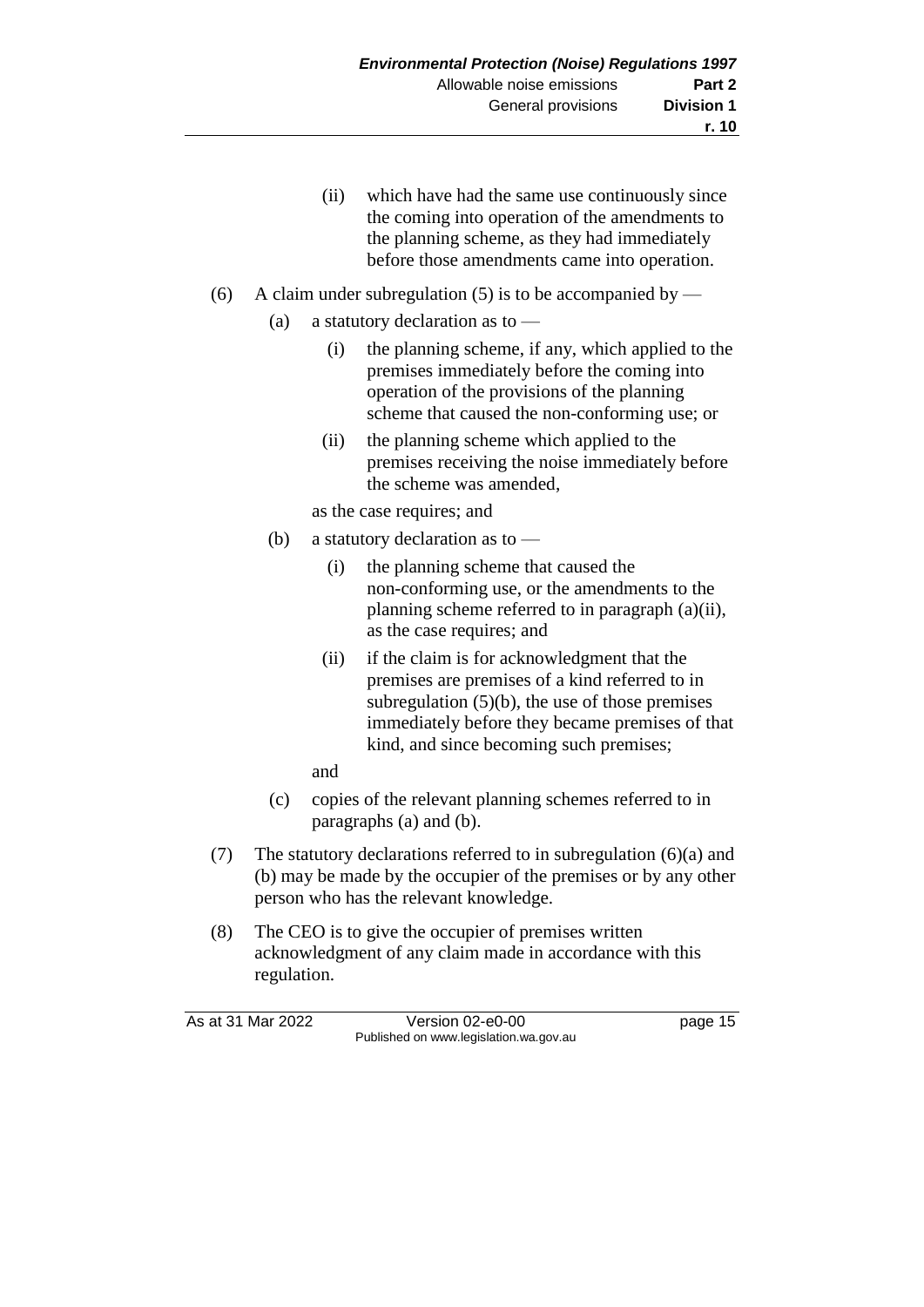(ii) which have had the same use continuously since the coming into operation of the amendments to the planning scheme, as they had immediately before those amendments came into operation.

(6) A claim under subregulation (5) is to be accompanied by —

(a) a statutory declaration as to —

(i) the planning scheme, if any, which applied to the premises immediately before the coming into operation of the provisions of the planning scheme that caused the non-conforming use; or

(ii) the planning scheme which applied to the premises receiving the noise immediately before the scheme was amended,

as the case requires; and

(b) a statutory declaration as to —

(i) the planning scheme that caused the non-conforming use, or the amendments to the planning scheme referred to in paragraph (a)(ii), as the case requires; and

(ii) if the claim is for acknowledgment that the premises are premises of a kind referred to in subregulation (5)(b), the use of those premises immediately before they became premises of that kind, and since becoming such premises;

and

(c) copies of the relevant planning schemes referred to in paragraphs (a) and (b).

(7) The statutory declarations referred to in subregulation (6)(a) and (b) may be made by the occupier of the premises or by any other person who has the relevant knowledge.

(8) The CEO is to give the occupier of premises written acknowledgment of any claim made in accordance with this regulation.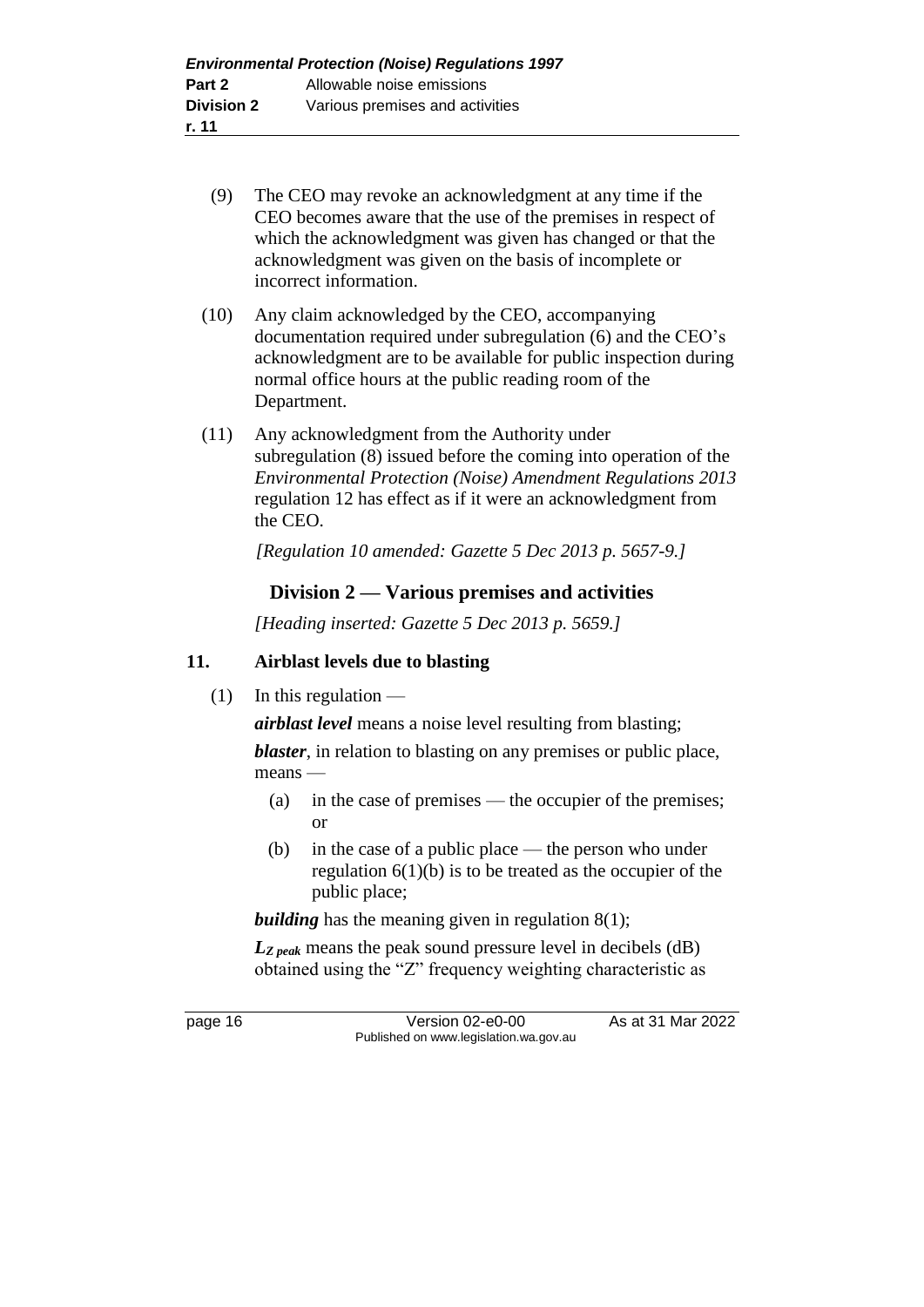(9) The CEO may revoke an acknowledgment at any time if the CEO becomes aware that the use of the premises in respect of which the acknowledgment was given has changed or that the acknowledgment was given on the basis of incomplete or incorrect information.

(10) Any claim acknowledged by the CEO, accompanying documentation required under subregulation (6) and the CEO's acknowledgment are to be available for public inspection during normal office hours at the public reading room of the Department.

(11) Any acknowledgment from the Authority under subregulation (8) issued before the coming into operation of the *Environmental Protection (Noise) Amendment Regulations 2013* regulation 12 has effect as if it were an acknowledgment from the CEO.

*[Regulation 10 amended: Gazette 5 Dec 2013 p. 5657-9.]*

## Division 2 — Various premises and activities

*[Heading inserted: Gazette 5 Dec 2013 p. 5659.]*

### 11. Airblast levels due to blasting

(1) In this regulation —

***airblast level*** means a noise level resulting from blasting;

***blaster***, in relation to blasting on any premises or public place, means —

- (a) in the case of premises — the occupier of the premises; or
- (b) in the case of a public place — the person who under regulation 6(1)(b) is to be treated as the occupier of the public place;

***building*** has the meaning given in regulation 8(1);

$L_{Z\ peak}$ means the peak sound pressure level in decibels (dB) obtained using the "Z" frequency weighting characteristic as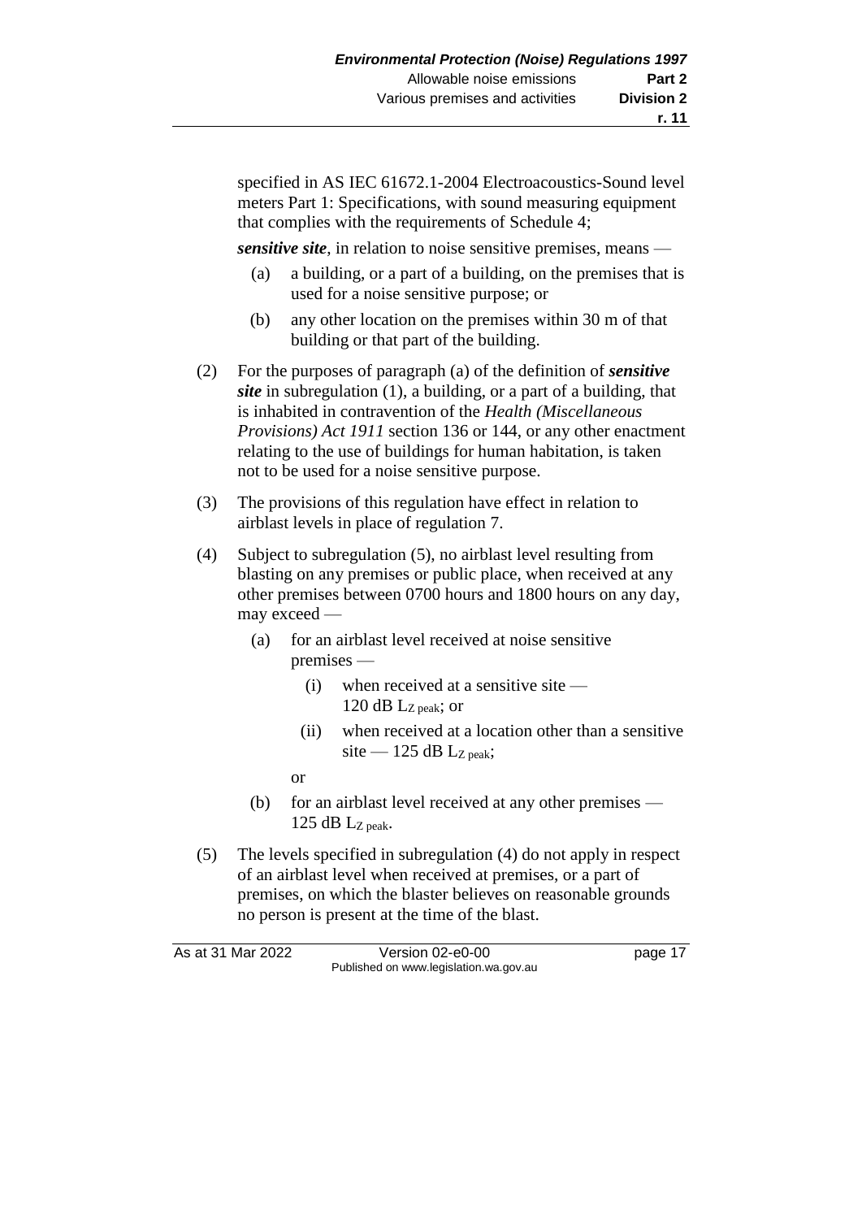specified in AS IEC 61672.1-2004 Electroacoustics-Sound level meters Part 1: Specifications, with sound measuring equipment that complies with the requirements of Schedule 4;

***sensitive site***, in relation to noise sensitive premises, means —

(a) a building, or a part of a building, on the premises that is used for a noise sensitive purpose; or

(b) any other location on the premises within 30 m of that building or that part of the building.

(2) For the purposes of paragraph (a) of the definition of ***sensitive site*** in subregulation (1), a building, or a part of a building, that is inhabited in contravention of the *Health (Miscellaneous Provisions) Act 1911* section 136 or 144, or any other enactment relating to the use of buildings for human habitation, is taken not to be used for a noise sensitive purpose.

(3) The provisions of this regulation have effect in relation to airblast levels in place of regulation 7.

(4) Subject to subregulation (5), no airblast level resulting from blasting on any premises or public place, when received at any other premises between 0700 hours and 1800 hours on any day, may exceed —

(a) for an airblast level received at noise sensitive premises —

(i) when received at a sensitive site — 120 dB $L_{Z\ peak}$; or

(ii) when received at a location other than a sensitive site — 125 dB $L_{Z\ peak}$;

or

(b) for an airblast level received at any other premises — 125 dB $L_{Z\ peak}$.

(5) The levels specified in subregulation (4) do not apply in respect of an airblast level when received at premises, or a part of premises, on which the blaster believes on reasonable grounds no person is present at the time of the blast.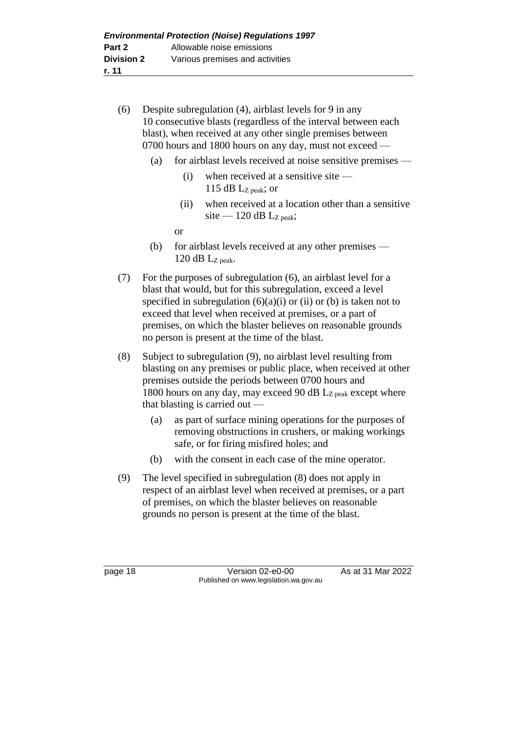(6) Despite subregulation (4), airblast levels for 9 in any 10 consecutive blasts (regardless of the interval between each blast), when received at any other single premises between 0700 hours and 1800 hours on any day, must not exceed —

(a) for airblast levels received at noise sensitive premises —

(i) when received at a sensitive site — 115 dB $L_{Z\ peak}$; or

(ii) when received at a location other than a sensitive site — 120 dB $L_{Z\ peak}$;

or

(b) for airblast levels received at any other premises — 120 dB $L_{Z\ peak}$.

(7) For the purposes of subregulation (6), an airblast level for a blast that would, but for this subregulation, exceed a level specified in subregulation (6)(a)(i) or (ii) or (b) is taken not to exceed that level when received at premises, or a part of premises, on which the blaster believes on reasonable grounds no person is present at the time of the blast.

(8) Subject to subregulation (9), no airblast level resulting from blasting on any premises or public place, when received at other premises outside the periods between 0700 hours and 1800 hours on any day, may exceed 90 dB $L_{Z\ peak}$ except where that blasting is carried out —

(a) as part of surface mining operations for the purposes of removing obstructions in crushers, or making workings safe, or for firing misfired holes; and

(b) with the consent in each case of the mine operator.

(9) The level specified in subregulation (8) does not apply in respect of an airblast level when received at premises, or a part of premises, on which the blaster believes on reasonable grounds no person is present at the time of the blast.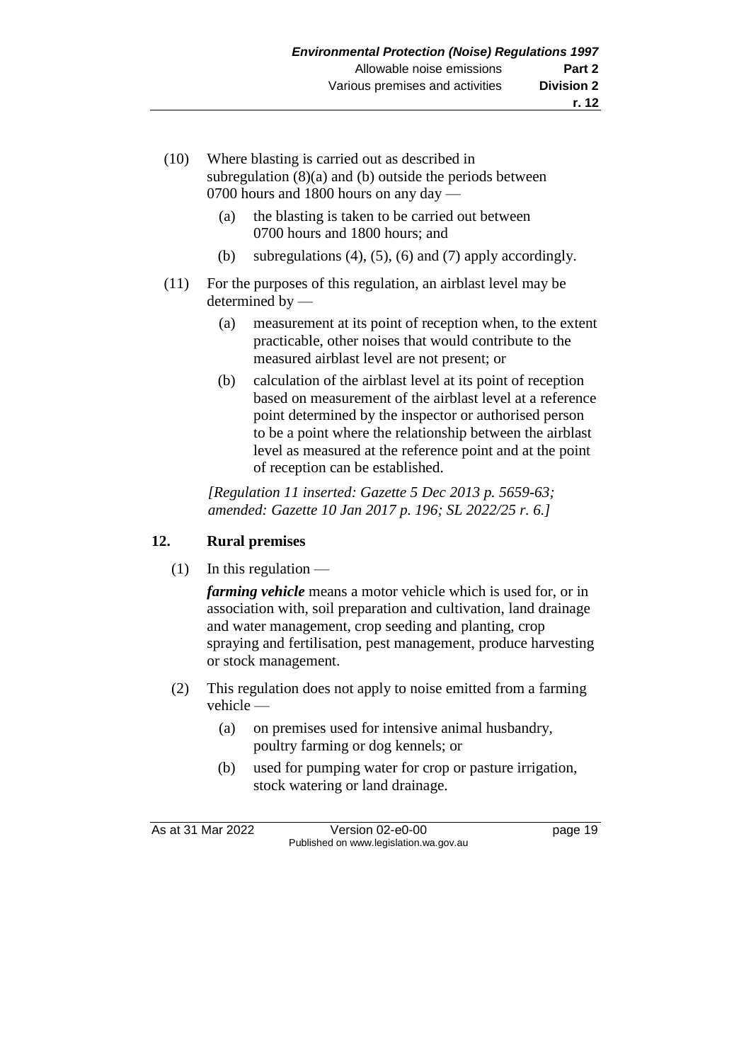(10) Where blasting is carried out as described in subregulation (8)(a) and (b) outside the periods between 0700 hours and 1800 hours on any day —

(a) the blasting is taken to be carried out between 0700 hours and 1800 hours; and

(b) subregulations (4), (5), (6) and (7) apply accordingly.

(11) For the purposes of this regulation, an airblast level may be determined by —

(a) measurement at its point of reception when, to the extent practicable, other noises that would contribute to the measured airblast level are not present; or

(b) calculation of the airblast level at its point of reception based on measurement of the airblast level at a reference point determined by the inspector or authorised person to be a point where the relationship between the airblast level as measured at the reference point and at the point of reception can be established.

*[Regulation 11 inserted: Gazette 5 Dec 2013 p. 5659-63; amended: Gazette 10 Jan 2017 p. 196; SL 2022/25 r. 6.]*

## 12. Rural premises

(1) In this regulation —

***farming vehicle*** means a motor vehicle which is used for, or in association with, soil preparation and cultivation, land drainage and water management, crop seeding and planting, crop spraying and fertilisation, pest management, produce harvesting or stock management.

(2) This regulation does not apply to noise emitted from a farming vehicle —

(a) on premises used for intensive animal husbandry, poultry farming or dog kennels; or

(b) used for pumping water for crop or pasture irrigation, stock watering or land drainage.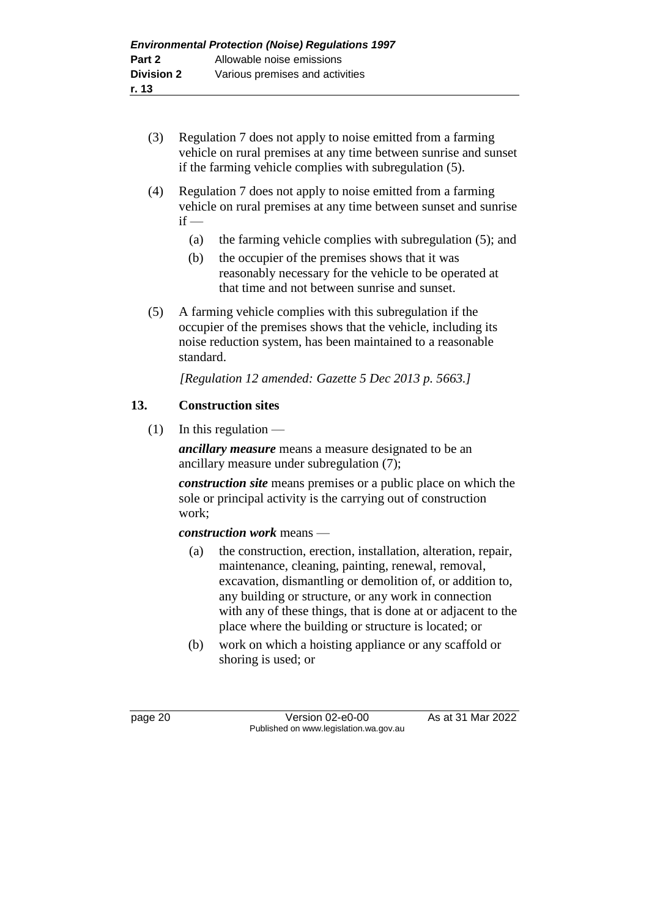(3) Regulation 7 does not apply to noise emitted from a farming vehicle on rural premises at any time between sunrise and sunset if the farming vehicle complies with subregulation (5).

(4) Regulation 7 does not apply to noise emitted from a farming vehicle on rural premises at any time between sunset and sunrise if —

  (a) the farming vehicle complies with subregulation (5); and

  (b) the occupier of the premises shows that it was reasonably necessary for the vehicle to be operated at that time and not between sunrise and sunset.

(5) A farming vehicle complies with this subregulation if the occupier of the premises shows that the vehicle, including its noise reduction system, has been maintained to a reasonable standard.

*[Regulation 12 amended: Gazette 5 Dec 2013 p. 5663.]*

## 13. Construction sites

(1) In this regulation —

***ancillary measure*** means a measure designated to be an ancillary measure under subregulation (7);

***construction site*** means premises or a public place on which the sole or principal activity is the carrying out of construction work;

***construction work*** means —

  (a) the construction, erection, installation, alteration, repair, maintenance, cleaning, painting, renewal, removal, excavation, dismantling or demolition of, or addition to, any building or structure, or any work in connection with any of these things, that is done at or adjacent to the place where the building or structure is located; or

  (b) work on which a hoisting appliance or any scaffold or shoring is used; or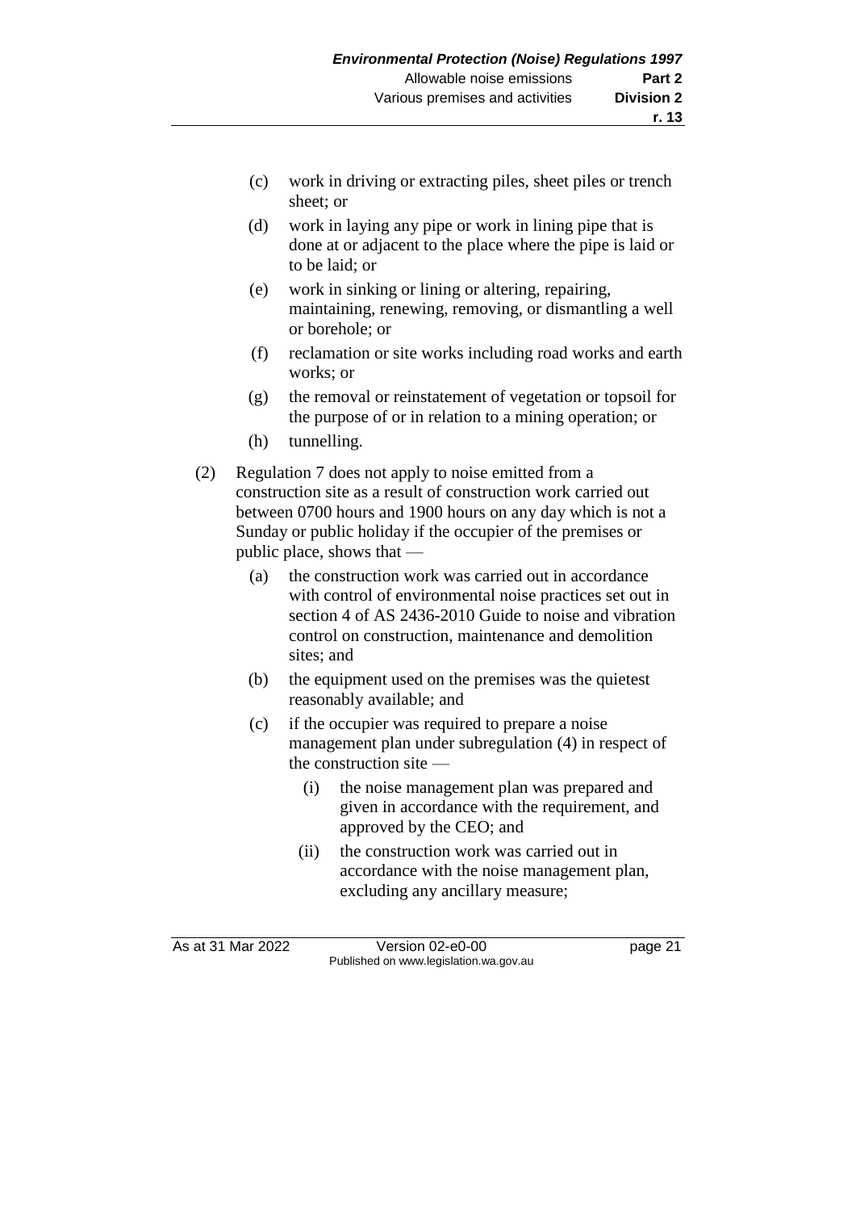(c) work in driving or extracting piles, sheet piles or trench sheet; or

(d) work in laying any pipe or work in lining pipe that is done at or adjacent to the place where the pipe is laid or to be laid; or

(e) work in sinking or lining or altering, repairing, maintaining, renewing, removing, or dismantling a well or borehole; or

(f) reclamation or site works including road works and earth works; or

(g) the removal or reinstatement of vegetation or topsoil for the purpose of or in relation to a mining operation; or

(h) tunnelling.

(2) Regulation 7 does not apply to noise emitted from a construction site as a result of construction work carried out between 0700 hours and 1900 hours on any day which is not a Sunday or public holiday if the occupier of the premises or public place, shows that —

(a) the construction work was carried out in accordance with control of environmental noise practices set out in section 4 of AS 2436-2010 Guide to noise and vibration control on construction, maintenance and demolition sites; and

(b) the equipment used on the premises was the quietest reasonably available; and

(c) if the occupier was required to prepare a noise management plan under subregulation (4) in respect of the construction site —

(i) the noise management plan was prepared and given in accordance with the requirement, and approved by the CEO; and

(ii) the construction work was carried out in accordance with the noise management plan, excluding any ancillary measure;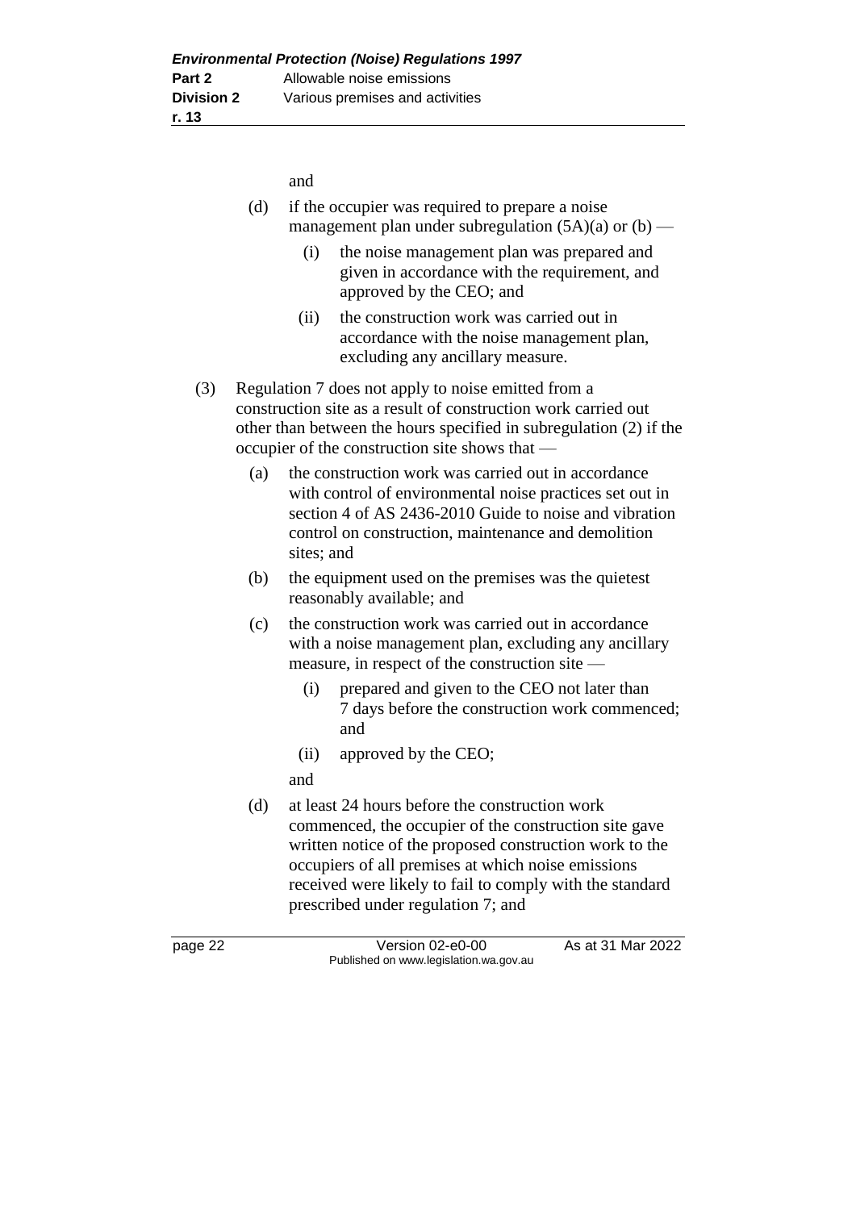and

(d) if the occupier was required to prepare a noise management plan under subregulation (5A)(a) or (b) —

  (i) the noise management plan was prepared and given in accordance with the requirement, and approved by the CEO; and

  (ii) the construction work was carried out in accordance with the noise management plan, excluding any ancillary measure.

(3) Regulation 7 does not apply to noise emitted from a construction site as a result of construction work carried out other than between the hours specified in subregulation (2) if the occupier of the construction site shows that —

(a) the construction work was carried out in accordance with control of environmental noise practices set out in section 4 of AS 2436-2010 Guide to noise and vibration control on construction, maintenance and demolition sites; and

(b) the equipment used on the premises was the quietest reasonably available; and

(c) the construction work was carried out in accordance with a noise management plan, excluding any ancillary measure, in respect of the construction site —

  (i) prepared and given to the CEO not later than 7 days before the construction work commenced; and

  (ii) approved by the CEO;

and

(d) at least 24 hours before the construction work commenced, the occupier of the construction site gave written notice of the proposed construction work to the occupiers of all premises at which noise emissions received were likely to fail to comply with the standard prescribed under regulation 7; and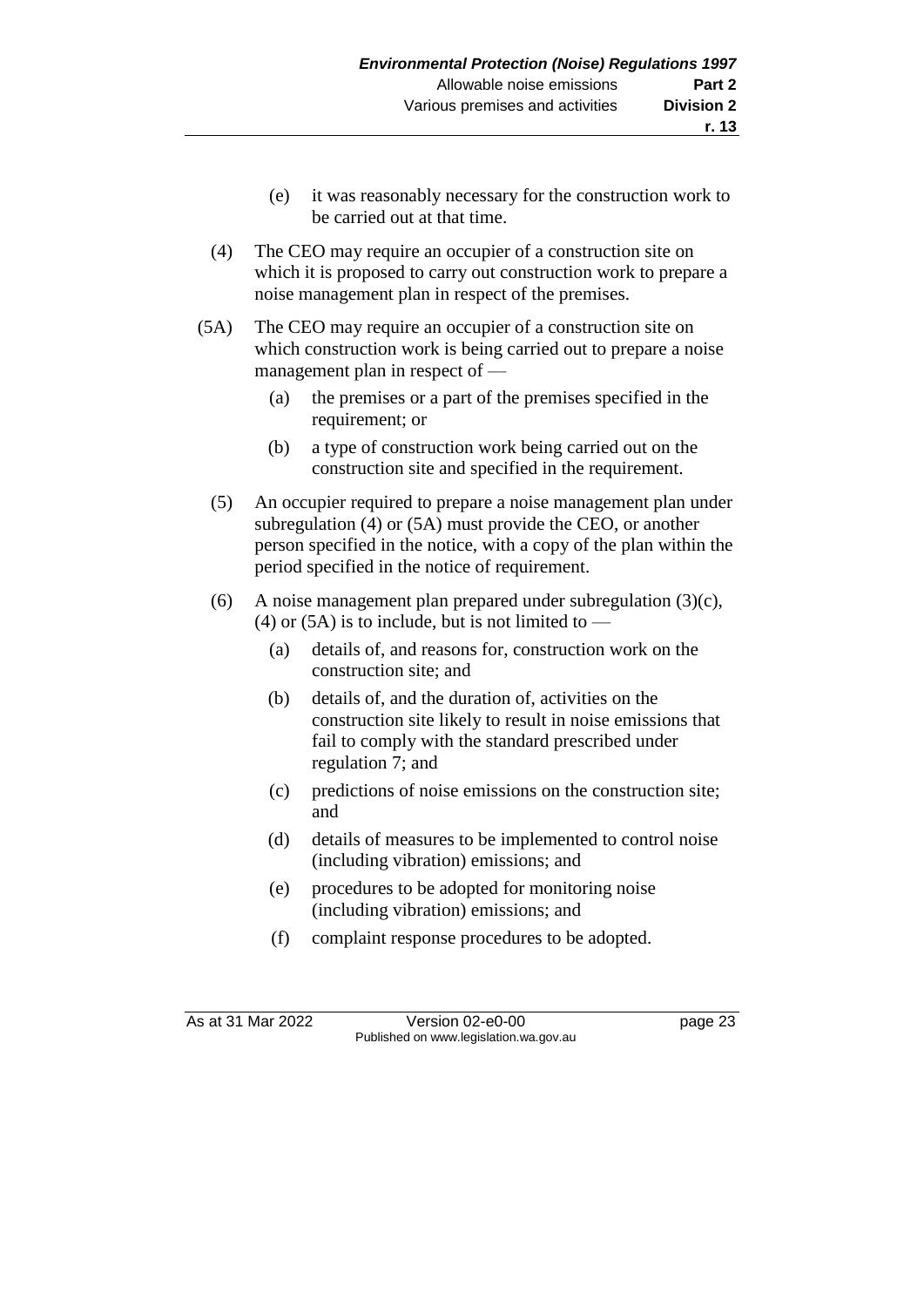(e) it was reasonably necessary for the construction work to be carried out at that time.

(4) The CEO may require an occupier of a construction site on which it is proposed to carry out construction work to prepare a noise management plan in respect of the premises.

(5A) The CEO may require an occupier of a construction site on which construction work is being carried out to prepare a noise management plan in respect of —

(a) the premises or a part of the premises specified in the requirement; or

(b) a type of construction work being carried out on the construction site and specified in the requirement.

(5) An occupier required to prepare a noise management plan under subregulation (4) or (5A) must provide the CEO, or another person specified in the notice, with a copy of the plan within the period specified in the notice of requirement.

(6) A noise management plan prepared under subregulation (3)(c), (4) or (5A) is to include, but is not limited to —

(a) details of, and reasons for, construction work on the construction site; and

(b) details of, and the duration of, activities on the construction site likely to result in noise emissions that fail to comply with the standard prescribed under regulation 7; and

(c) predictions of noise emissions on the construction site; and

(d) details of measures to be implemented to control noise (including vibration) emissions; and

(e) procedures to be adopted for monitoring noise (including vibration) emissions; and

(f) complaint response procedures to be adopted.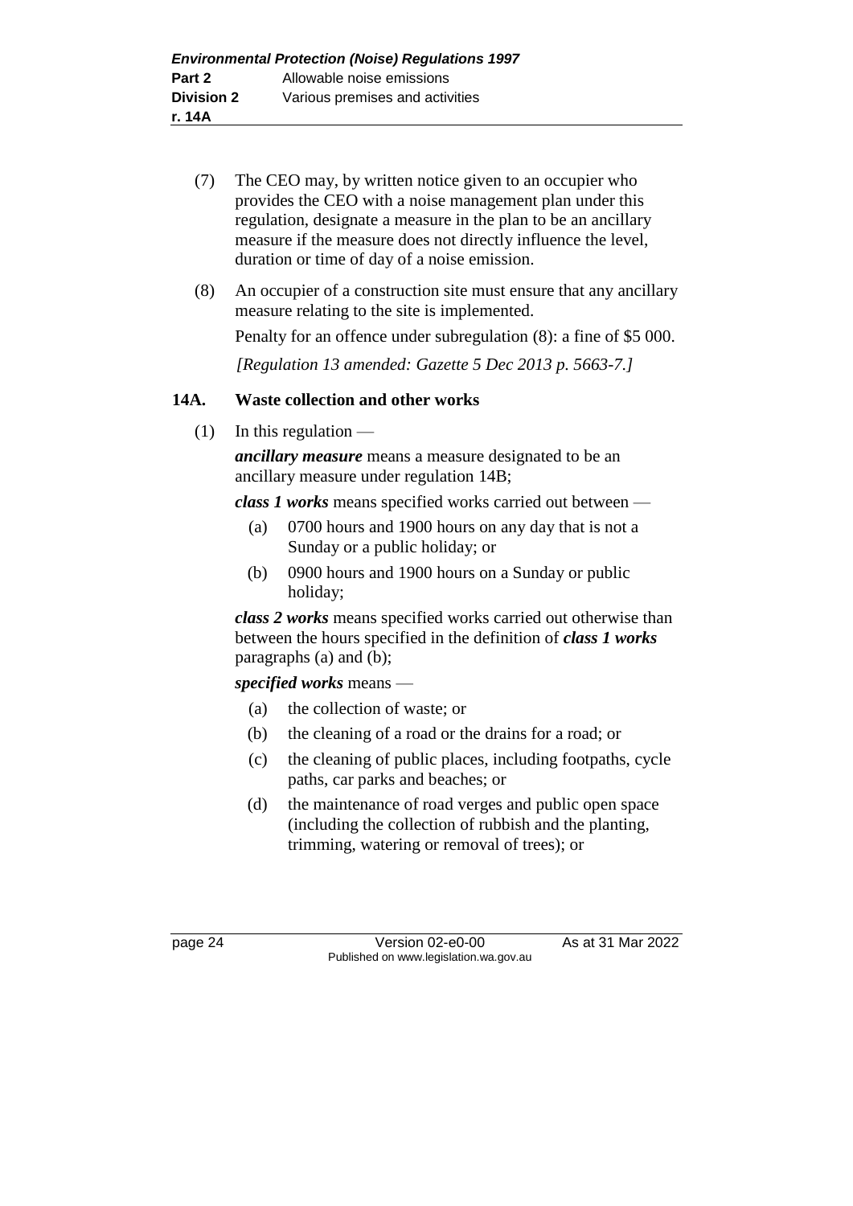(7) The CEO may, by written notice given to an occupier who provides the CEO with a noise management plan under this regulation, designate a measure in the plan to be an ancillary measure if the measure does not directly influence the level, duration or time of day of a noise emission.

(8) An occupier of a construction site must ensure that any ancillary measure relating to the site is implemented.

Penalty for an offence under subregulation (8): a fine of $5 000.

*[Regulation 13 amended: Gazette 5 Dec 2013 p. 5663-7.]*

### 14A. Waste collection and other works

(1) In this regulation —

***ancillary measure*** means a measure designated to be an ancillary measure under regulation 14B;

***class 1 works*** means specified works carried out between —

- (a) 0700 hours and 1900 hours on any day that is not a Sunday or a public holiday; or
- (b) 0900 hours and 1900 hours on a Sunday or public holiday;

***class 2 works*** means specified works carried out otherwise than between the hours specified in the definition of ***class 1 works*** paragraphs (a) and (b);

***specified works*** means —

- (a) the collection of waste; or
- (b) the cleaning of a road or the drains for a road; or
- (c) the cleaning of public places, including footpaths, cycle paths, car parks and beaches; or
- (d) the maintenance of road verges and public open space (including the collection of rubbish and the planting, trimming, watering or removal of trees); or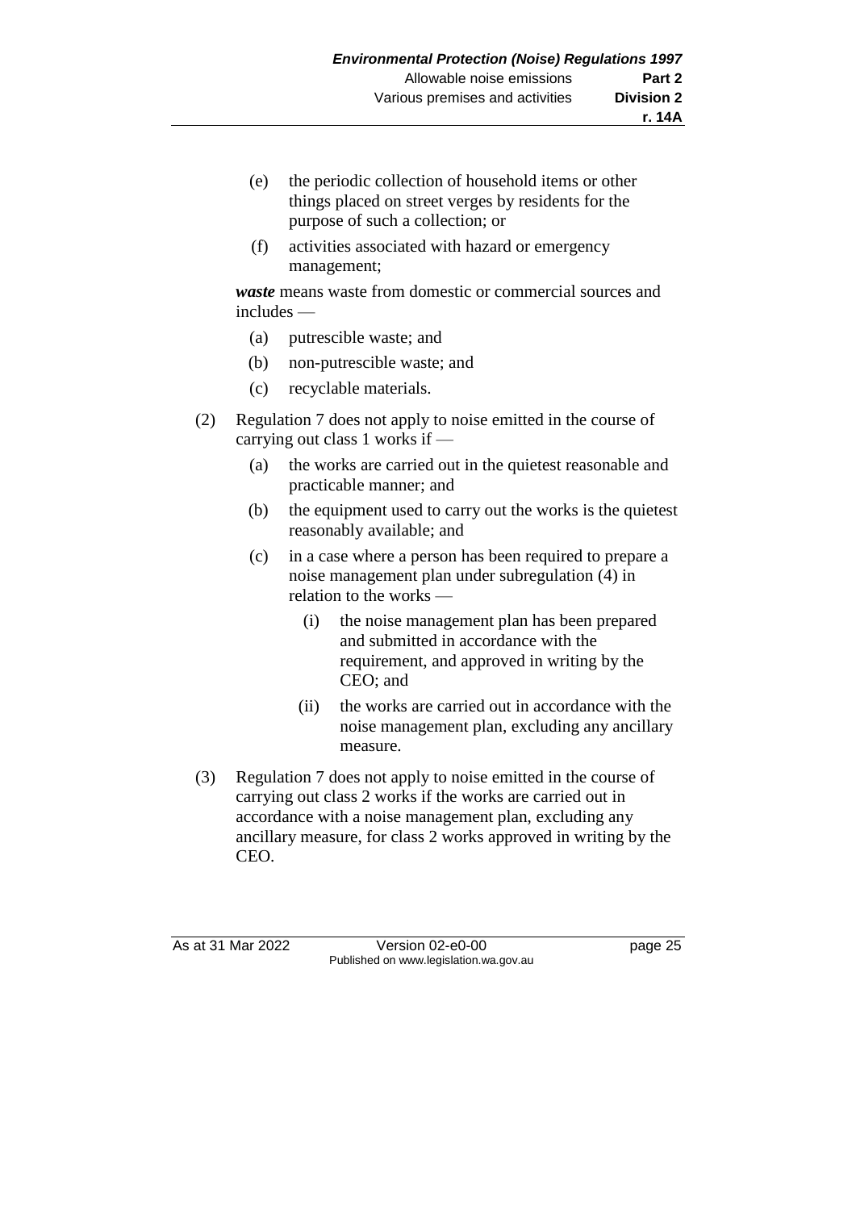(e) the periodic collection of household items or other things placed on street verges by residents for the purpose of such a collection; or

(f) activities associated with hazard or emergency management;

***waste*** means waste from domestic or commercial sources and includes —

(a) putrescible waste; and

(b) non-putrescible waste; and

(c) recyclable materials.

(2) Regulation 7 does not apply to noise emitted in the course of carrying out class 1 works if —

(a) the works are carried out in the quietest reasonable and practicable manner; and

(b) the equipment used to carry out the works is the quietest reasonably available; and

(c) in a case where a person has been required to prepare a noise management plan under subregulation (4) in relation to the works —

(i) the noise management plan has been prepared and submitted in accordance with the requirement, and approved in writing by the CEO; and

(ii) the works are carried out in accordance with the noise management plan, excluding any ancillary measure.

(3) Regulation 7 does not apply to noise emitted in the course of carrying out class 2 works if the works are carried out in accordance with a noise management plan, excluding any ancillary measure, for class 2 works approved in writing by the CEO.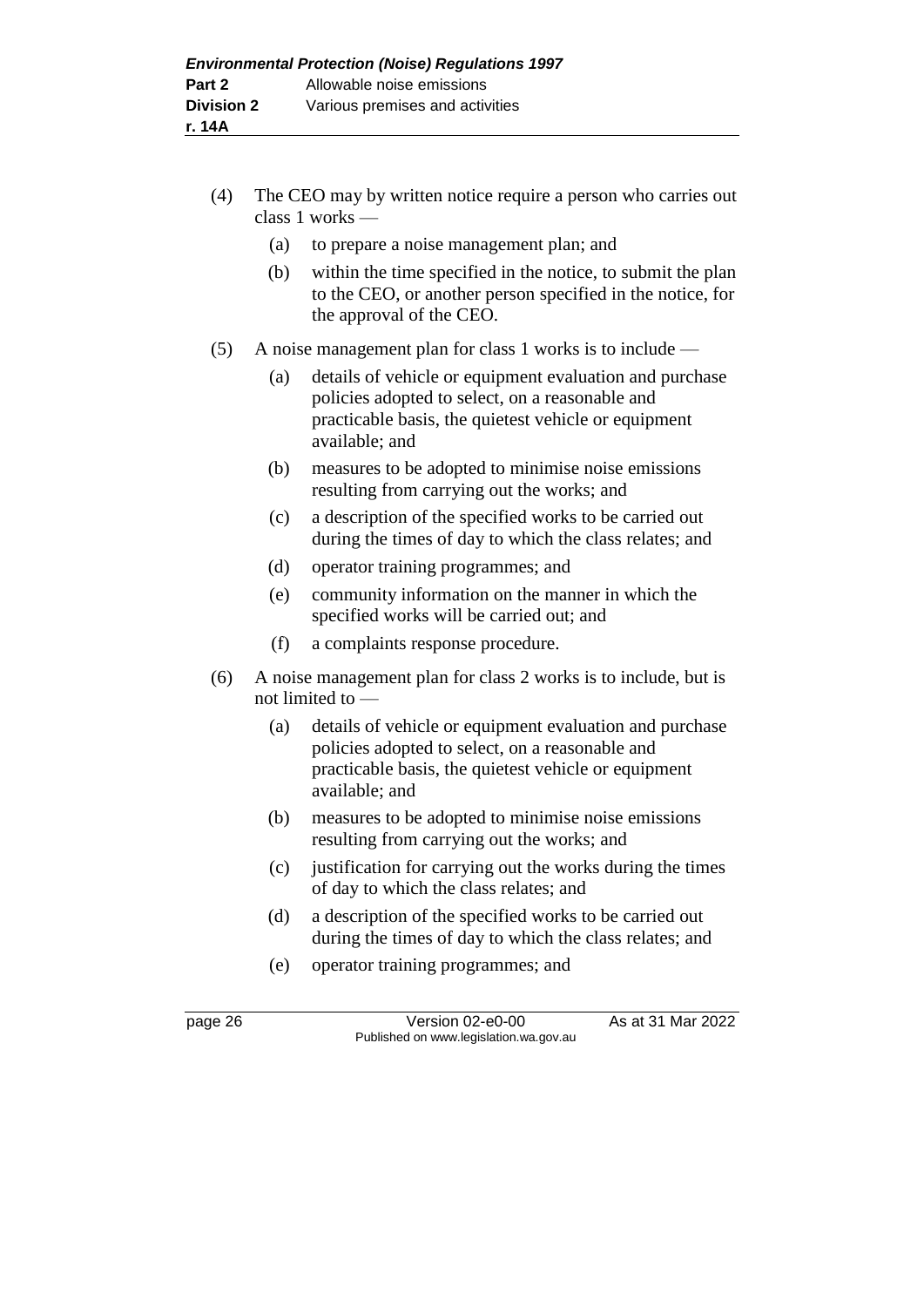(4) The CEO may by written notice require a person who carries out class 1 works —

  (a) to prepare a noise management plan; and

  (b) within the time specified in the notice, to submit the plan to the CEO, or another person specified in the notice, for the approval of the CEO.

(5) A noise management plan for class 1 works is to include —

  (a) details of vehicle or equipment evaluation and purchase policies adopted to select, on a reasonable and practicable basis, the quietest vehicle or equipment available; and

  (b) measures to be adopted to minimise noise emissions resulting from carrying out the works; and

  (c) a description of the specified works to be carried out during the times of day to which the class relates; and

  (d) operator training programmes; and

  (e) community information on the manner in which the specified works will be carried out; and

  (f) a complaints response procedure.

(6) A noise management plan for class 2 works is to include, but is not limited to —

  (a) details of vehicle or equipment evaluation and purchase policies adopted to select, on a reasonable and practicable basis, the quietest vehicle or equipment available; and

  (b) measures to be adopted to minimise noise emissions resulting from carrying out the works; and

  (c) justification for carrying out the works during the times of day to which the class relates; and

  (d) a description of the specified works to be carried out during the times of day to which the class relates; and

  (e) operator training programmes; and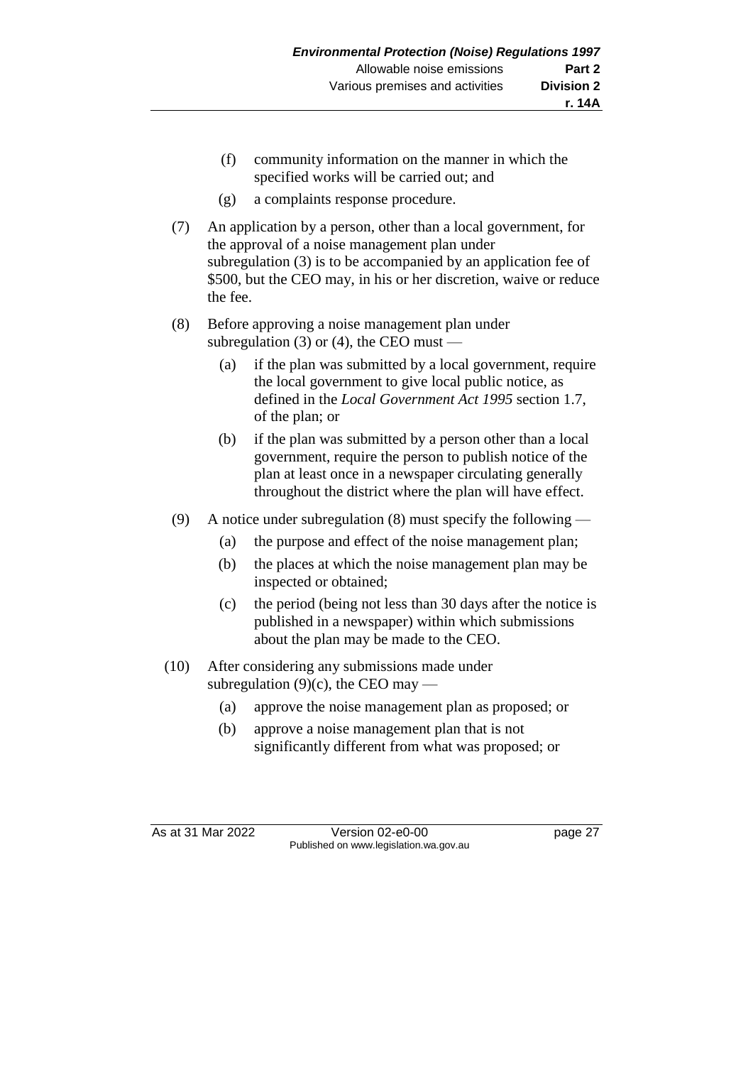(f) community information on the manner in which the specified works will be carried out; and

(g) a complaints response procedure.

(7) An application by a person, other than a local government, for the approval of a noise management plan under subregulation (3) is to be accompanied by an application fee of $500, but the CEO may, in his or her discretion, waive or reduce the fee.

(8) Before approving a noise management plan under subregulation (3) or (4), the CEO must —

(a) if the plan was submitted by a local government, require the local government to give local public notice, as defined in the *Local Government Act 1995* section 1.7, of the plan; or

(b) if the plan was submitted by a person other than a local government, require the person to publish notice of the plan at least once in a newspaper circulating generally throughout the district where the plan will have effect.

(9) A notice under subregulation (8) must specify the following —

(a) the purpose and effect of the noise management plan;

(b) the places at which the noise management plan may be inspected or obtained;

(c) the period (being not less than 30 days after the notice is published in a newspaper) within which submissions about the plan may be made to the CEO.

(10) After considering any submissions made under subregulation (9)(c), the CEO may —

(a) approve the noise management plan as proposed; or

(b) approve a noise management plan that is not significantly different from what was proposed; or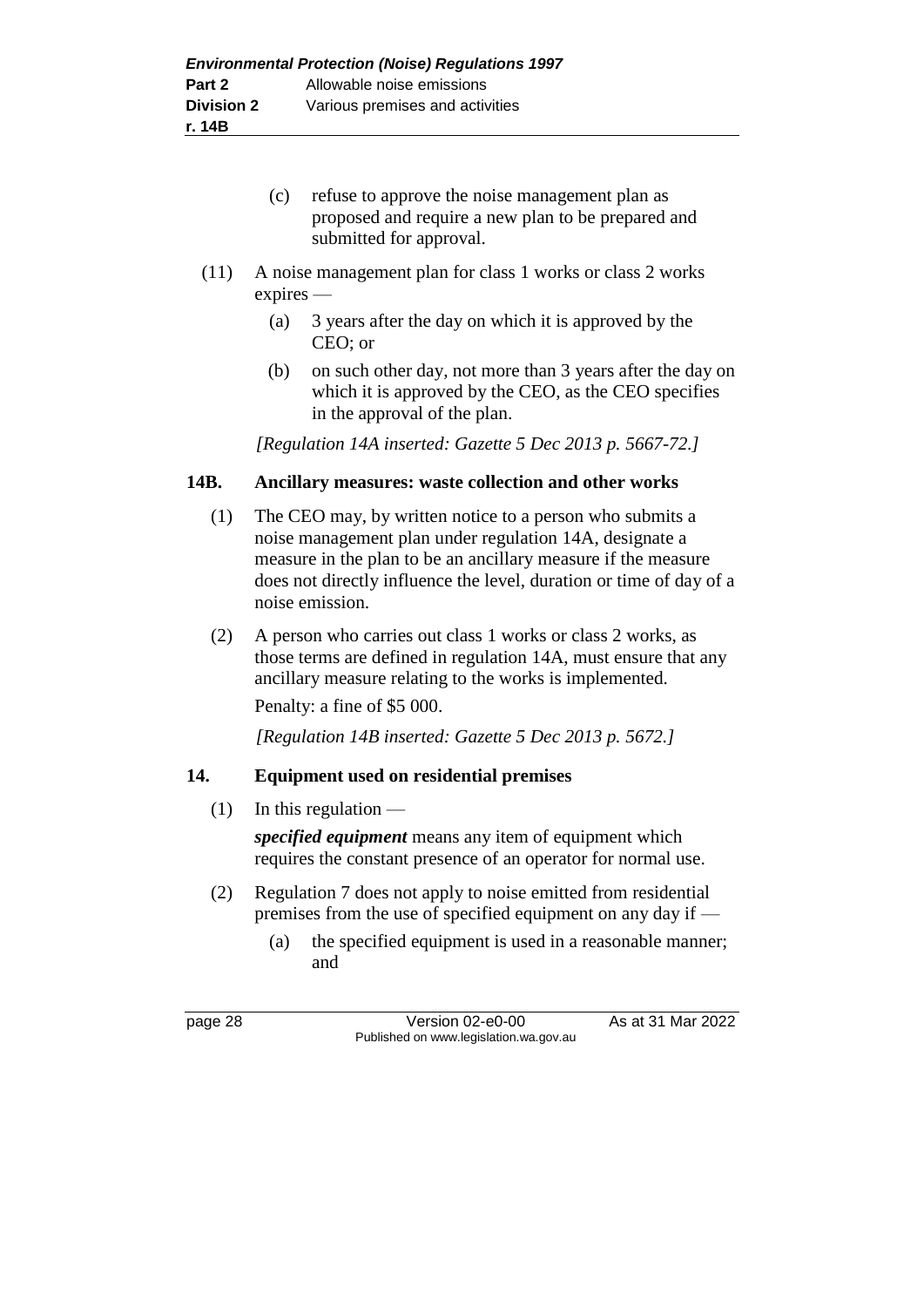(c) refuse to approve the noise management plan as proposed and require a new plan to be prepared and submitted for approval.

(11) A noise management plan for class 1 works or class 2 works expires —

(a) 3 years after the day on which it is approved by the CEO; or

(b) on such other day, not more than 3 years after the day on which it is approved by the CEO, as the CEO specifies in the approval of the plan.

*[Regulation 14A inserted: Gazette 5 Dec 2013 p. 5667-72.]*

### 14B. Ancillary measures: waste collection and other works

(1) The CEO may, by written notice to a person who submits a noise management plan under regulation 14A, designate a measure in the plan to be an ancillary measure if the measure does not directly influence the level, duration or time of day of a noise emission.

(2) A person who carries out class 1 works or class 2 works, as those terms are defined in regulation 14A, must ensure that any ancillary measure relating to the works is implemented.

Penalty: a fine of $5 000.

*[Regulation 14B inserted: Gazette 5 Dec 2013 p. 5672.]*

### 14. Equipment used on residential premises

(1) In this regulation —

***specified equipment*** means any item of equipment which requires the constant presence of an operator for normal use.

(2) Regulation 7 does not apply to noise emitted from residential premises from the use of specified equipment on any day if —

(a) the specified equipment is used in a reasonable manner; and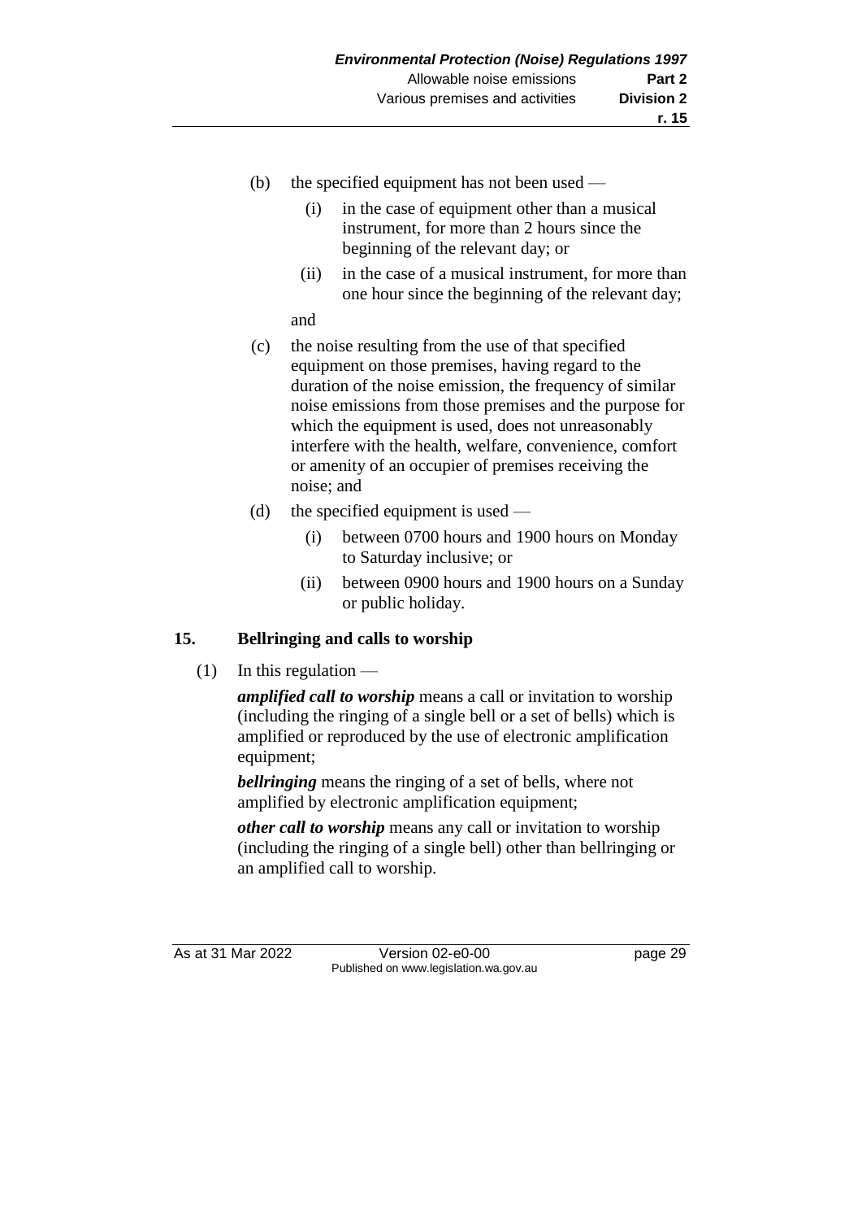(b) the specified equipment has not been used —

  (i) in the case of equipment other than a musical instrument, for more than 2 hours since the beginning of the relevant day; or

  (ii) in the case of a musical instrument, for more than one hour since the beginning of the relevant day;

  and

(c) the noise resulting from the use of that specified equipment on those premises, having regard to the duration of the noise emission, the frequency of similar noise emissions from those premises and the purpose for which the equipment is used, does not unreasonably interfere with the health, welfare, convenience, comfort or amenity of an occupier of premises receiving the noise; and

(d) the specified equipment is used —

  (i) between 0700 hours and 1900 hours on Monday to Saturday inclusive; or

  (ii) between 0900 hours and 1900 hours on a Sunday or public holiday.

## 15. Bellringing and calls to worship

(1) In this regulation —

***amplified call to worship*** means a call or invitation to worship (including the ringing of a single bell or a set of bells) which is amplified or reproduced by the use of electronic amplification equipment;

***bellringing*** means the ringing of a set of bells, where not amplified by electronic amplification equipment;

***other call to worship*** means any call or invitation to worship (including the ringing of a single bell) other than bellringing or an amplified call to worship.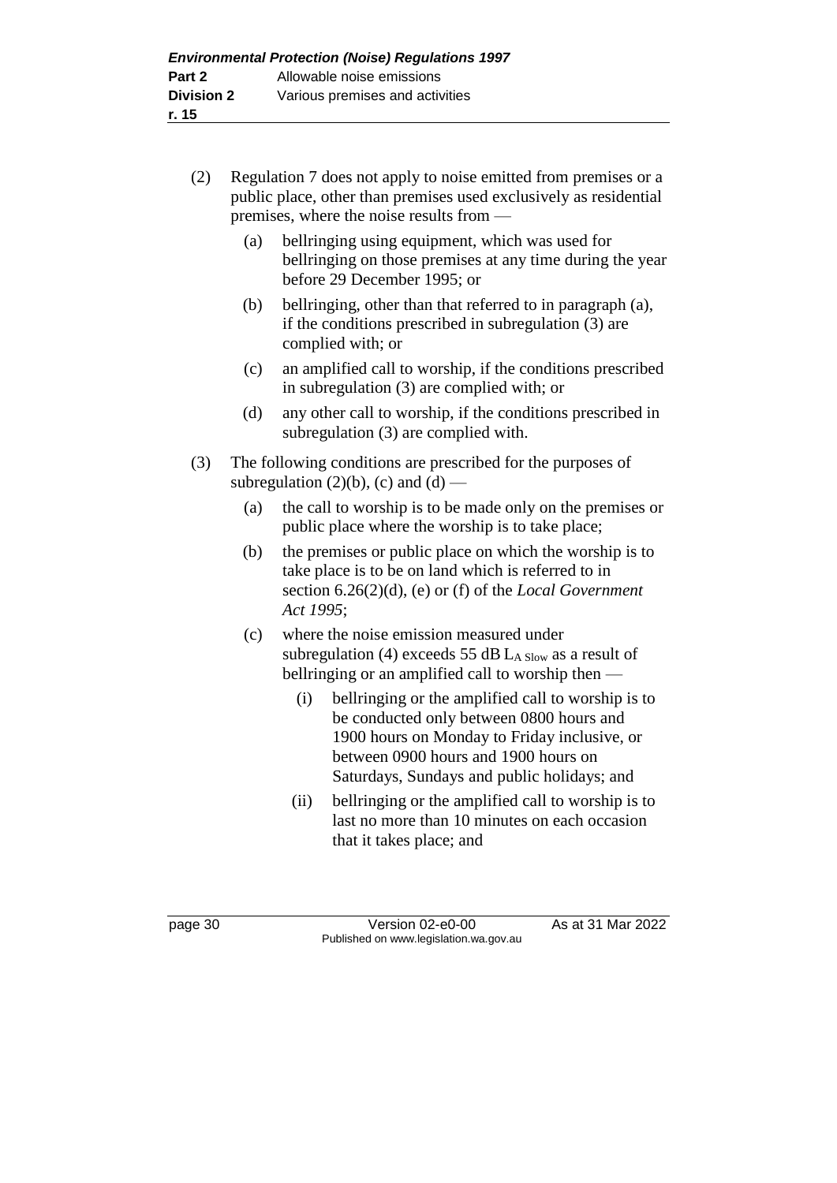(2) Regulation 7 does not apply to noise emitted from premises or a public place, other than premises used exclusively as residential premises, where the noise results from —

  (a) bellringing using equipment, which was used for bellringing on those premises at any time during the year before 29 December 1995; or

  (b) bellringing, other than that referred to in paragraph (a), if the conditions prescribed in subregulation (3) are complied with; or

  (c) an amplified call to worship, if the conditions prescribed in subregulation (3) are complied with; or

  (d) any other call to worship, if the conditions prescribed in subregulation (3) are complied with.

(3) The following conditions are prescribed for the purposes of subregulation (2)(b), (c) and (d) —

  (a) the call to worship is to be made only on the premises or public place where the worship is to take place;

  (b) the premises or public place on which the worship is to take place is to be on land which is referred to in section 6.26(2)(d), (e) or (f) of the *Local Government Act 1995*;

  (c) where the noise emission measured under subregulation (4) exceeds 55 dB $L_{A\ Slow}$ as a result of bellringing or an amplified call to worship then —

    (i) bellringing or the amplified call to worship is to be conducted only between 0800 hours and 1900 hours on Monday to Friday inclusive, or between 0900 hours and 1900 hours on Saturdays, Sundays and public holidays; and

    (ii) bellringing or the amplified call to worship is to last no more than 10 minutes on each occasion that it takes place; and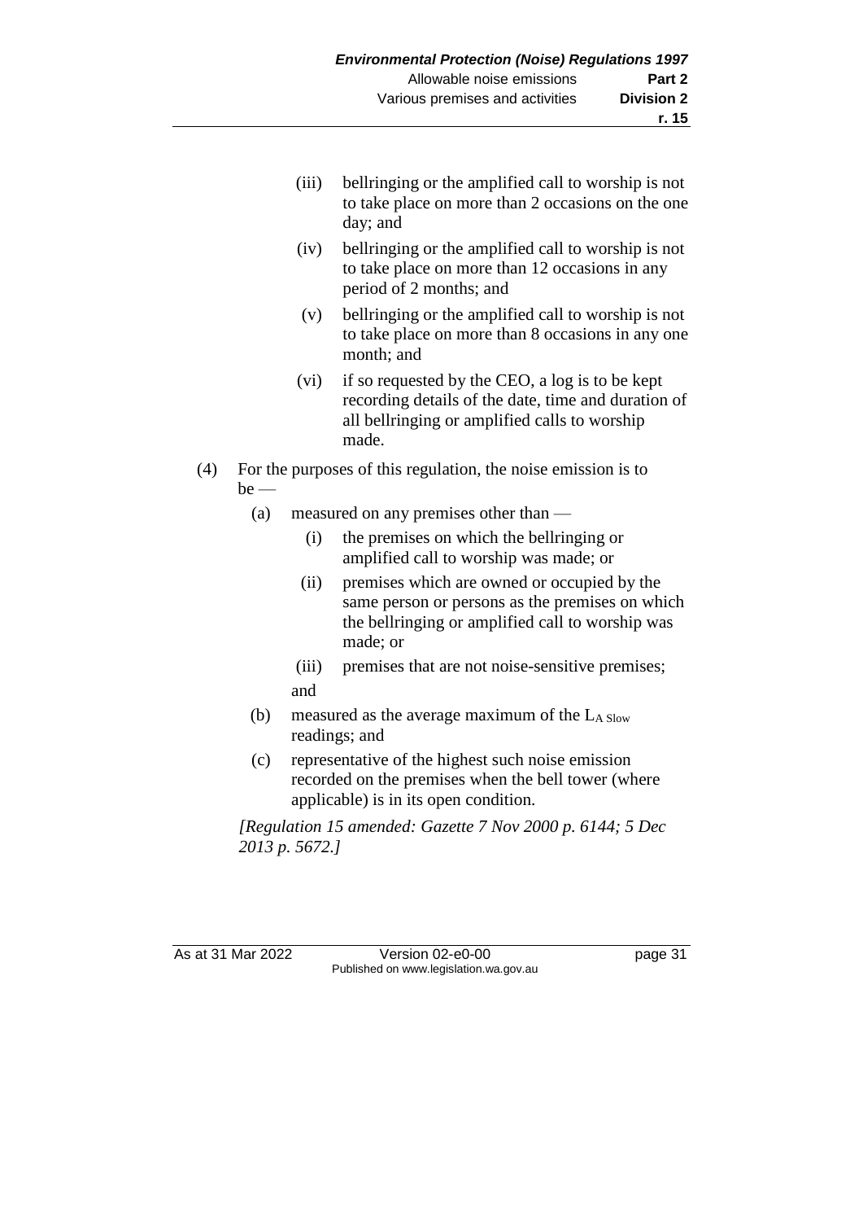(iii) bellringing or the amplified call to worship is not to take place on more than 2 occasions on the one day; and

(iv) bellringing or the amplified call to worship is not to take place on more than 12 occasions in any period of 2 months; and

(v) bellringing or the amplified call to worship is not to take place on more than 8 occasions in any one month; and

(vi) if so requested by the CEO, a log is to be kept recording details of the date, time and duration of all bellringing or amplified calls to worship made.

(4) For the purposes of this regulation, the noise emission is to be —

(a) measured on any premises other than —

(i) the premises on which the bellringing or amplified call to worship was made; or

(ii) premises which are owned or occupied by the same person or persons as the premises on which the bellringing or amplified call to worship was made; or

(iii) premises that are not noise-sensitive premises;

and

(b) measured as the average maximum of the $L_{A\ Slow}$ readings; and

(c) representative of the highest such noise emission recorded on the premises when the bell tower (where applicable) is in its open condition.

*[Regulation 15 amended: Gazette 7 Nov 2000 p. 6144; 5 Dec 2013 p. 5672.]*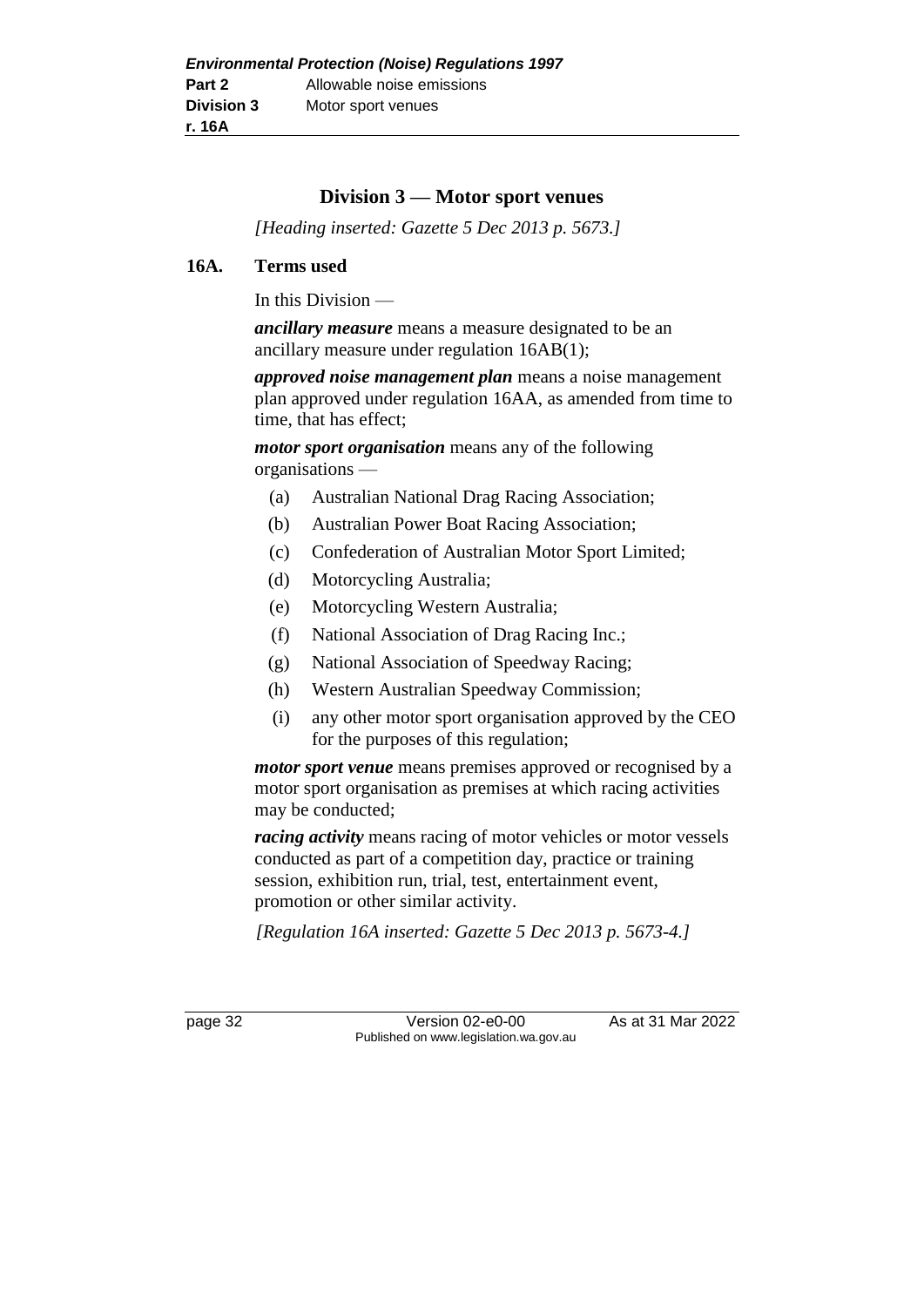## Division 3 — Motor sport venues

*[Heading inserted: Gazette 5 Dec 2013 p. 5673.]*

### 16A. Terms used

In this Division —

***ancillary measure*** means a measure designated to be an ancillary measure under regulation 16AB(1);

***approved noise management plan*** means a noise management plan approved under regulation 16AA, as amended from time to time, that has effect;

***motor sport organisation*** means any of the following organisations —

(a) Australian National Drag Racing Association;

(b) Australian Power Boat Racing Association;

(c) Confederation of Australian Motor Sport Limited;

(d) Motorcycling Australia;

(e) Motorcycling Western Australia;

(f) National Association of Drag Racing Inc.;

(g) National Association of Speedway Racing;

(h) Western Australian Speedway Commission;

(i) any other motor sport organisation approved by the CEO for the purposes of this regulation;

***motor sport venue*** means premises approved or recognised by a motor sport organisation as premises at which racing activities may be conducted;

***racing activity*** means racing of motor vehicles or motor vessels conducted as part of a competition day, practice or training session, exhibition run, trial, test, entertainment event, promotion or other similar activity.

*[Regulation 16A inserted: Gazette 5 Dec 2013 p. 5673-4.]*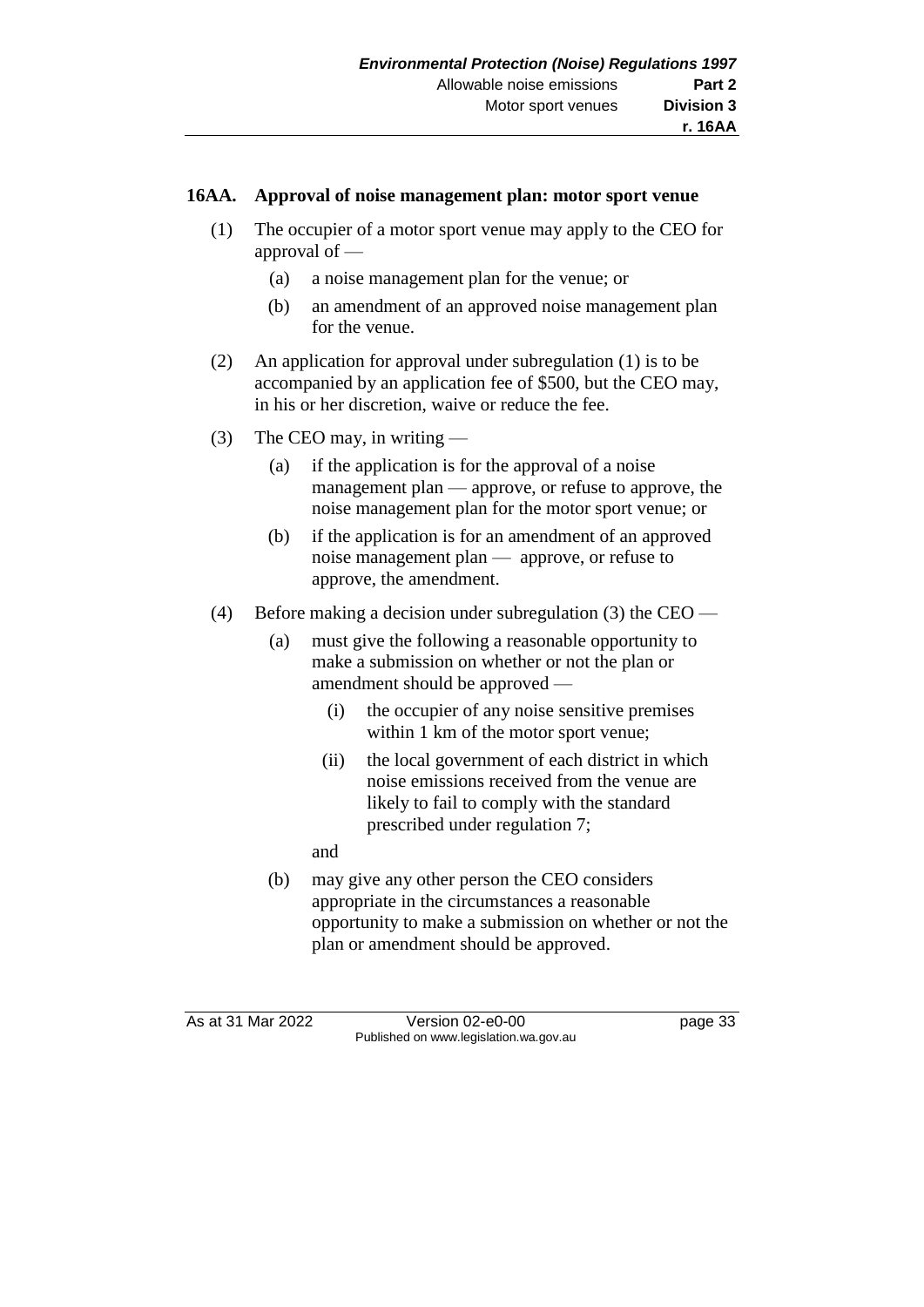### 16AA. Approval of noise management plan: motor sport venue

(1) The occupier of a motor sport venue may apply to the CEO for approval of —

(a) a noise management plan for the venue; or

(b) an amendment of an approved noise management plan for the venue.

(2) An application for approval under subregulation (1) is to be accompanied by an application fee of $500, but the CEO may, in his or her discretion, waive or reduce the fee.

(3) The CEO may, in writing —

(a) if the application is for the approval of a noise management plan — approve, or refuse to approve, the noise management plan for the motor sport venue; or

(b) if the application is for an amendment of an approved noise management plan — approve, or refuse to approve, the amendment.

(4) Before making a decision under subregulation (3) the CEO —

(a) must give the following a reasonable opportunity to make a submission on whether or not the plan or amendment should be approved —

(i) the occupier of any noise sensitive premises within 1 km of the motor sport venue;

(ii) the local government of each district in which noise emissions received from the venue are likely to fail to comply with the standard prescribed under regulation 7;

and

(b) may give any other person the CEO considers appropriate in the circumstances a reasonable opportunity to make a submission on whether or not the plan or amendment should be approved.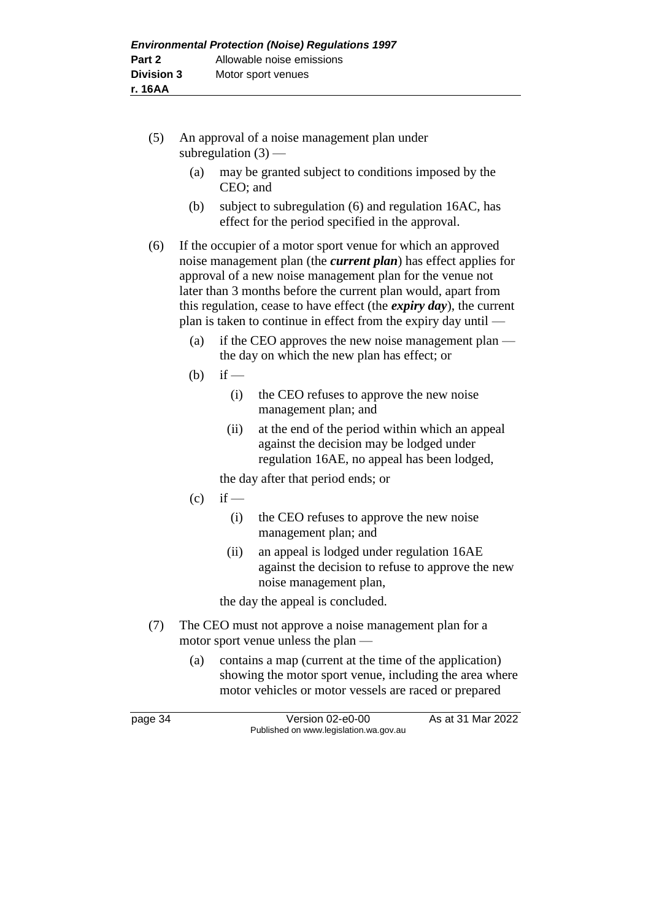(5) An approval of a noise management plan under subregulation (3) —

  (a) may be granted subject to conditions imposed by the CEO; and

  (b) subject to subregulation (6) and regulation 16AC, has effect for the period specified in the approval.

(6) If the occupier of a motor sport venue for which an approved noise management plan (the ***current plan***) has effect applies for approval of a new noise management plan for the venue not later than 3 months before the current plan would, apart from this regulation, cease to have effect (the ***expiry day***), the current plan is taken to continue in effect from the expiry day until —

  (a) if the CEO approves the new noise management plan — the day on which the new plan has effect; or

  (b) if —

    (i) the CEO refuses to approve the new noise management plan; and

    (ii) at the end of the period within which an appeal against the decision may be lodged under regulation 16AE, no appeal has been lodged,

  the day after that period ends; or

  (c) if —

    (i) the CEO refuses to approve the new noise management plan; and

    (ii) an appeal is lodged under regulation 16AE against the decision to refuse to approve the new noise management plan,

  the day the appeal is concluded.

(7) The CEO must not approve a noise management plan for a motor sport venue unless the plan —

  (a) contains a map (current at the time of the application) showing the motor sport venue, including the area where motor vehicles or motor vessels are raced or prepared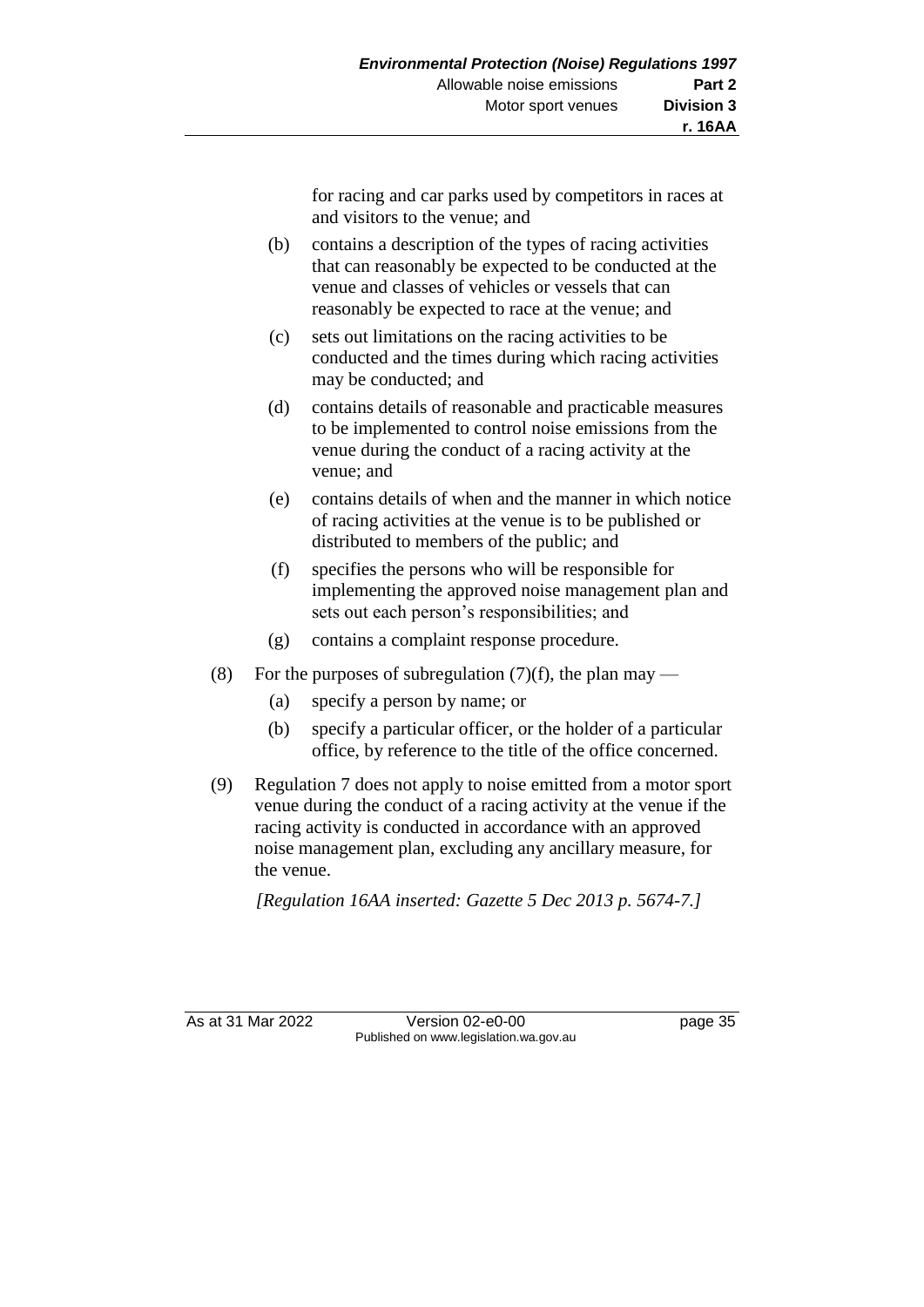for racing and car parks used by competitors in races at and visitors to the venue; and

(b) contains a description of the types of racing activities that can reasonably be expected to be conducted at the venue and classes of vehicles or vessels that can reasonably be expected to race at the venue; and

(c) sets out limitations on the racing activities to be conducted and the times during which racing activities may be conducted; and

(d) contains details of reasonable and practicable measures to be implemented to control noise emissions from the venue during the conduct of a racing activity at the venue; and

(e) contains details of when and the manner in which notice of racing activities at the venue is to be published or distributed to members of the public; and

(f) specifies the persons who will be responsible for implementing the approved noise management plan and sets out each person's responsibilities; and

(g) contains a complaint response procedure.

(8) For the purposes of subregulation (7)(f), the plan may —

(a) specify a person by name; or

(b) specify a particular officer, or the holder of a particular office, by reference to the title of the office concerned.

(9) Regulation 7 does not apply to noise emitted from a motor sport venue during the conduct of a racing activity at the venue if the racing activity is conducted in accordance with an approved noise management plan, excluding any ancillary measure, for the venue.

*[Regulation 16AA inserted: Gazette 5 Dec 2013 p. 5674-7.]*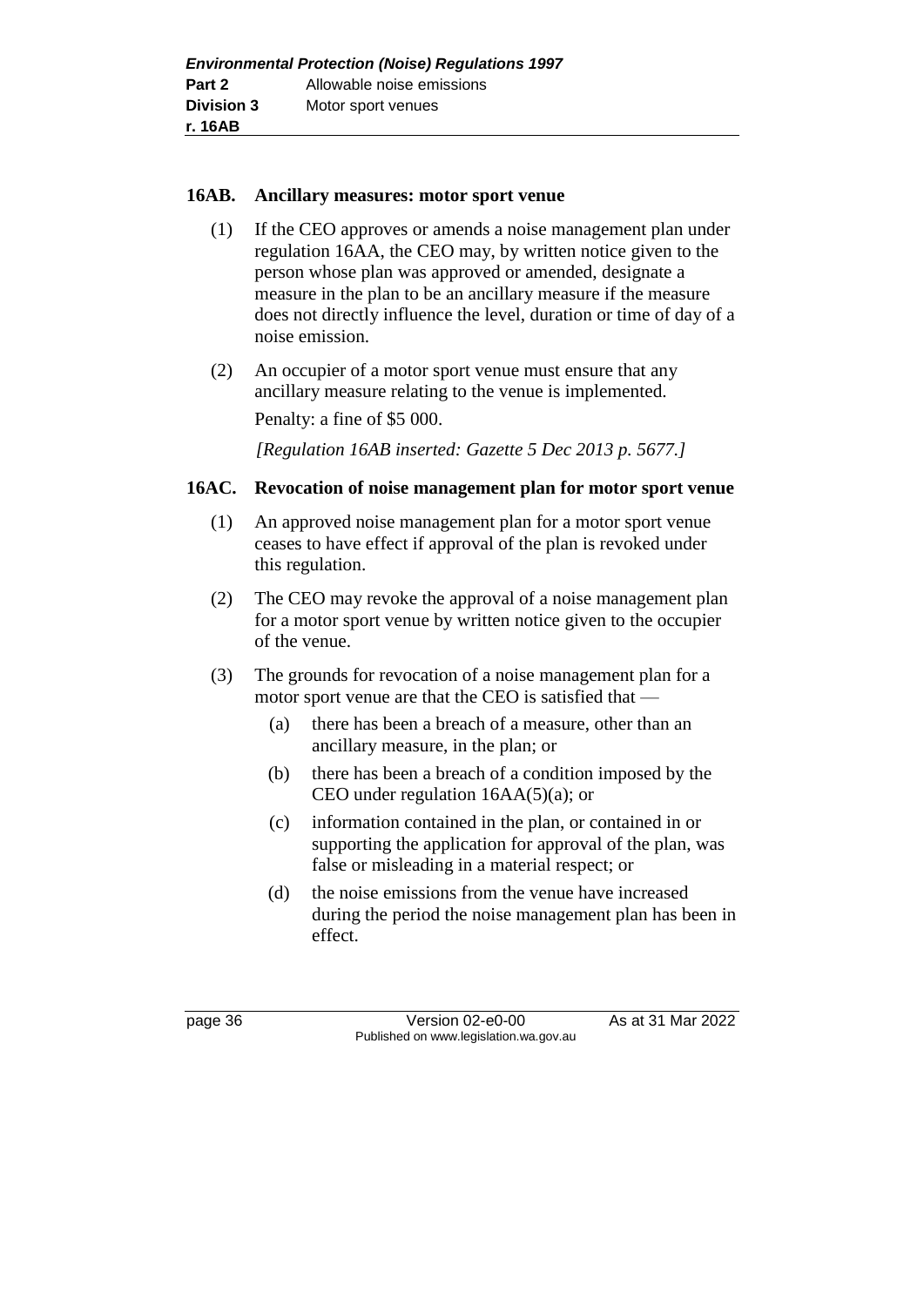### 16AB. Ancillary measures: motor sport venue

(1) If the CEO approves or amends a noise management plan under regulation 16AA, the CEO may, by written notice given to the person whose plan was approved or amended, designate a measure in the plan to be an ancillary measure if the measure does not directly influence the level, duration or time of day of a noise emission.

(2) An occupier of a motor sport venue must ensure that any ancillary measure relating to the venue is implemented.

Penalty: a fine of $5 000.

*[Regulation 16AB inserted: Gazette 5 Dec 2013 p. 5677.]*

### 16AC. Revocation of noise management plan for motor sport venue

(1) An approved noise management plan for a motor sport venue ceases to have effect if approval of the plan is revoked under this regulation.

(2) The CEO may revoke the approval of a noise management plan for a motor sport venue by written notice given to the occupier of the venue.

(3) The grounds for revocation of a noise management plan for a motor sport venue are that the CEO is satisfied that —

(a) there has been a breach of a measure, other than an ancillary measure, in the plan; or

(b) there has been a breach of a condition imposed by the CEO under regulation 16AA(5)(a); or

(c) information contained in the plan, or contained in or supporting the application for approval of the plan, was false or misleading in a material respect; or

(d) the noise emissions from the venue have increased during the period the noise management plan has been in effect.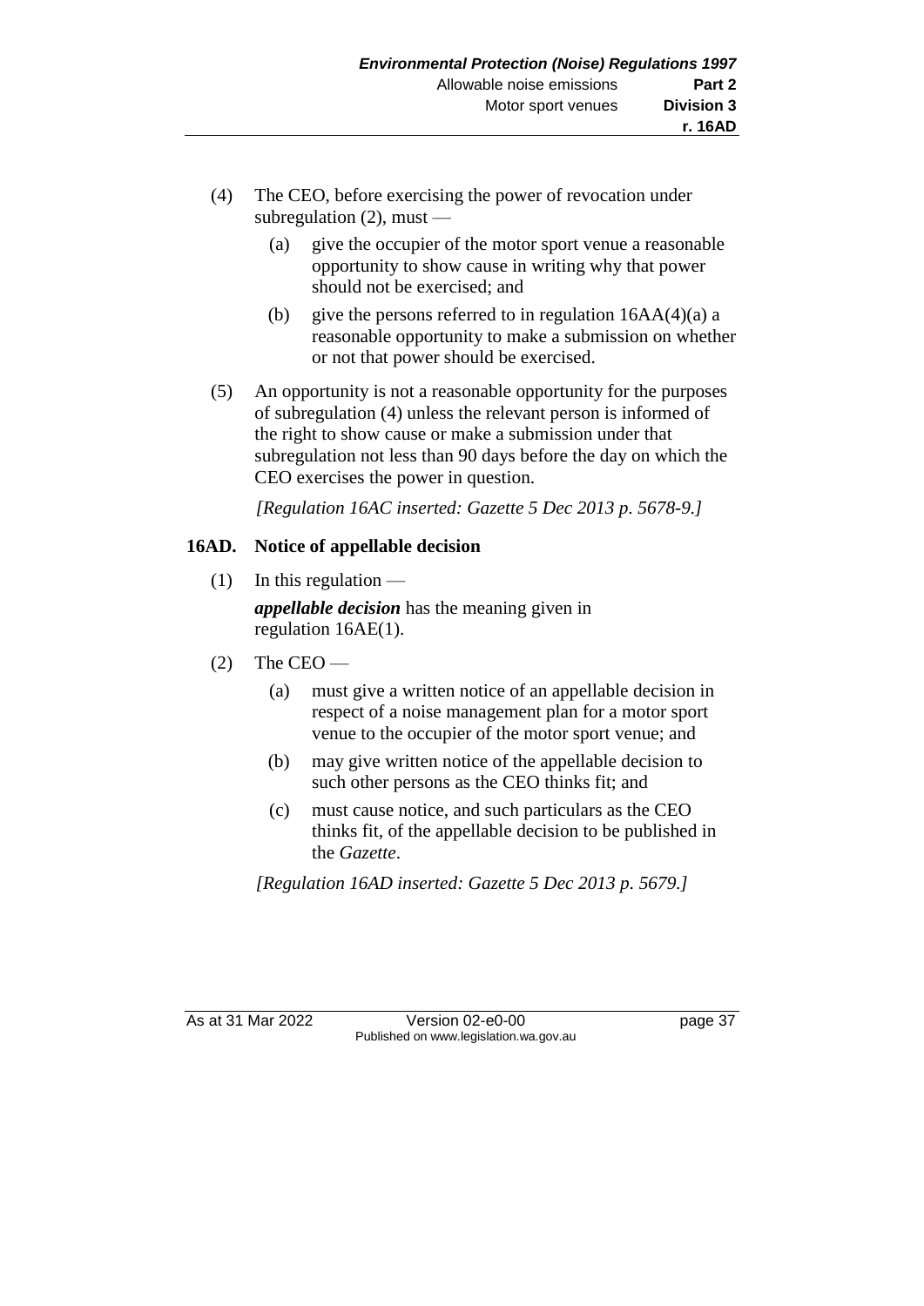(4) The CEO, before exercising the power of revocation under subregulation (2), must —

  (a) give the occupier of the motor sport venue a reasonable opportunity to show cause in writing why that power should not be exercised; and

  (b) give the persons referred to in regulation 16AA(4)(a) a reasonable opportunity to make a submission on whether or not that power should be exercised.

(5) An opportunity is not a reasonable opportunity for the purposes of subregulation (4) unless the relevant person is informed of the right to show cause or make a submission under that subregulation not less than 90 days before the day on which the CEO exercises the power in question.

*[Regulation 16AC inserted: Gazette 5 Dec 2013 p. 5678-9.]*

## 16AD. Notice of appellable decision

(1) In this regulation —

***appellable decision*** has the meaning given in regulation 16AE(1).

(2) The CEO —

  (a) must give a written notice of an appellable decision in respect of a noise management plan for a motor sport venue to the occupier of the motor sport venue; and

  (b) may give written notice of the appellable decision to such other persons as the CEO thinks fit; and

  (c) must cause notice, and such particulars as the CEO thinks fit, of the appellable decision to be published in the *Gazette*.

*[Regulation 16AD inserted: Gazette 5 Dec 2013 p. 5679.]*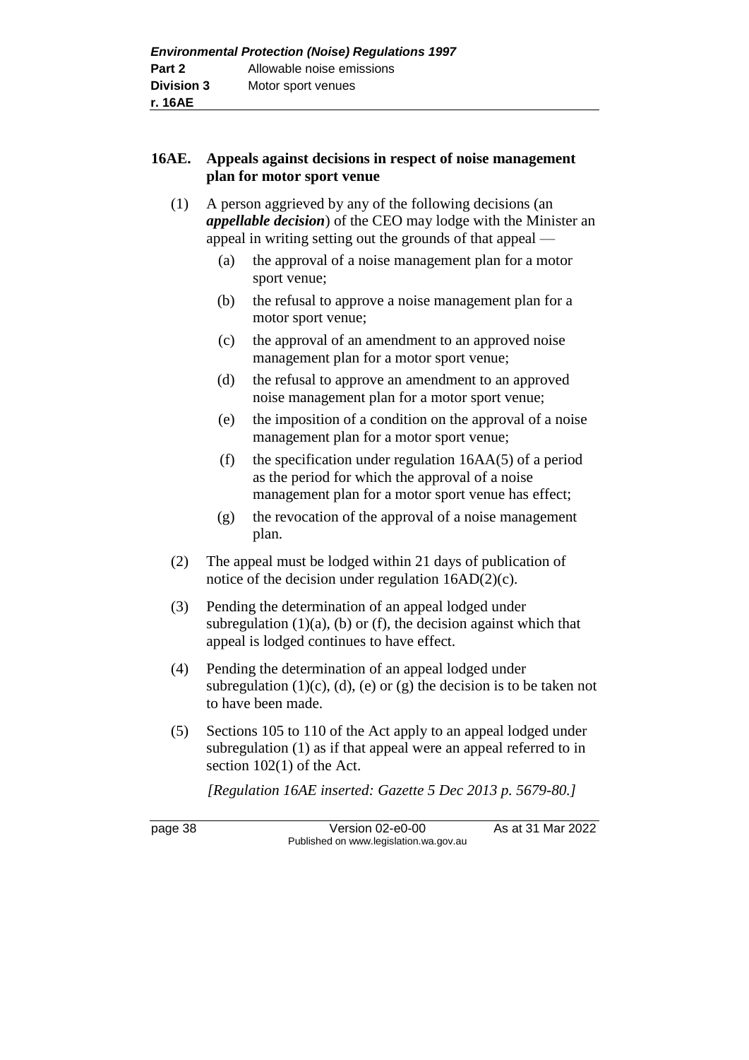## 16AE. Appeals against decisions in respect of noise management plan for motor sport venue

(1) A person aggrieved by any of the following decisions (an ***appellable decision***) of the CEO may lodge with the Minister an appeal in writing setting out the grounds of that appeal —

(a) the approval of a noise management plan for a motor sport venue;

(b) the refusal to approve a noise management plan for a motor sport venue;

(c) the approval of an amendment to an approved noise management plan for a motor sport venue;

(d) the refusal to approve an amendment to an approved noise management plan for a motor sport venue;

(e) the imposition of a condition on the approval of a noise management plan for a motor sport venue;

(f) the specification under regulation 16AA(5) of a period as the period for which the approval of a noise management plan for a motor sport venue has effect;

(g) the revocation of the approval of a noise management plan.

(2) The appeal must be lodged within 21 days of publication of notice of the decision under regulation 16AD(2)(c).

(3) Pending the determination of an appeal lodged under subregulation (1)(a), (b) or (f), the decision against which that appeal is lodged continues to have effect.

(4) Pending the determination of an appeal lodged under subregulation (1)(c), (d), (e) or (g) the decision is to be taken not to have been made.

(5) Sections 105 to 110 of the Act apply to an appeal lodged under subregulation (1) as if that appeal were an appeal referred to in section 102(1) of the Act.

*[Regulation 16AE inserted: Gazette 5 Dec 2013 p. 5679-80.]*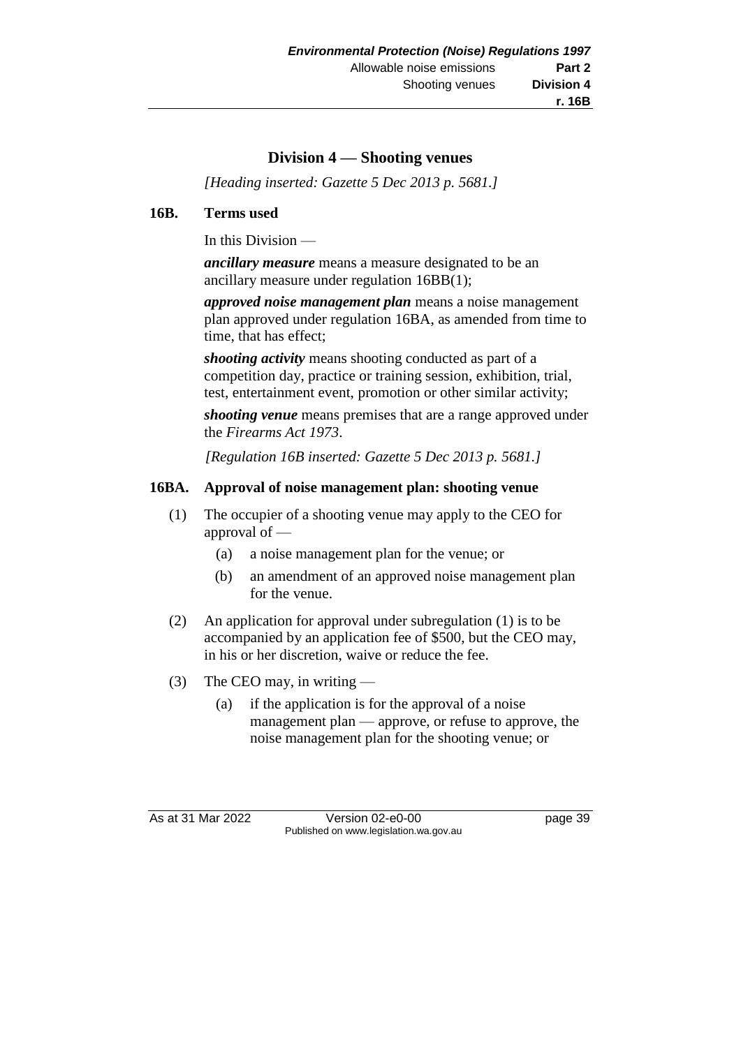## Division 4 — Shooting venues

*[Heading inserted: Gazette 5 Dec 2013 p. 5681.]*

### 16B. Terms used

In this Division —

***ancillary measure*** means a measure designated to be an ancillary measure under regulation 16BB(1);

***approved noise management plan*** means a noise management plan approved under regulation 16BA, as amended from time to time, that has effect;

***shooting activity*** means shooting conducted as part of a competition day, practice or training session, exhibition, trial, test, entertainment event, promotion or other similar activity;

***shooting venue*** means premises that are a range approved under the *Firearms Act 1973*.

*[Regulation 16B inserted: Gazette 5 Dec 2013 p. 5681.]*

### 16BA. Approval of noise management plan: shooting venue

(1) The occupier of a shooting venue may apply to the CEO for approval of —

- (a) a noise management plan for the venue; or
- (b) an amendment of an approved noise management plan for the venue.

(2) An application for approval under subregulation (1) is to be accompanied by an application fee of $500, but the CEO may, in his or her discretion, waive or reduce the fee.

(3) The CEO may, in writing —

- (a) if the application is for the approval of a noise management plan — approve, or refuse to approve, the noise management plan for the shooting venue; or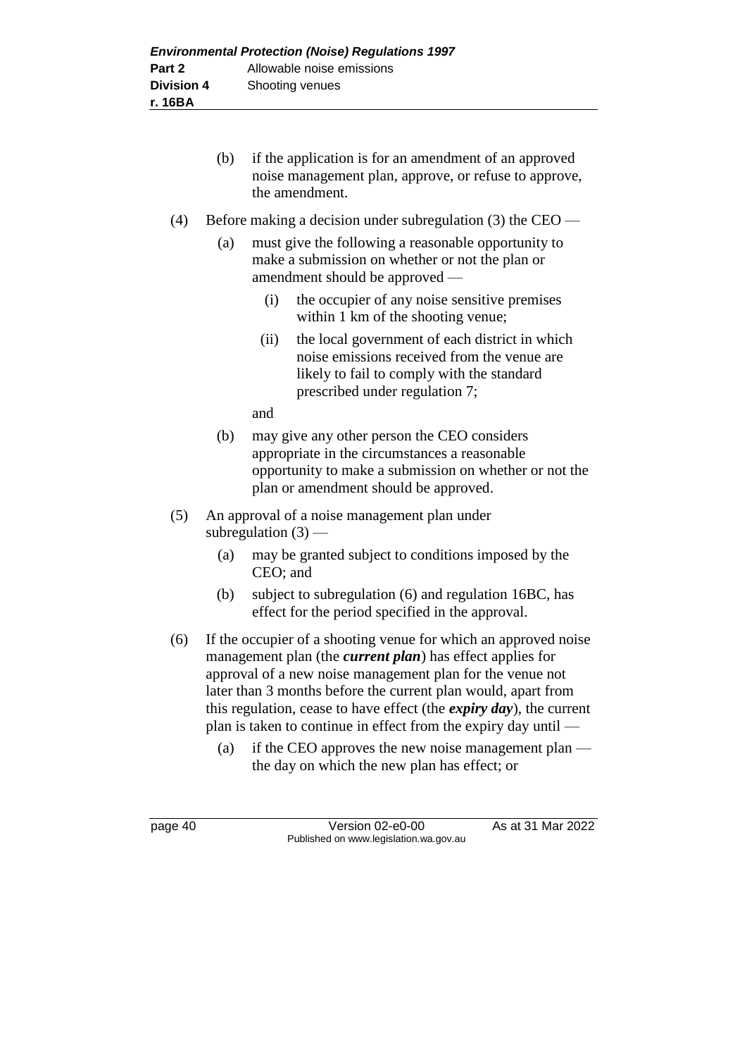(b) if the application is for an amendment of an approved noise management plan, approve, or refuse to approve, the amendment.

(4) Before making a decision under subregulation (3) the CEO —

(a) must give the following a reasonable opportunity to make a submission on whether or not the plan or amendment should be approved —

(i) the occupier of any noise sensitive premises within 1 km of the shooting venue;

(ii) the local government of each district in which noise emissions received from the venue are likely to fail to comply with the standard prescribed under regulation 7;

and

(b) may give any other person the CEO considers appropriate in the circumstances a reasonable opportunity to make a submission on whether or not the plan or amendment should be approved.

(5) An approval of a noise management plan under subregulation (3) —

(a) may be granted subject to conditions imposed by the CEO; and

(b) subject to subregulation (6) and regulation 16BC, has effect for the period specified in the approval.

(6) If the occupier of a shooting venue for which an approved noise management plan (the ***current plan***) has effect applies for approval of a new noise management plan for the venue not later than 3 months before the current plan would, apart from this regulation, cease to have effect (the ***expiry day***), the current plan is taken to continue in effect from the expiry day until —

(a) if the CEO approves the new noise management plan — the day on which the new plan has effect; or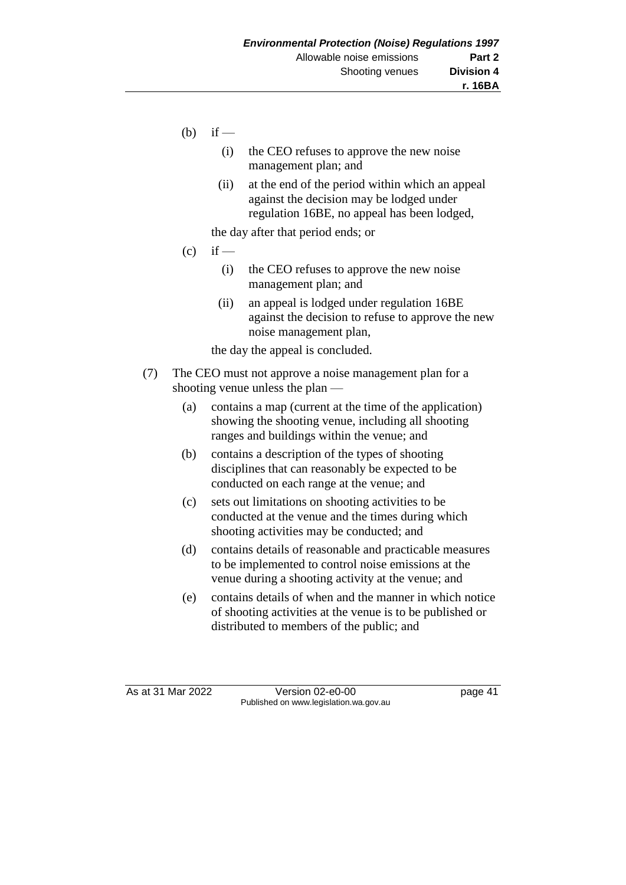(b) if —

   (i) the CEO refuses to approve the new noise management plan; and

   (ii) at the end of the period within which an appeal against the decision may be lodged under regulation 16BE, no appeal has been lodged,

   the day after that period ends; or

(c) if —

   (i) the CEO refuses to approve the new noise management plan; and

   (ii) an appeal is lodged under regulation 16BE against the decision to refuse to approve the new noise management plan,

   the day the appeal is concluded.

(7) The CEO must not approve a noise management plan for a shooting venue unless the plan —

   (a) contains a map (current at the time of the application) showing the shooting venue, including all shooting ranges and buildings within the venue; and

   (b) contains a description of the types of shooting disciplines that can reasonably be expected to be conducted on each range at the venue; and

   (c) sets out limitations on shooting activities to be conducted at the venue and the times during which shooting activities may be conducted; and

   (d) contains details of reasonable and practicable measures to be implemented to control noise emissions at the venue during a shooting activity at the venue; and

   (e) contains details of when and the manner in which notice of shooting activities at the venue is to be published or distributed to members of the public; and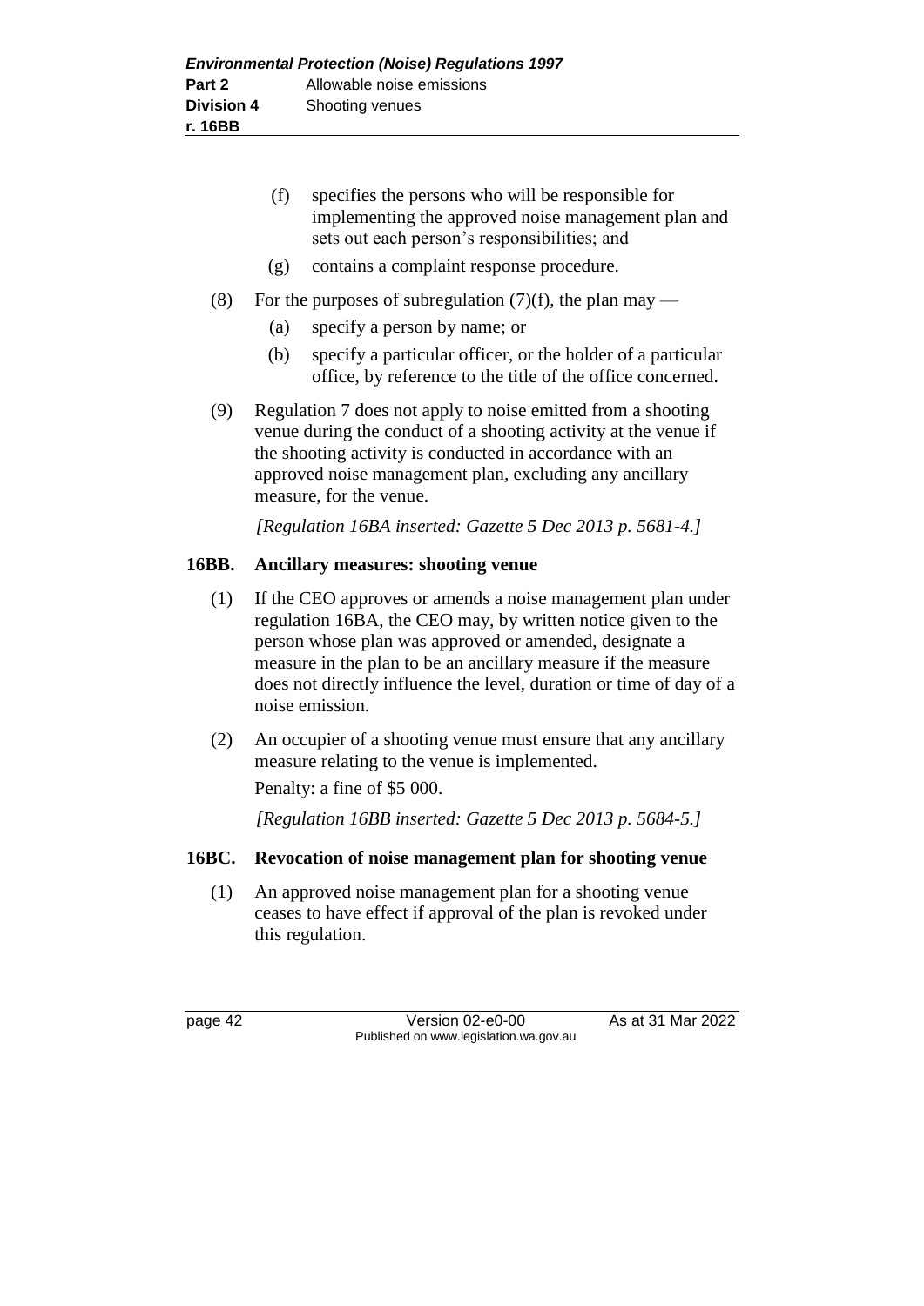(f) specifies the persons who will be responsible for implementing the approved noise management plan and sets out each person's responsibilities; and

(g) contains a complaint response procedure.

(8) For the purposes of subregulation (7)(f), the plan may —

(a) specify a person by name; or

(b) specify a particular officer, or the holder of a particular office, by reference to the title of the office concerned.

(9) Regulation 7 does not apply to noise emitted from a shooting venue during the conduct of a shooting activity at the venue if the shooting activity is conducted in accordance with an approved noise management plan, excluding any ancillary measure, for the venue.

*[Regulation 16BA inserted: Gazette 5 Dec 2013 p. 5681-4.]*

### 16BB. Ancillary measures: shooting venue

(1) If the CEO approves or amends a noise management plan under regulation 16BA, the CEO may, by written notice given to the person whose plan was approved or amended, designate a measure in the plan to be an ancillary measure if the measure does not directly influence the level, duration or time of day of a noise emission.

(2) An occupier of a shooting venue must ensure that any ancillary measure relating to the venue is implemented.

Penalty: a fine of $5 000.

*[Regulation 16BB inserted: Gazette 5 Dec 2013 p. 5684-5.]*

### 16BC. Revocation of noise management plan for shooting venue

(1) An approved noise management plan for a shooting venue ceases to have effect if approval of the plan is revoked under this regulation.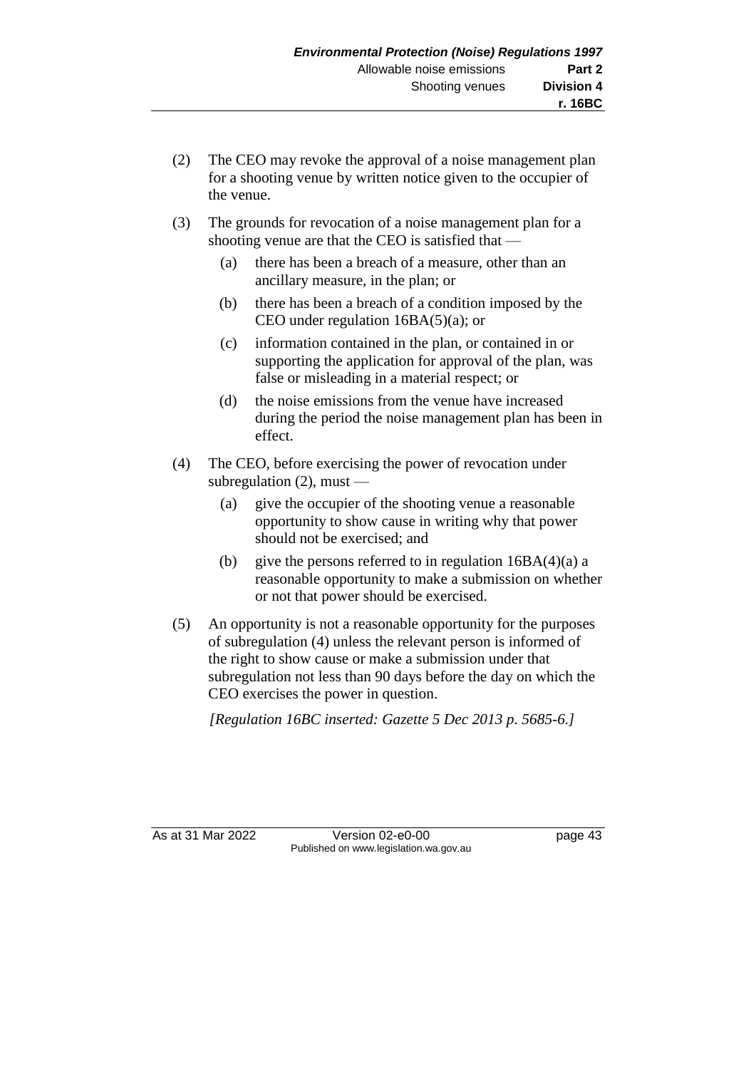(2) The CEO may revoke the approval of a noise management plan for a shooting venue by written notice given to the occupier of the venue.

(3) The grounds for revocation of a noise management plan for a shooting venue are that the CEO is satisfied that —

  (a) there has been a breach of a measure, other than an ancillary measure, in the plan; or

  (b) there has been a breach of a condition imposed by the CEO under regulation 16BA(5)(a); or

  (c) information contained in the plan, or contained in or supporting the application for approval of the plan, was false or misleading in a material respect; or

  (d) the noise emissions from the venue have increased during the period the noise management plan has been in effect.

(4) The CEO, before exercising the power of revocation under subregulation (2), must —

  (a) give the occupier of the shooting venue a reasonable opportunity to show cause in writing why that power should not be exercised; and

  (b) give the persons referred to in regulation 16BA(4)(a) a reasonable opportunity to make a submission on whether or not that power should be exercised.

(5) An opportunity is not a reasonable opportunity for the purposes of subregulation (4) unless the relevant person is informed of the right to show cause or make a submission under that subregulation not less than 90 days before the day on which the CEO exercises the power in question.

*[Regulation 16BC inserted: Gazette 5 Dec 2013 p. 5685-6.]*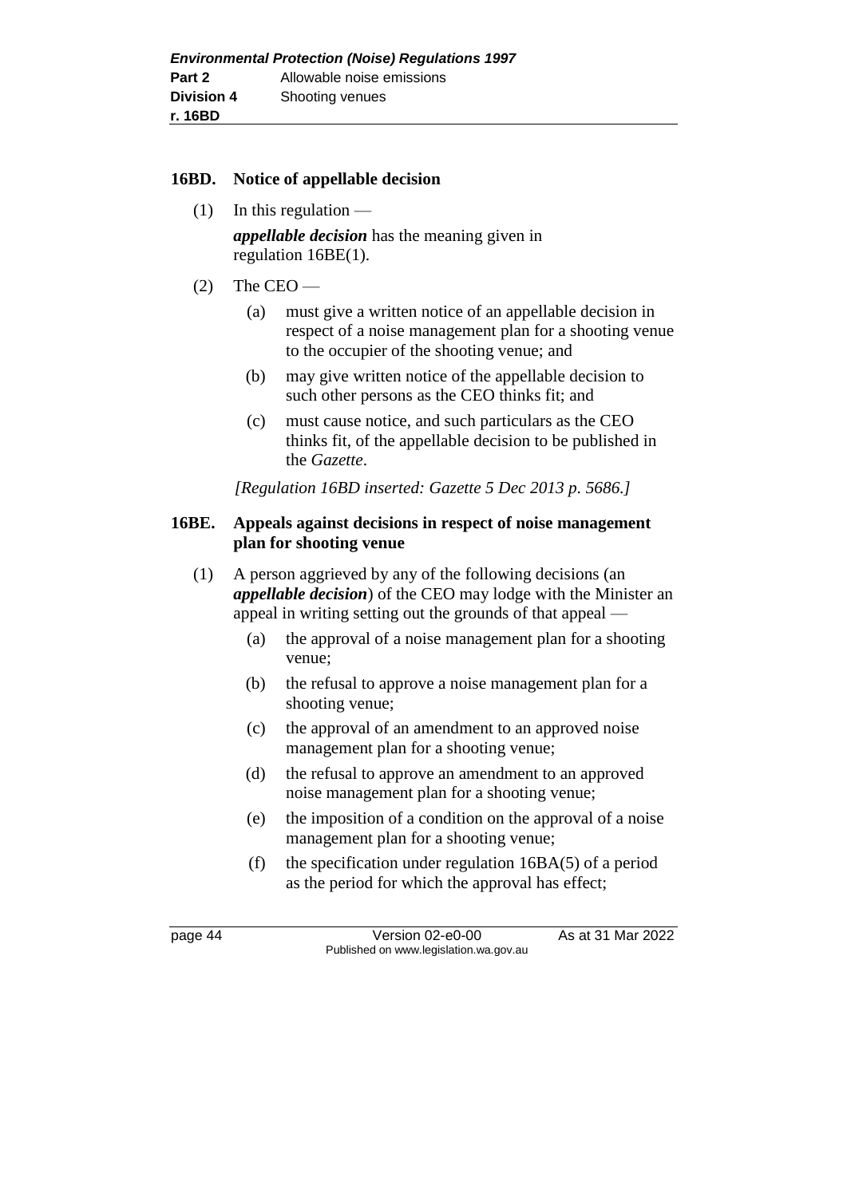### 16BD. Notice of appellable decision

(1) In this regulation —

***appellable decision*** has the meaning given in regulation 16BE(1).

(2) The CEO —

(a) must give a written notice of an appellable decision in respect of a noise management plan for a shooting venue to the occupier of the shooting venue; and

(b) may give written notice of the appellable decision to such other persons as the CEO thinks fit; and

(c) must cause notice, and such particulars as the CEO thinks fit, of the appellable decision to be published in the *Gazette*.

*[Regulation 16BD inserted: Gazette 5 Dec 2013 p. 5686.]*

### 16BE. Appeals against decisions in respect of noise management plan for shooting venue

(1) A person aggrieved by any of the following decisions (an ***appellable decision***) of the CEO may lodge with the Minister an appeal in writing setting out the grounds of that appeal —

(a) the approval of a noise management plan for a shooting venue;

(b) the refusal to approve a noise management plan for a shooting venue;

(c) the approval of an amendment to an approved noise management plan for a shooting venue;

(d) the refusal to approve an amendment to an approved noise management plan for a shooting venue;

(e) the imposition of a condition on the approval of a noise management plan for a shooting venue;

(f) the specification under regulation 16BA(5) of a period as the period for which the approval has effect;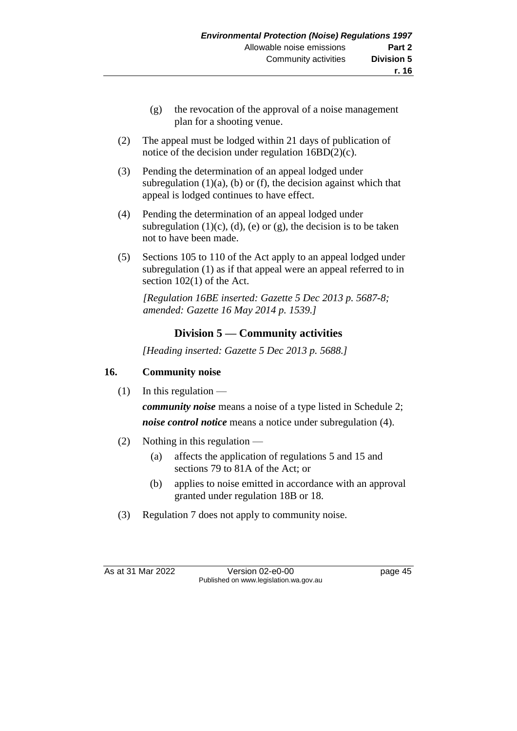(g) the revocation of the approval of a noise management plan for a shooting venue.

(2) The appeal must be lodged within 21 days of publication of notice of the decision under regulation 16BD(2)(c).

(3) Pending the determination of an appeal lodged under subregulation (1)(a), (b) or (f), the decision against which that appeal is lodged continues to have effect.

(4) Pending the determination of an appeal lodged under subregulation (1)(c), (d), (e) or (g), the decision is to be taken not to have been made.

(5) Sections 105 to 110 of the Act apply to an appeal lodged under subregulation (1) as if that appeal were an appeal referred to in section 102(1) of the Act.

*[Regulation 16BE inserted: Gazette 5 Dec 2013 p. 5687-8; amended: Gazette 16 May 2014 p. 1539.]*

## Division 5 — Community activities

*[Heading inserted: Gazette 5 Dec 2013 p. 5688.]*

### 16. Community noise

(1) In this regulation —

***community noise*** means a noise of a type listed in Schedule 2;

***noise control notice*** means a notice under subregulation (4).

(2) Nothing in this regulation —

(a) affects the application of regulations 5 and 15 and sections 79 to 81A of the Act; or

(b) applies to noise emitted in accordance with an approval granted under regulation 18B or 18.

(3) Regulation 7 does not apply to community noise.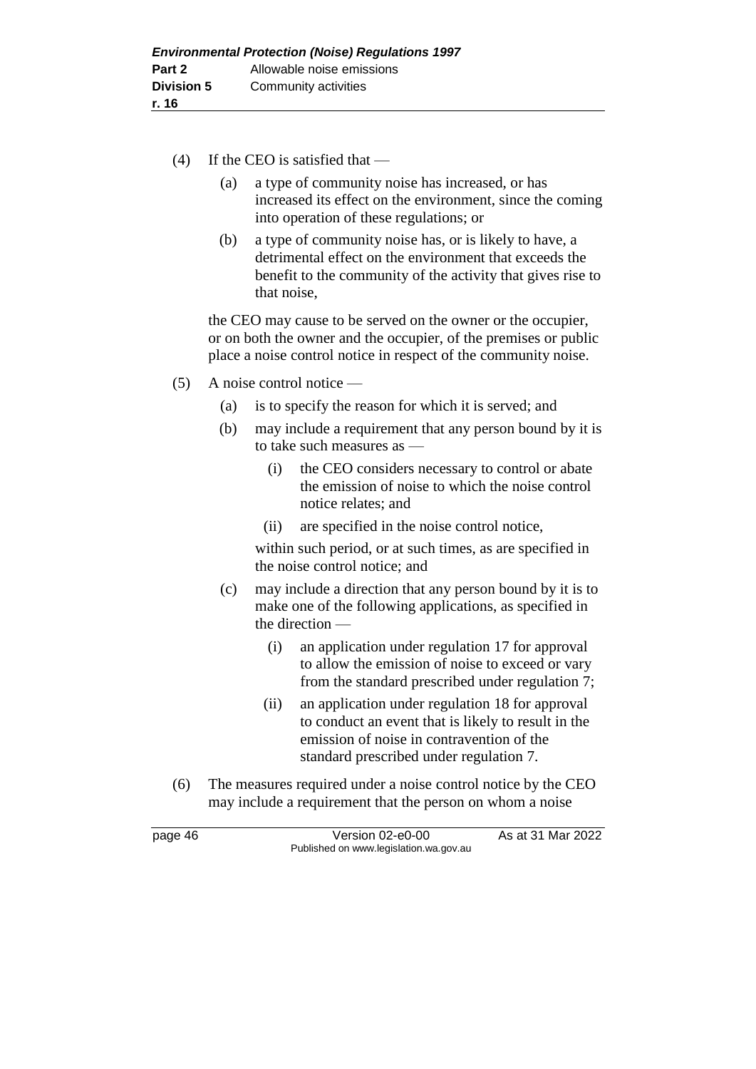(4) If the CEO is satisfied that —

(a) a type of community noise has increased, or has increased its effect on the environment, since the coming into operation of these regulations; or

(b) a type of community noise has, or is likely to have, a detrimental effect on the environment that exceeds the benefit to the community of the activity that gives rise to that noise,

the CEO may cause to be served on the owner or the occupier, or on both the owner and the occupier, of the premises or public place a noise control notice in respect of the community noise.

(5) A noise control notice —

(a) is to specify the reason for which it is served; and

(b) may include a requirement that any person bound by it is to take such measures as —

(i) the CEO considers necessary to control or abate the emission of noise to which the noise control notice relates; and

(ii) are specified in the noise control notice,

within such period, or at such times, as are specified in the noise control notice; and

(c) may include a direction that any person bound by it is to make one of the following applications, as specified in the direction —

(i) an application under regulation 17 for approval to allow the emission of noise to exceed or vary from the standard prescribed under regulation 7;

(ii) an application under regulation 18 for approval to conduct an event that is likely to result in the emission of noise in contravention of the standard prescribed under regulation 7.

(6) The measures required under a noise control notice by the CEO may include a requirement that the person on whom a noise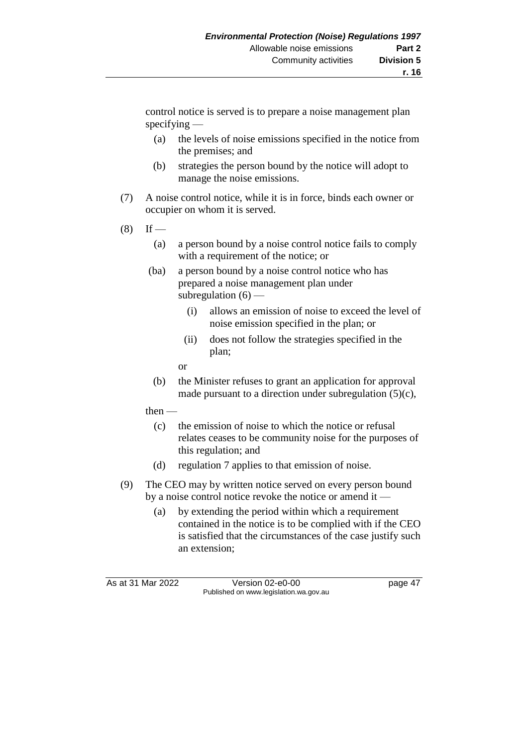control notice is served is to prepare a noise management plan specifying —

  (a) the levels of noise emissions specified in the notice from the premises; and

  (b) strategies the person bound by the notice will adopt to manage the noise emissions.

(7) A noise control notice, while it is in force, binds each owner or occupier on whom it is served.

(8) If —

  (a) a person bound by a noise control notice fails to comply with a requirement of the notice; or

  (ba) a person bound by a noise control notice who has prepared a noise management plan under subregulation (6) —

    (i) allows an emission of noise to exceed the level of noise emission specified in the plan; or

    (ii) does not follow the strategies specified in the plan;

  or

  (b) the Minister refuses to grant an application for approval made pursuant to a direction under subregulation (5)(c),

then —

  (c) the emission of noise to which the notice or refusal relates ceases to be community noise for the purposes of this regulation; and

  (d) regulation 7 applies to that emission of noise.

(9) The CEO may by written notice served on every person bound by a noise control notice revoke the notice or amend it —

  (a) by extending the period within which a requirement contained in the notice is to be complied with if the CEO is satisfied that the circumstances of the case justify such an extension;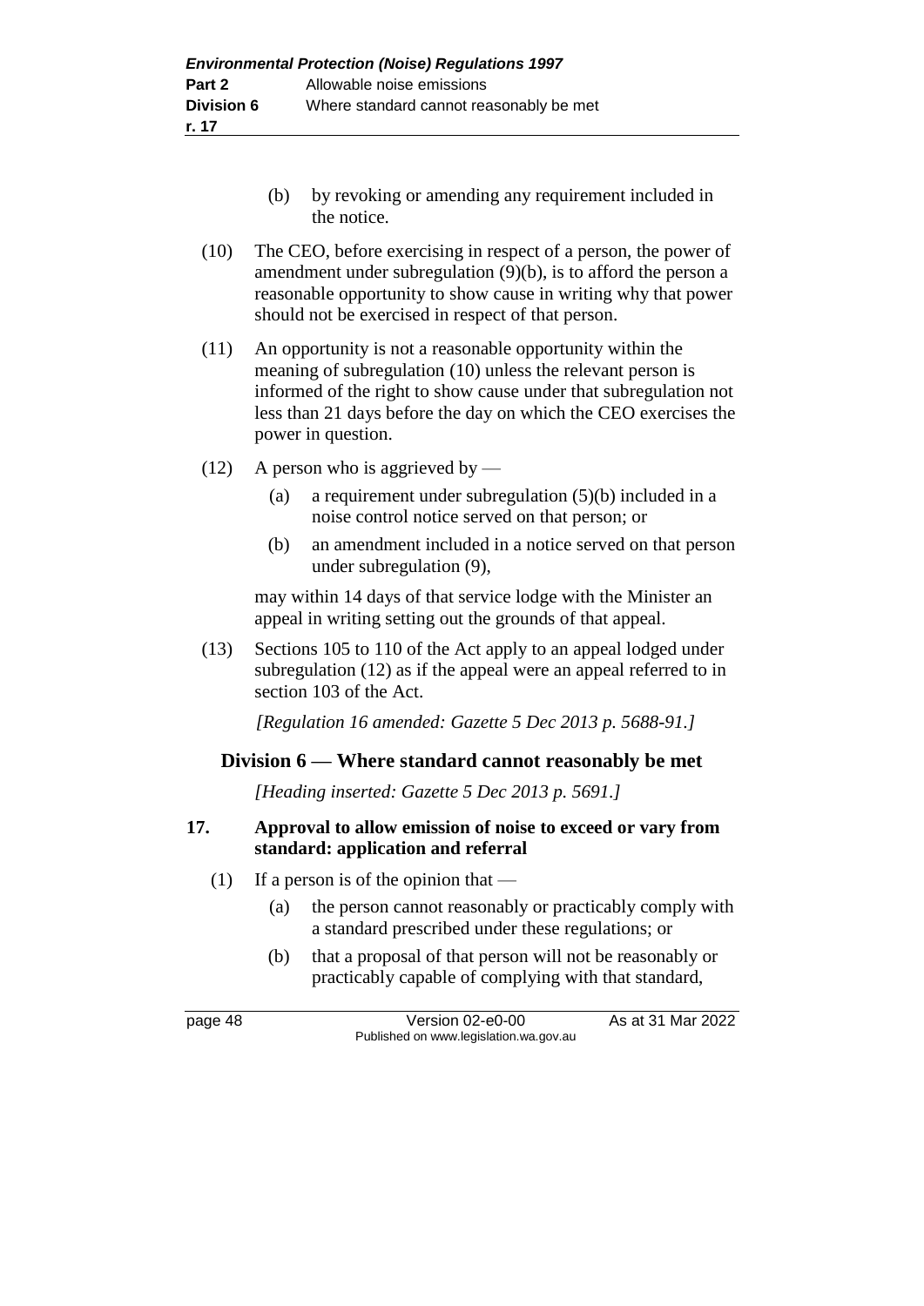(b) by revoking or amending any requirement included in the notice.

(10) The CEO, before exercising in respect of a person, the power of amendment under subregulation (9)(b), is to afford the person a reasonable opportunity to show cause in writing why that power should not be exercised in respect of that person.

(11) An opportunity is not a reasonable opportunity within the meaning of subregulation (10) unless the relevant person is informed of the right to show cause under that subregulation not less than 21 days before the day on which the CEO exercises the power in question.

(12) A person who is aggrieved by —

(a) a requirement under subregulation (5)(b) included in a noise control notice served on that person; or

(b) an amendment included in a notice served on that person under subregulation (9),

may within 14 days of that service lodge with the Minister an appeal in writing setting out the grounds of that appeal.

(13) Sections 105 to 110 of the Act apply to an appeal lodged under subregulation (12) as if the appeal were an appeal referred to in section 103 of the Act.

*[Regulation 16 amended: Gazette 5 Dec 2013 p. 5688-91.]*

## Division 6 — Where standard cannot reasonably be met

*[Heading inserted: Gazette 5 Dec 2013 p. 5691.]*

### 17. Approval to allow emission of noise to exceed or vary from standard: application and referral

(1) If a person is of the opinion that —

(a) the person cannot reasonably or practicably comply with a standard prescribed under these regulations; or

(b) that a proposal of that person will not be reasonably or practicably capable of complying with that standard,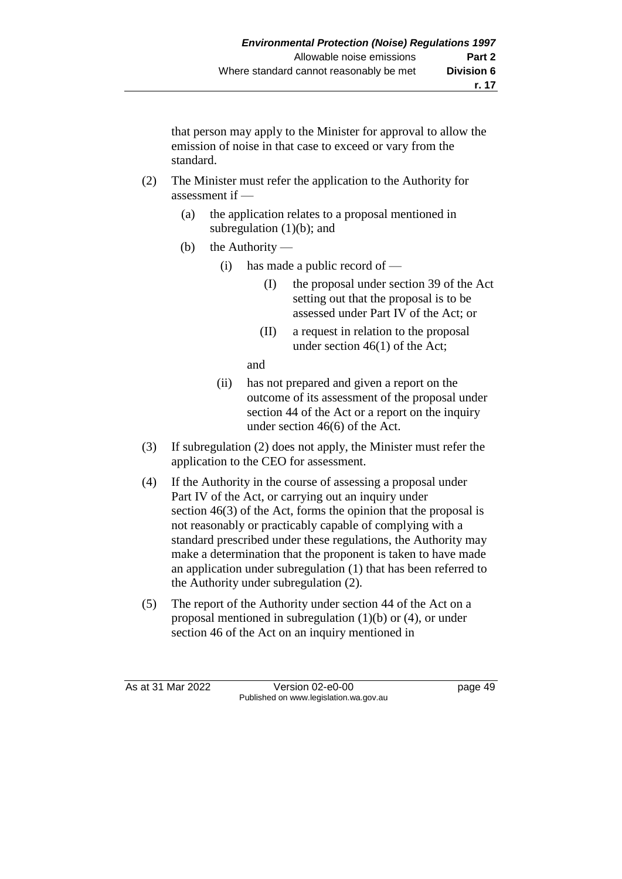that person may apply to the Minister for approval to allow the emission of noise in that case to exceed or vary from the standard.

(2) The Minister must refer the application to the Authority for assessment if —

   (a) the application relates to a proposal mentioned in subregulation (1)(b); and

   (b) the Authority —

      (i) has made a public record of —

         (I) the proposal under section 39 of the Act setting out that the proposal is to be assessed under Part IV of the Act; or

         (II) a request in relation to the proposal under section 46(1) of the Act;

         and

      (ii) has not prepared and given a report on the outcome of its assessment of the proposal under section 44 of the Act or a report on the inquiry under section 46(6) of the Act.

(3) If subregulation (2) does not apply, the Minister must refer the application to the CEO for assessment.

(4) If the Authority in the course of assessing a proposal under Part IV of the Act, or carrying out an inquiry under section 46(3) of the Act, forms the opinion that the proposal is not reasonably or practicably capable of complying with a standard prescribed under these regulations, the Authority may make a determination that the proponent is taken to have made an application under subregulation (1) that has been referred to the Authority under subregulation (2).

(5) The report of the Authority under section 44 of the Act on a proposal mentioned in subregulation (1)(b) or (4), or under section 46 of the Act on an inquiry mentioned in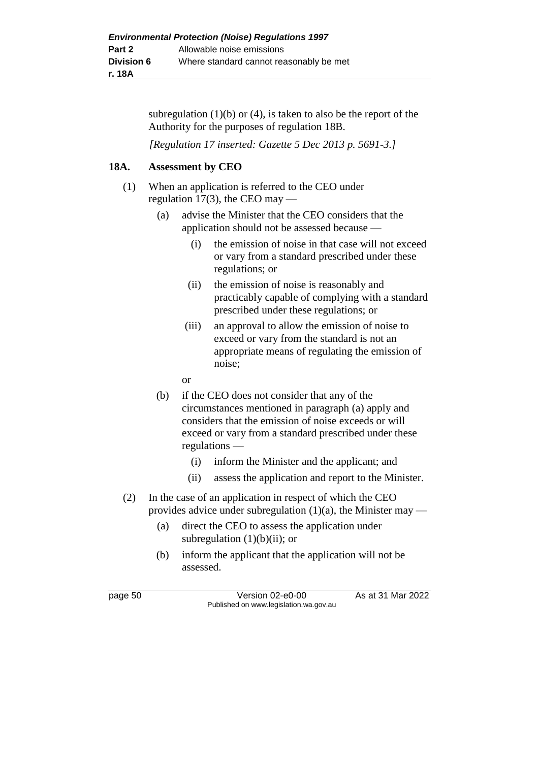subregulation (1)(b) or (4), is taken to also be the report of the Authority for the purposes of regulation 18B.

*[Regulation 17 inserted: Gazette 5 Dec 2013 p. 5691-3.]*

### 18A. Assessment by CEO

(1) When an application is referred to the CEO under regulation 17(3), the CEO may —

- (a) advise the Minister that the CEO considers that the application should not be assessed because —
  - (i) the emission of noise in that case will not exceed or vary from a standard prescribed under these regulations; or
  - (ii) the emission of noise is reasonably and practicably capable of complying with a standard prescribed under these regulations; or
  - (iii) an approval to allow the emission of noise to exceed or vary from the standard is not an appropriate means of regulating the emission of noise;

  or
- (b) if the CEO does not consider that any of the circumstances mentioned in paragraph (a) apply and considers that the emission of noise exceeds or will exceed or vary from a standard prescribed under these regulations —
  - (i) inform the Minister and the applicant; and
  - (ii) assess the application and report to the Minister.

(2) In the case of an application in respect of which the CEO provides advice under subregulation (1)(a), the Minister may —

- (a) direct the CEO to assess the application under subregulation (1)(b)(ii); or
- (b) inform the applicant that the application will not be assessed.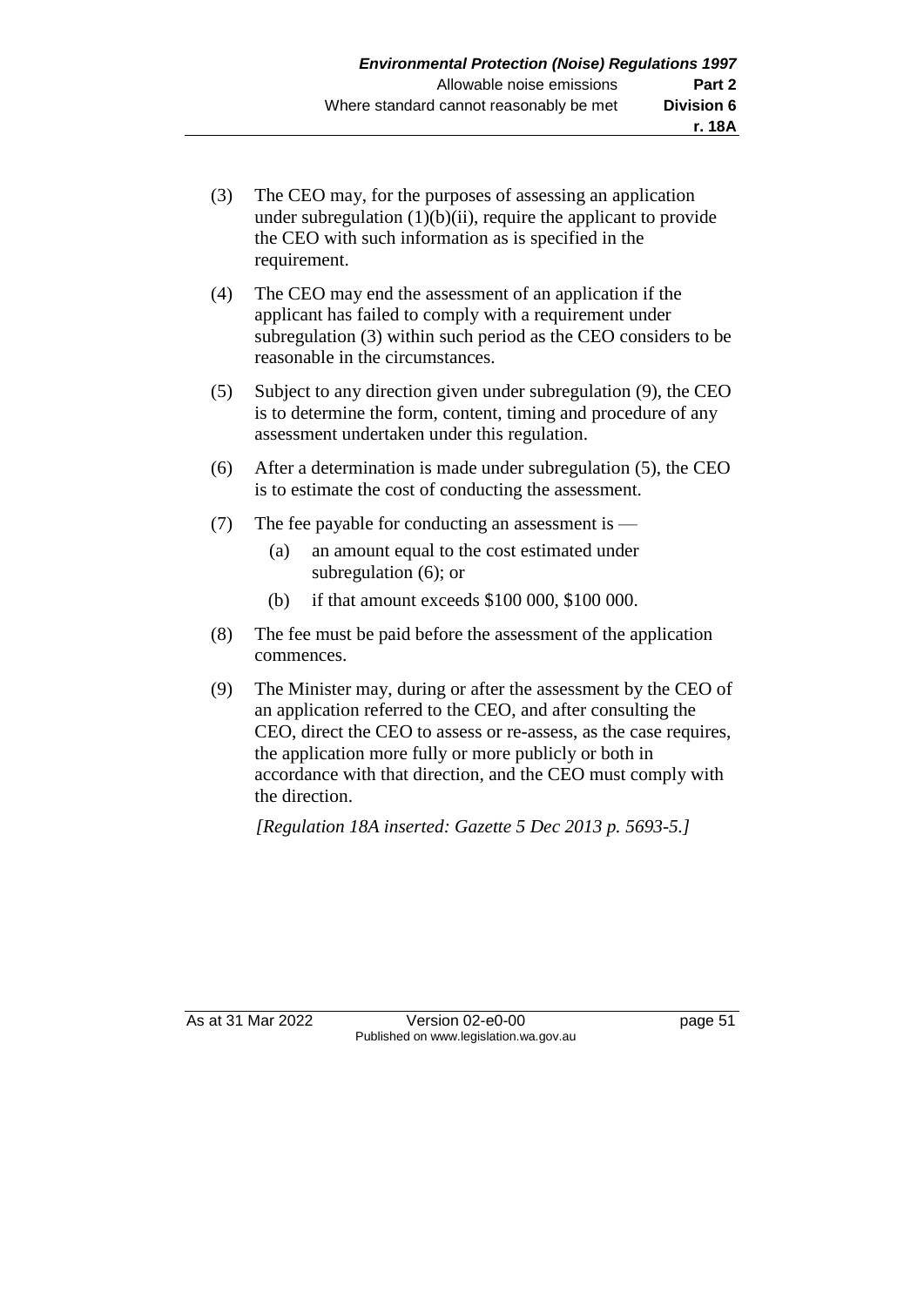(3) The CEO may, for the purposes of assessing an application under subregulation (1)(b)(ii), require the applicant to provide the CEO with such information as is specified in the requirement.

(4) The CEO may end the assessment of an application if the applicant has failed to comply with a requirement under subregulation (3) within such period as the CEO considers to be reasonable in the circumstances.

(5) Subject to any direction given under subregulation (9), the CEO is to determine the form, content, timing and procedure of any assessment undertaken under this regulation.

(6) After a determination is made under subregulation (5), the CEO is to estimate the cost of conducting the assessment.

(7) The fee payable for conducting an assessment is —

   (a) an amount equal to the cost estimated under subregulation (6); or

   (b) if that amount exceeds $100 000, $100 000.

(8) The fee must be paid before the assessment of the application commences.

(9) The Minister may, during or after the assessment by the CEO of an application referred to the CEO, and after consulting the CEO, direct the CEO to assess or re-assess, as the case requires, the application more fully or more publicly or both in accordance with that direction, and the CEO must comply with the direction.

*[Regulation 18A inserted: Gazette 5 Dec 2013 p. 5693-5.]*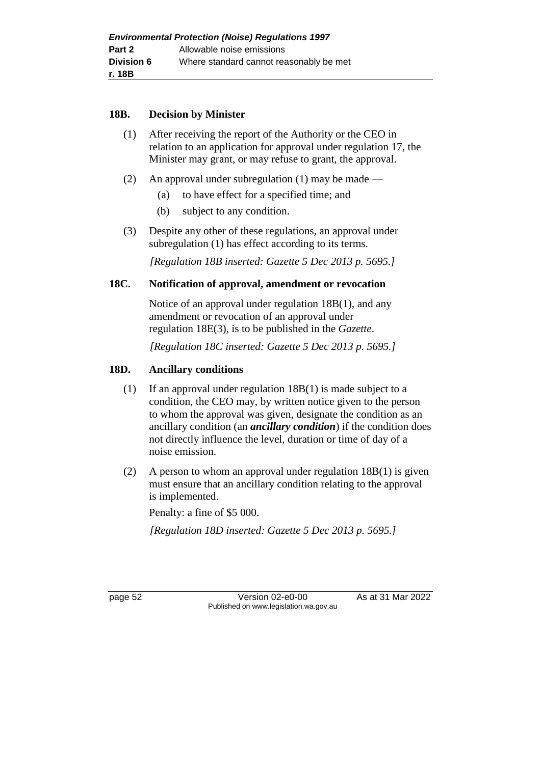### 18B. Decision by Minister

(1) After receiving the report of the Authority or the CEO in relation to an application for approval under regulation 17, the Minister may grant, or may refuse to grant, the approval.

(2) An approval under subregulation (1) may be made —

- (a) to have effect for a specified time; and
- (b) subject to any condition.

(3) Despite any other of these regulations, an approval under subregulation (1) has effect according to its terms.

*[Regulation 18B inserted: Gazette 5 Dec 2013 p. 5695.]*

### 18C. Notification of approval, amendment or revocation

Notice of an approval under regulation 18B(1), and any amendment or revocation of an approval under regulation 18E(3), is to be published in the *Gazette*.

*[Regulation 18C inserted: Gazette 5 Dec 2013 p. 5695.]*

### 18D. Ancillary conditions

(1) If an approval under regulation 18B(1) is made subject to a condition, the CEO may, by written notice given to the person to whom the approval was given, designate the condition as an ancillary condition (an ***ancillary condition***) if the condition does not directly influence the level, duration or time of day of a noise emission.

(2) A person to whom an approval under regulation 18B(1) is given must ensure that an ancillary condition relating to the approval is implemented.

Penalty: a fine of $5 000.

*[Regulation 18D inserted: Gazette 5 Dec 2013 p. 5695.]*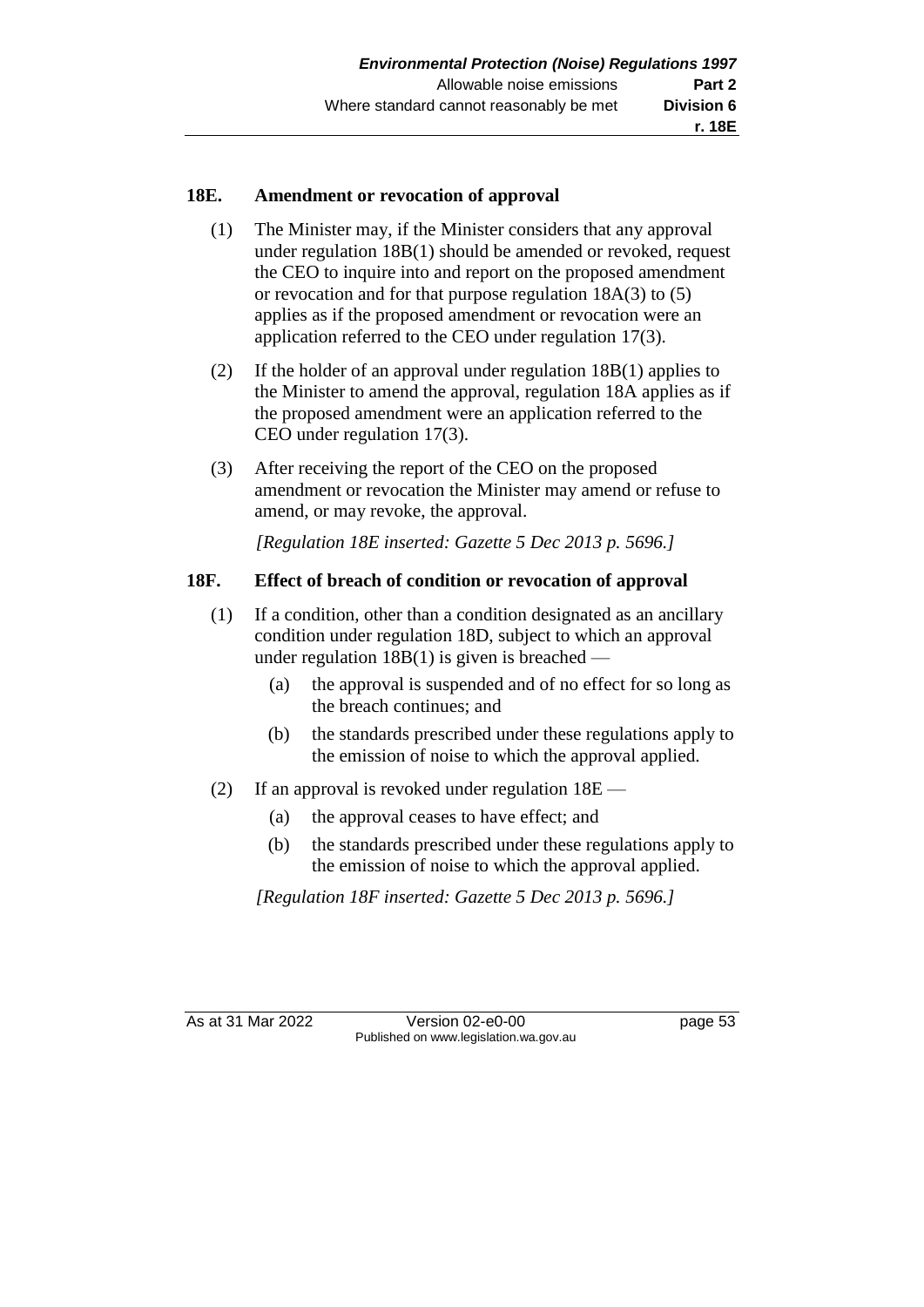### 18E. Amendment or revocation of approval

(1) The Minister may, if the Minister considers that any approval under regulation 18B(1) should be amended or revoked, request the CEO to inquire into and report on the proposed amendment or revocation and for that purpose regulation 18A(3) to (5) applies as if the proposed amendment or revocation were an application referred to the CEO under regulation 17(3).

(2) If the holder of an approval under regulation 18B(1) applies to the Minister to amend the approval, regulation 18A applies as if the proposed amendment were an application referred to the CEO under regulation 17(3).

(3) After receiving the report of the CEO on the proposed amendment or revocation the Minister may amend or refuse to amend, or may revoke, the approval.

*[Regulation 18E inserted: Gazette 5 Dec 2013 p. 5696.]*

### 18F. Effect of breach of condition or revocation of approval

(1) If a condition, other than a condition designated as an ancillary condition under regulation 18D, subject to which an approval under regulation 18B(1) is given is breached —

- (a) the approval is suspended and of no effect for so long as the breach continues; and
- (b) the standards prescribed under these regulations apply to the emission of noise to which the approval applied.

(2) If an approval is revoked under regulation 18E —

- (a) the approval ceases to have effect; and
- (b) the standards prescribed under these regulations apply to the emission of noise to which the approval applied.

*[Regulation 18F inserted: Gazette 5 Dec 2013 p. 5696.]*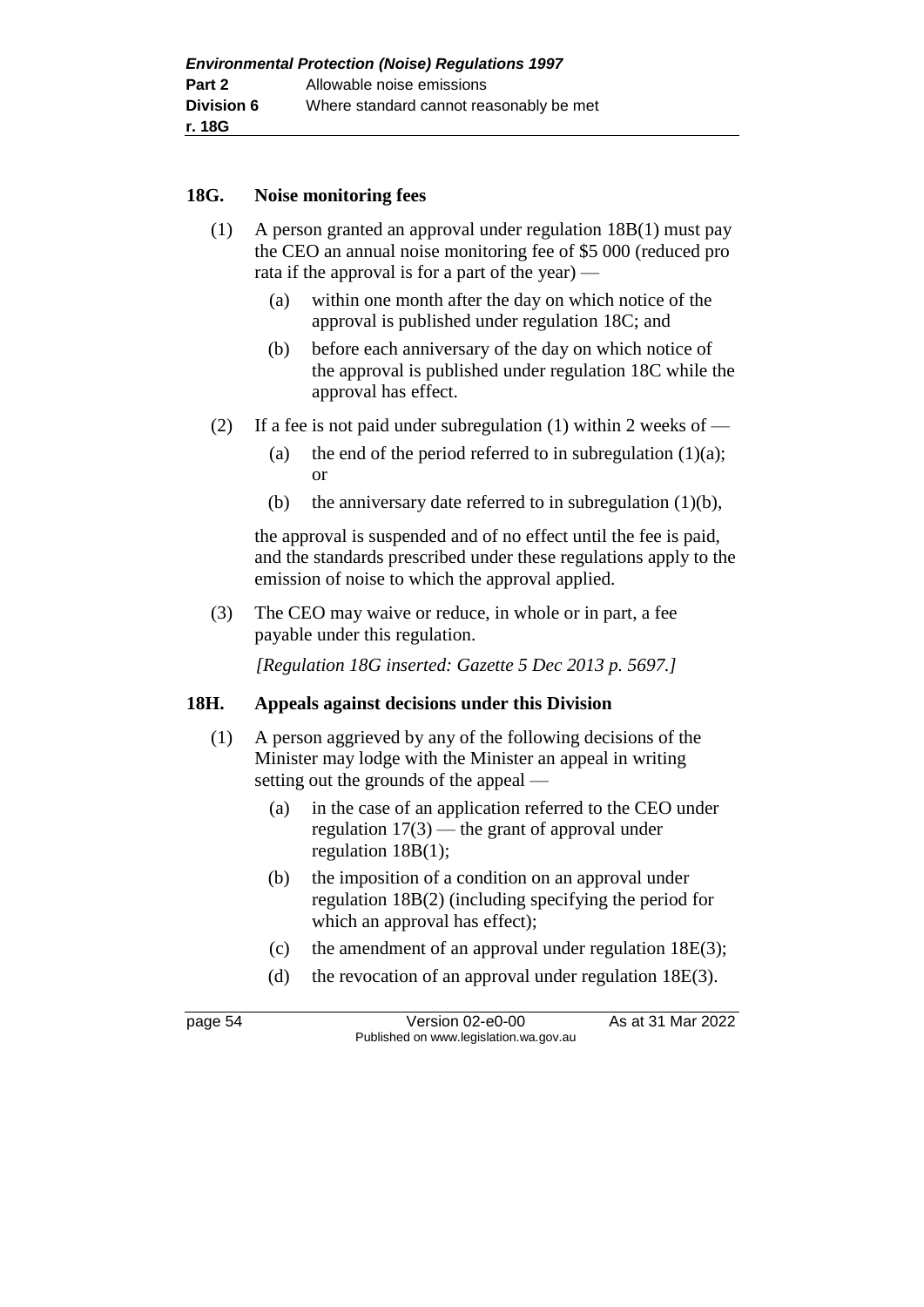## 18G. Noise monitoring fees

(1) A person granted an approval under regulation 18B(1) must pay the CEO an annual noise monitoring fee of $5 000 (reduced pro rata if the approval is for a part of the year) —

(a) within one month after the day on which notice of the approval is published under regulation 18C; and

(b) before each anniversary of the day on which notice of the approval is published under regulation 18C while the approval has effect.

(2) If a fee is not paid under subregulation (1) within 2 weeks of —

(a) the end of the period referred to in subregulation (1)(a); or

(b) the anniversary date referred to in subregulation (1)(b),

the approval is suspended and of no effect until the fee is paid, and the standards prescribed under these regulations apply to the emission of noise to which the approval applied.

(3) The CEO may waive or reduce, in whole or in part, a fee payable under this regulation.

*[Regulation 18G inserted: Gazette 5 Dec 2013 p. 5697.]*

## 18H. Appeals against decisions under this Division

(1) A person aggrieved by any of the following decisions of the Minister may lodge with the Minister an appeal in writing setting out the grounds of the appeal —

(a) in the case of an application referred to the CEO under regulation 17(3) — the grant of approval under regulation 18B(1);

(b) the imposition of a condition on an approval under regulation 18B(2) (including specifying the period for which an approval has effect);

(c) the amendment of an approval under regulation 18E(3);

(d) the revocation of an approval under regulation 18E(3).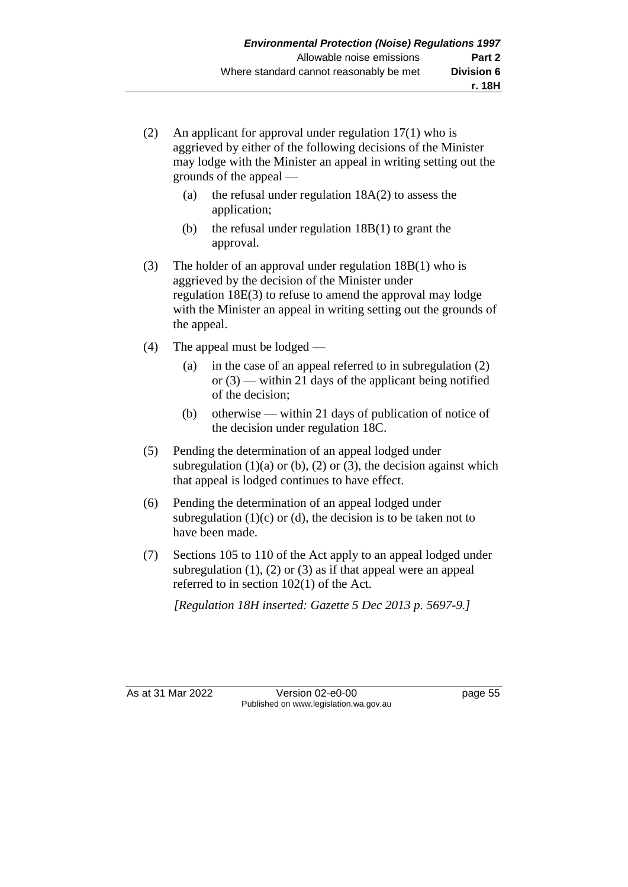(2) An applicant for approval under regulation 17(1) who is aggrieved by either of the following decisions of the Minister may lodge with the Minister an appeal in writing setting out the grounds of the appeal —

  (a) the refusal under regulation 18A(2) to assess the application;

  (b) the refusal under regulation 18B(1) to grant the approval.

(3) The holder of an approval under regulation 18B(1) who is aggrieved by the decision of the Minister under regulation 18E(3) to refuse to amend the approval may lodge with the Minister an appeal in writing setting out the grounds of the appeal.

(4) The appeal must be lodged —

  (a) in the case of an appeal referred to in subregulation (2) or (3) — within 21 days of the applicant being notified of the decision;

  (b) otherwise — within 21 days of publication of notice of the decision under regulation 18C.

(5) Pending the determination of an appeal lodged under subregulation (1)(a) or (b), (2) or (3), the decision against which that appeal is lodged continues to have effect.

(6) Pending the determination of an appeal lodged under subregulation (1)(c) or (d), the decision is to be taken not to have been made.

(7) Sections 105 to 110 of the Act apply to an appeal lodged under subregulation (1), (2) or (3) as if that appeal were an appeal referred to in section 102(1) of the Act.

*[Regulation 18H inserted: Gazette 5 Dec 2013 p. 5697-9.]*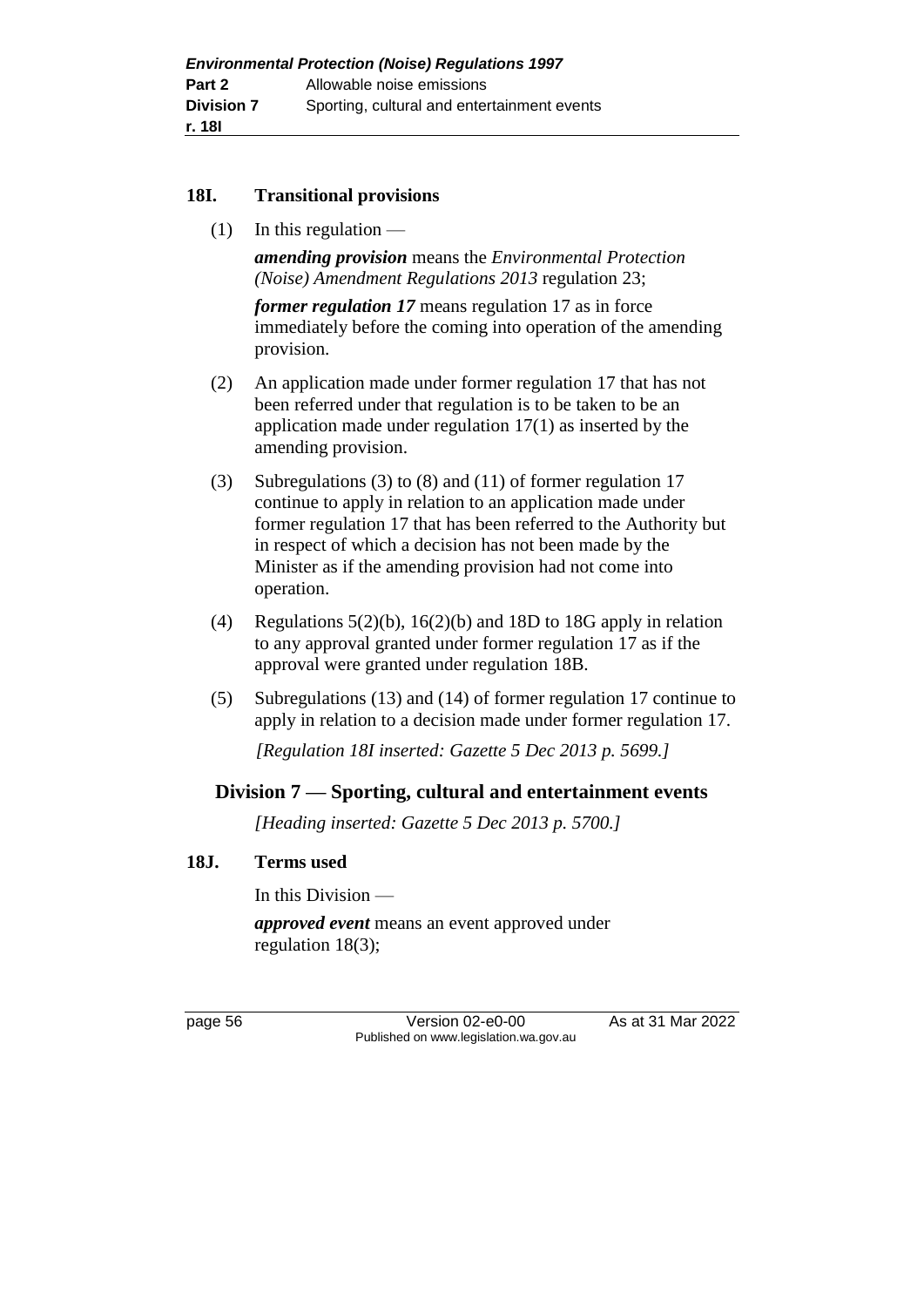## 18I. Transitional provisions

(1) In this regulation —

***amending provision*** means the *Environmental Protection (Noise) Amendment Regulations 2013* regulation 23;

***former regulation 17*** means regulation 17 as in force immediately before the coming into operation of the amending provision.

(2) An application made under former regulation 17 that has not been referred under that regulation is to be taken to be an application made under regulation 17(1) as inserted by the amending provision.

(3) Subregulations (3) to (8) and (11) of former regulation 17 continue to apply in relation to an application made under former regulation 17 that has been referred to the Authority but in respect of which a decision has not been made by the Minister as if the amending provision had not come into operation.

(4) Regulations 5(2)(b), 16(2)(b) and 18D to 18G apply in relation to any approval granted under former regulation 17 as if the approval were granted under regulation 18B.

(5) Subregulations (13) and (14) of former regulation 17 continue to apply in relation to a decision made under former regulation 17.

*[Regulation 18I inserted: Gazette 5 Dec 2013 p. 5699.]*

# Division 7 — Sporting, cultural and entertainment events

*[Heading inserted: Gazette 5 Dec 2013 p. 5700.]*

## 18J. Terms used

In this Division —

***approved event*** means an event approved under regulation 18(3);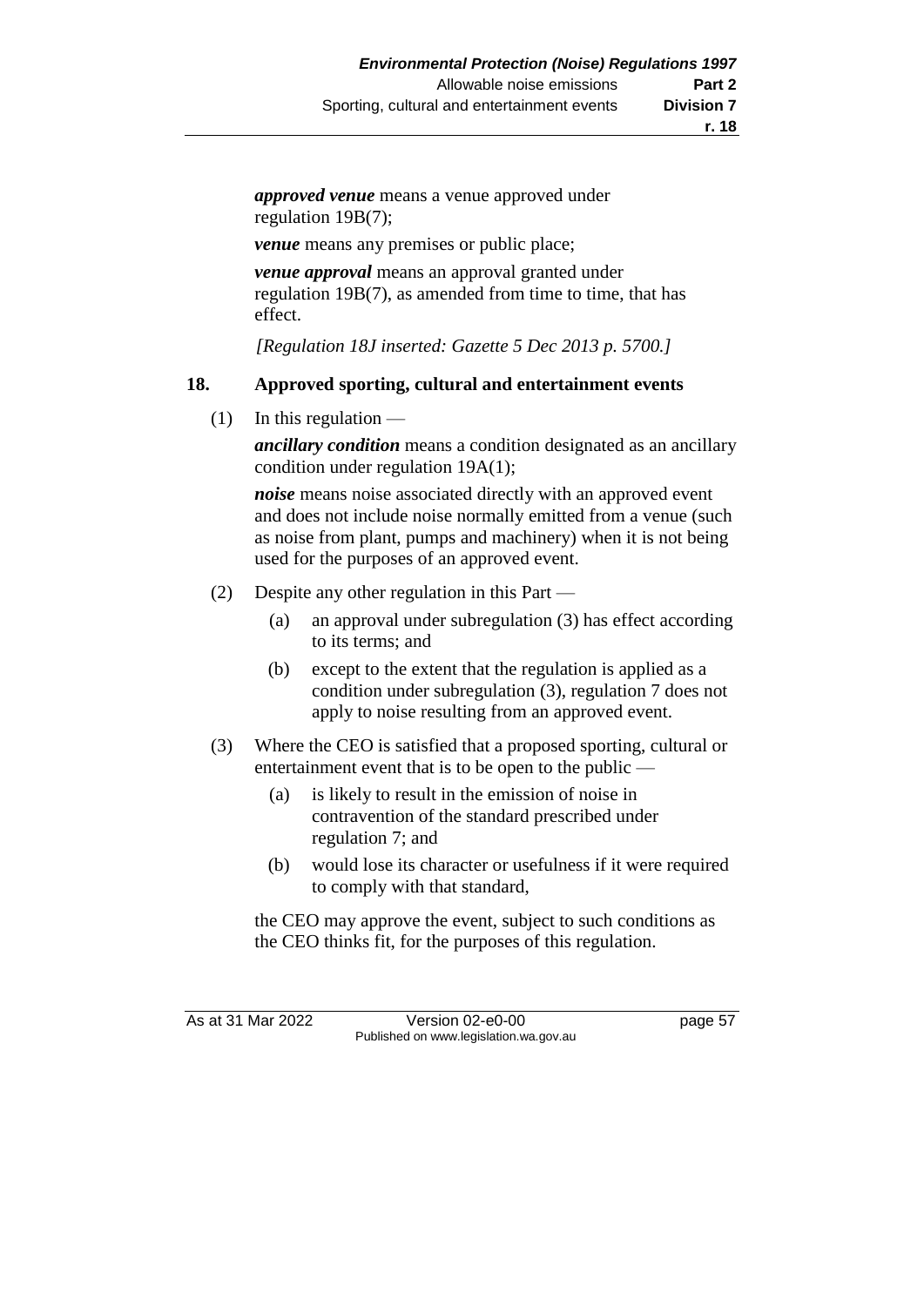***approved venue*** means a venue approved under regulation 19B(7);

***venue*** means any premises or public place;

***venue approval*** means an approval granted under regulation 19B(7), as amended from time to time, that has effect.

*[Regulation 18J inserted: Gazette 5 Dec 2013 p. 5700.]*

### 18. Approved sporting, cultural and entertainment events

(1) In this regulation —

***ancillary condition*** means a condition designated as an ancillary condition under regulation 19A(1);

***noise*** means noise associated directly with an approved event and does not include noise normally emitted from a venue (such as noise from plant, pumps and machinery) when it is not being used for the purposes of an approved event.

(2) Despite any other regulation in this Part —

(a) an approval under subregulation (3) has effect according to its terms; and

(b) except to the extent that the regulation is applied as a condition under subregulation (3), regulation 7 does not apply to noise resulting from an approved event.

(3) Where the CEO is satisfied that a proposed sporting, cultural or entertainment event that is to be open to the public —

(a) is likely to result in the emission of noise in contravention of the standard prescribed under regulation 7; and

(b) would lose its character or usefulness if it were required to comply with that standard,

the CEO may approve the event, subject to such conditions as the CEO thinks fit, for the purposes of this regulation.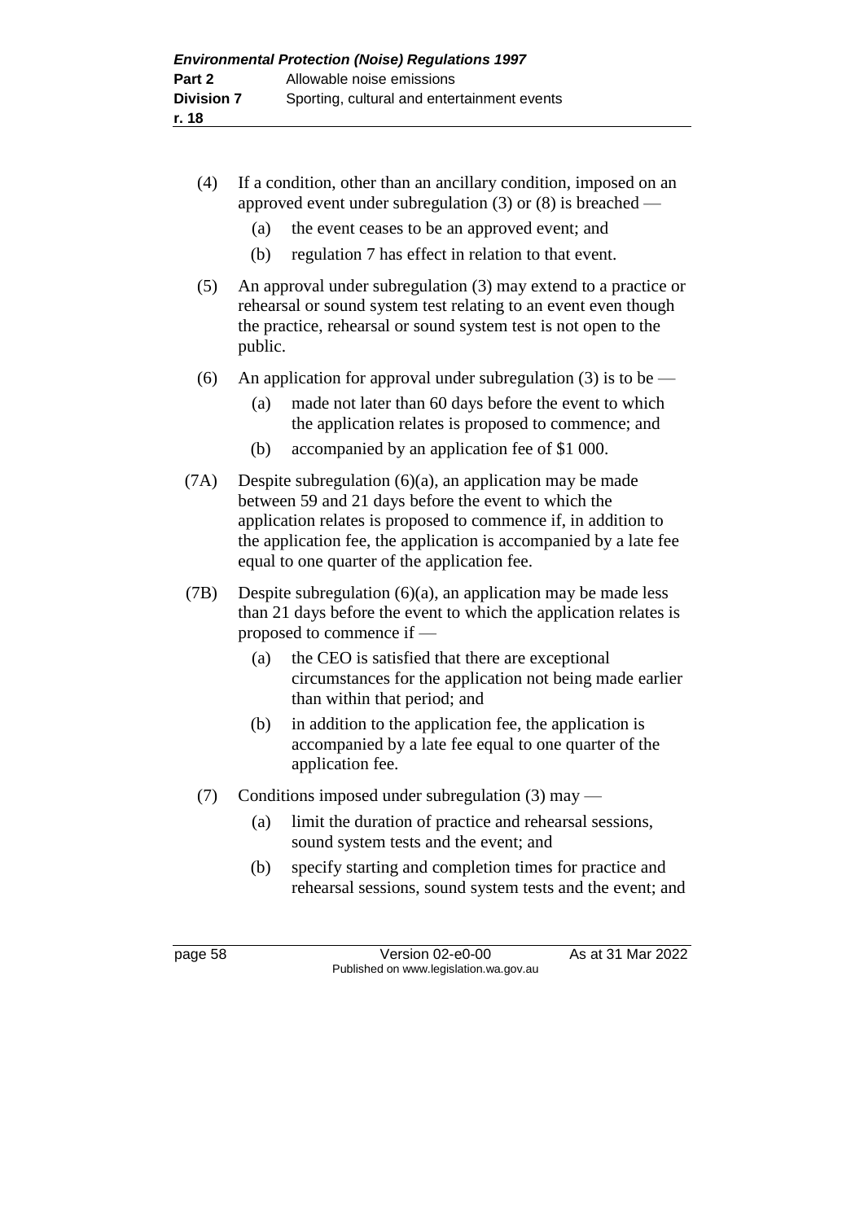(4) If a condition, other than an ancillary condition, imposed on an approved event under subregulation (3) or (8) is breached —

(a) the event ceases to be an approved event; and

(b) regulation 7 has effect in relation to that event.

(5) An approval under subregulation (3) may extend to a practice or rehearsal or sound system test relating to an event even though the practice, rehearsal or sound system test is not open to the public.

(6) An application for approval under subregulation (3) is to be —

(a) made not later than 60 days before the event to which the application relates is proposed to commence; and

(b) accompanied by an application fee of $1 000.

(7A) Despite subregulation (6)(a), an application may be made between 59 and 21 days before the event to which the application relates is proposed to commence if, in addition to the application fee, the application is accompanied by a late fee equal to one quarter of the application fee.

(7B) Despite subregulation (6)(a), an application may be made less than 21 days before the event to which the application relates is proposed to commence if —

(a) the CEO is satisfied that there are exceptional circumstances for the application not being made earlier than within that period; and

(b) in addition to the application fee, the application is accompanied by a late fee equal to one quarter of the application fee.

(7) Conditions imposed under subregulation (3) may —

(a) limit the duration of practice and rehearsal sessions, sound system tests and the event; and

(b) specify starting and completion times for practice and rehearsal sessions, sound system tests and the event; and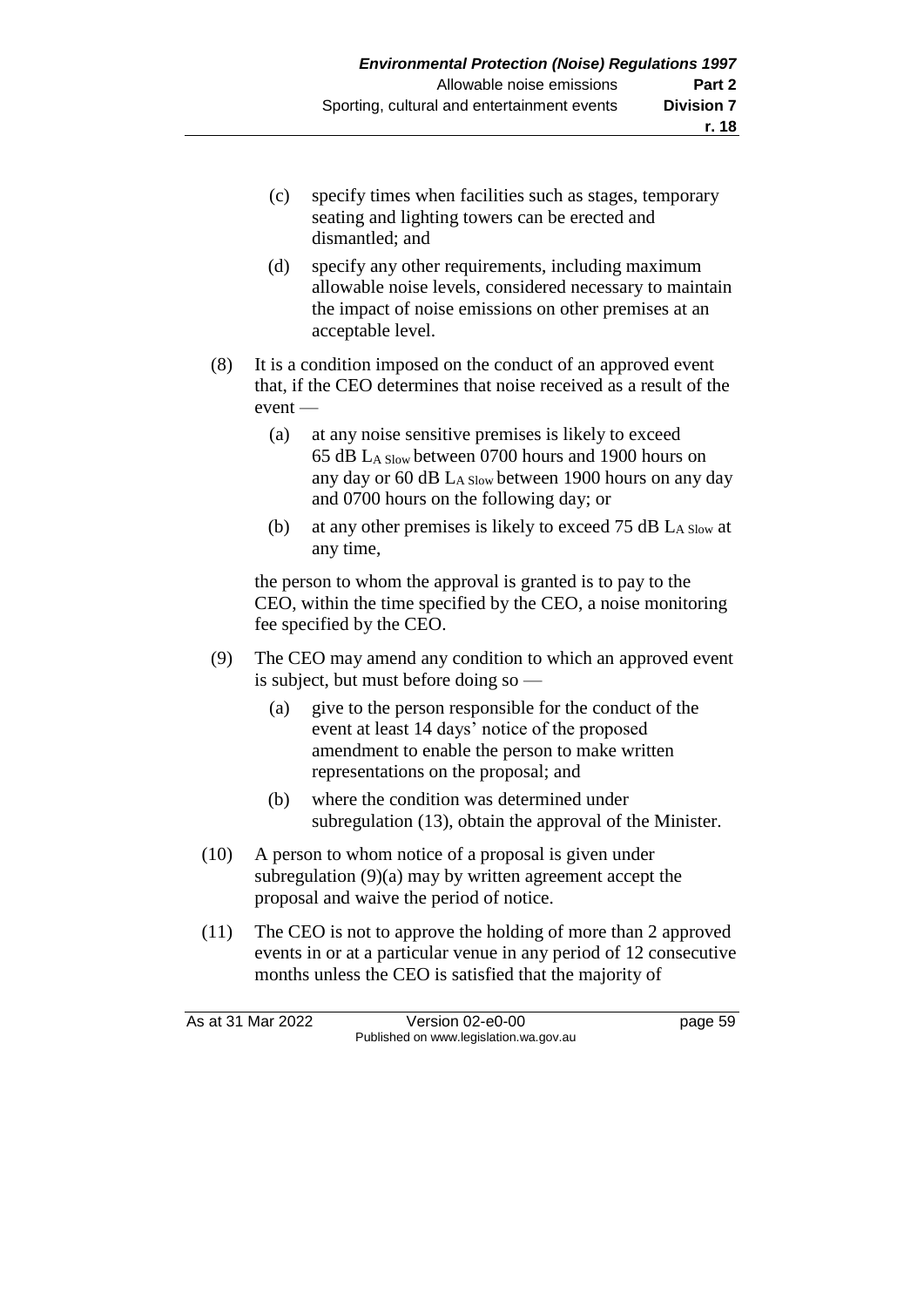(c) specify times when facilities such as stages, temporary seating and lighting towers can be erected and dismantled; and

(d) specify any other requirements, including maximum allowable noise levels, considered necessary to maintain the impact of noise emissions on other premises at an acceptable level.

(8) It is a condition imposed on the conduct of an approved event that, if the CEO determines that noise received as a result of the event —

(a) at any noise sensitive premises is likely to exceed 65 dB $L_{A\ Slow}$ between 0700 hours and 1900 hours on any day or 60 dB $L_{A\ Slow}$ between 1900 hours on any day and 0700 hours on the following day; or

(b) at any other premises is likely to exceed 75 dB $L_{A\ Slow}$ at any time,

the person to whom the approval is granted is to pay to the CEO, within the time specified by the CEO, a noise monitoring fee specified by the CEO.

(9) The CEO may amend any condition to which an approved event is subject, but must before doing so —

(a) give to the person responsible for the conduct of the event at least 14 days' notice of the proposed amendment to enable the person to make written representations on the proposal; and

(b) where the condition was determined under subregulation (13), obtain the approval of the Minister.

(10) A person to whom notice of a proposal is given under subregulation (9)(a) may by written agreement accept the proposal and waive the period of notice.

(11) The CEO is not to approve the holding of more than 2 approved events in or at a particular venue in any period of 12 consecutive months unless the CEO is satisfied that the majority of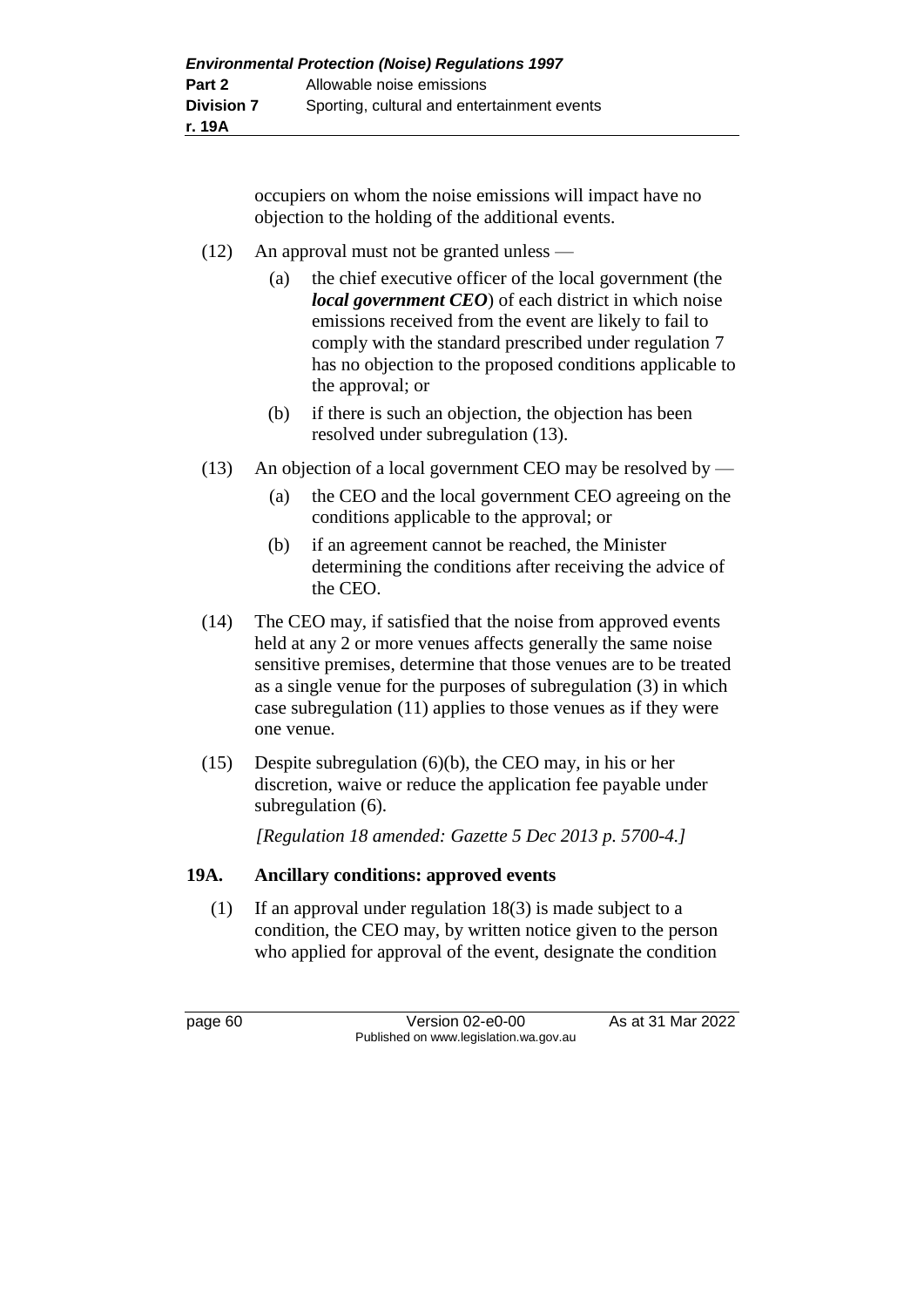occupiers on whom the noise emissions will impact have no objection to the holding of the additional events.

(12) An approval must not be granted unless —

(a) the chief executive officer of the local government (the ***local government CEO***) of each district in which noise emissions received from the event are likely to fail to comply with the standard prescribed under regulation 7 has no objection to the proposed conditions applicable to the approval; or

(b) if there is such an objection, the objection has been resolved under subregulation (13).

(13) An objection of a local government CEO may be resolved by —

(a) the CEO and the local government CEO agreeing on the conditions applicable to the approval; or

(b) if an agreement cannot be reached, the Minister determining the conditions after receiving the advice of the CEO.

(14) The CEO may, if satisfied that the noise from approved events held at any 2 or more venues affects generally the same noise sensitive premises, determine that those venues are to be treated as a single venue for the purposes of subregulation (3) in which case subregulation (11) applies to those venues as if they were one venue.

(15) Despite subregulation (6)(b), the CEO may, in his or her discretion, waive or reduce the application fee payable under subregulation (6).

*[Regulation 18 amended: Gazette 5 Dec 2013 p. 5700-4.]*

## 19A. Ancillary conditions: approved events

(1) If an approval under regulation 18(3) is made subject to a condition, the CEO may, by written notice given to the person who applied for approval of the event, designate the condition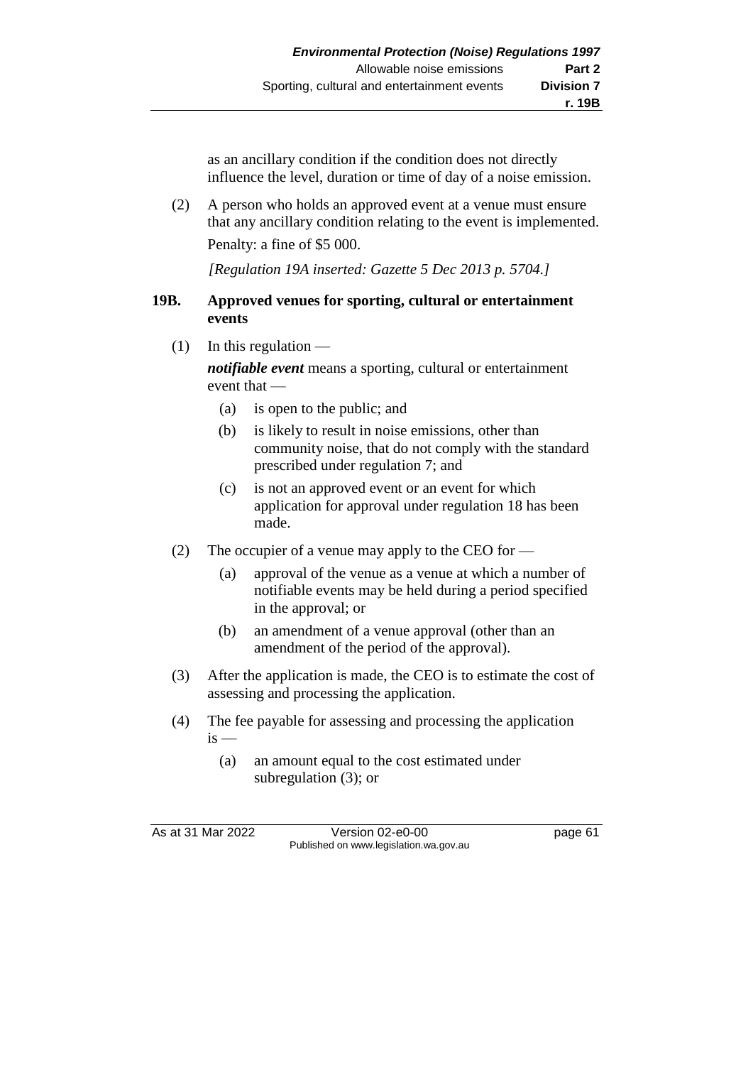as an ancillary condition if the condition does not directly influence the level, duration or time of day of a noise emission.

(2) A person who holds an approved event at a venue must ensure that any ancillary condition relating to the event is implemented.

Penalty: a fine of $5 000.

*[Regulation 19A inserted: Gazette 5 Dec 2013 p. 5704.]*

## 19B. Approved venues for sporting, cultural or entertainment events

(1) In this regulation —

***notifiable event*** means a sporting, cultural or entertainment event that —

- (a) is open to the public; and
- (b) is likely to result in noise emissions, other than community noise, that do not comply with the standard prescribed under regulation 7; and
- (c) is not an approved event or an event for which application for approval under regulation 18 has been made.

(2) The occupier of a venue may apply to the CEO for —

- (a) approval of the venue as a venue at which a number of notifiable events may be held during a period specified in the approval; or
- (b) an amendment of a venue approval (other than an amendment of the period of the approval).

(3) After the application is made, the CEO is to estimate the cost of assessing and processing the application.

(4) The fee payable for assessing and processing the application is —

- (a) an amount equal to the cost estimated under subregulation (3); or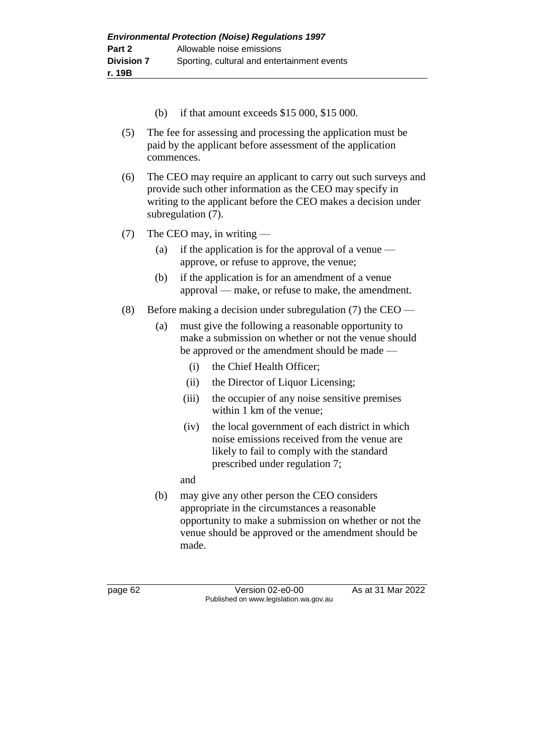(b) if that amount exceeds $15 000, $15 000.

(5) The fee for assessing and processing the application must be paid by the applicant before assessment of the application commences.

(6) The CEO may require an applicant to carry out such surveys and provide such other information as the CEO may specify in writing to the applicant before the CEO makes a decision under subregulation (7).

(7) The CEO may, in writing —

(a) if the application is for the approval of a venue — approve, or refuse to approve, the venue;

(b) if the application is for an amendment of a venue approval — make, or refuse to make, the amendment.

(8) Before making a decision under subregulation (7) the CEO —

(a) must give the following a reasonable opportunity to make a submission on whether or not the venue should be approved or the amendment should be made —

(i) the Chief Health Officer;

(ii) the Director of Liquor Licensing;

(iii) the occupier of any noise sensitive premises within 1 km of the venue;

(iv) the local government of each district in which noise emissions received from the venue are likely to fail to comply with the standard prescribed under regulation 7;

and

(b) may give any other person the CEO considers appropriate in the circumstances a reasonable opportunity to make a submission on whether or not the venue should be approved or the amendment should be made.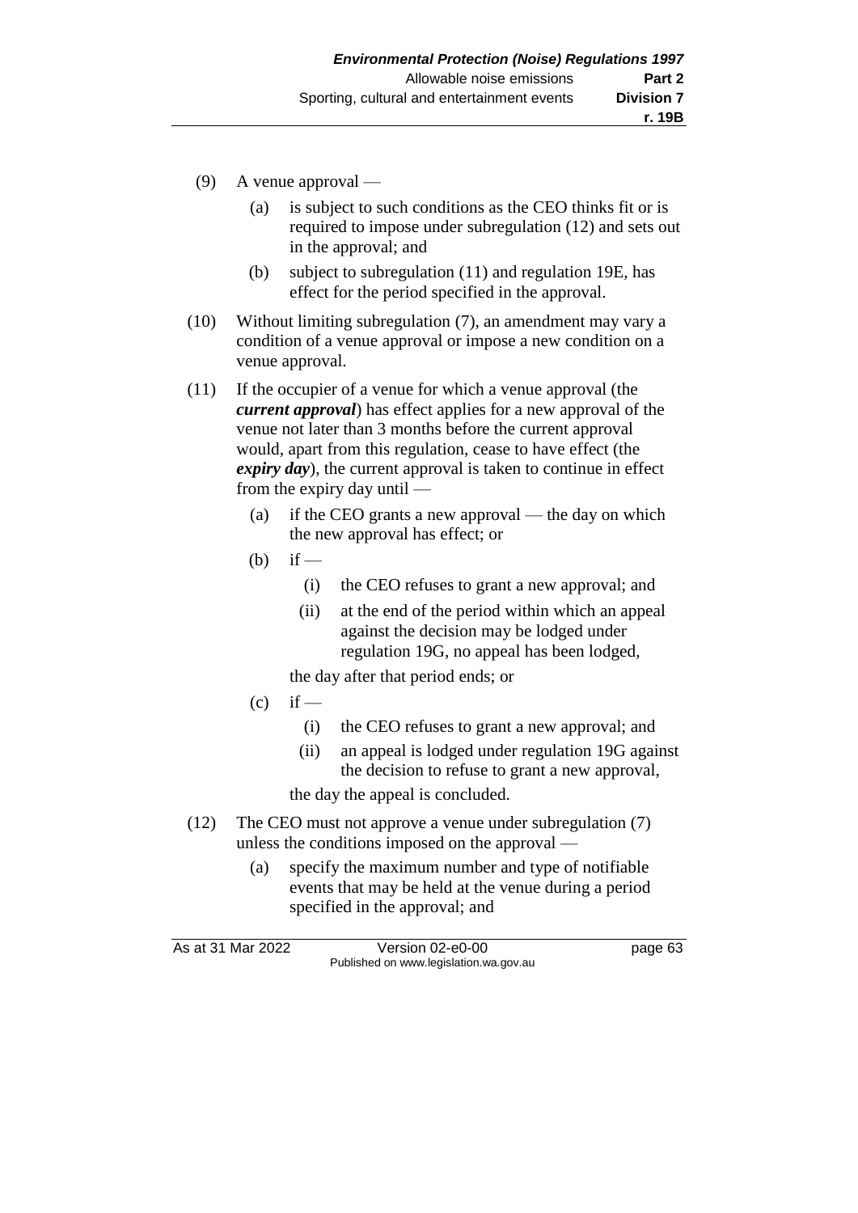(9) A venue approval —

(a) is subject to such conditions as the CEO thinks fit or is required to impose under subregulation (12) and sets out in the approval; and

(b) subject to subregulation (11) and regulation 19E, has effect for the period specified in the approval.

(10) Without limiting subregulation (7), an amendment may vary a condition of a venue approval or impose a new condition on a venue approval.

(11) If the occupier of a venue for which a venue approval (the ***current approval***) has effect applies for a new approval of the venue not later than 3 months before the current approval would, apart from this regulation, cease to have effect (the ***expiry day***), the current approval is taken to continue in effect from the expiry day until —

(a) if the CEO grants a new approval — the day on which the new approval has effect; or

(b) if —

(i) the CEO refuses to grant a new approval; and

(ii) at the end of the period within which an appeal against the decision may be lodged under regulation 19G, no appeal has been lodged,

the day after that period ends; or

(c) if —

(i) the CEO refuses to grant a new approval; and

(ii) an appeal is lodged under regulation 19G against the decision to refuse to grant a new approval,

the day the appeal is concluded.

(12) The CEO must not approve a venue under subregulation (7) unless the conditions imposed on the approval —

(a) specify the maximum number and type of notifiable events that may be held at the venue during a period specified in the approval; and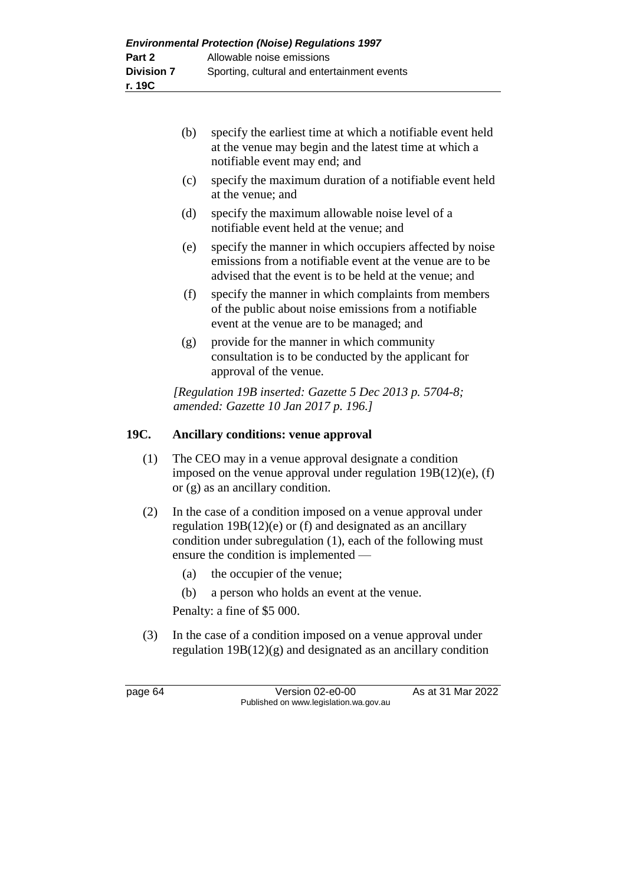(b) specify the earliest time at which a notifiable event held at the venue may begin and the latest time at which a notifiable event may end; and

(c) specify the maximum duration of a notifiable event held at the venue; and

(d) specify the maximum allowable noise level of a notifiable event held at the venue; and

(e) specify the manner in which occupiers affected by noise emissions from a notifiable event at the venue are to be advised that the event is to be held at the venue; and

(f) specify the manner in which complaints from members of the public about noise emissions from a notifiable event at the venue are to be managed; and

(g) provide for the manner in which community consultation is to be conducted by the applicant for approval of the venue.

*[Regulation 19B inserted: Gazette 5 Dec 2013 p. 5704-8; amended: Gazette 10 Jan 2017 p. 196.]*

### 19C. Ancillary conditions: venue approval

(1) The CEO may in a venue approval designate a condition imposed on the venue approval under regulation 19B(12)(e), (f) or (g) as an ancillary condition.

(2) In the case of a condition imposed on a venue approval under regulation 19B(12)(e) or (f) and designated as an ancillary condition under subregulation (1), each of the following must ensure the condition is implemented —

(a) the occupier of the venue;

(b) a person who holds an event at the venue.

Penalty: a fine of $5 000.

(3) In the case of a condition imposed on a venue approval under regulation 19B(12)(g) and designated as an ancillary condition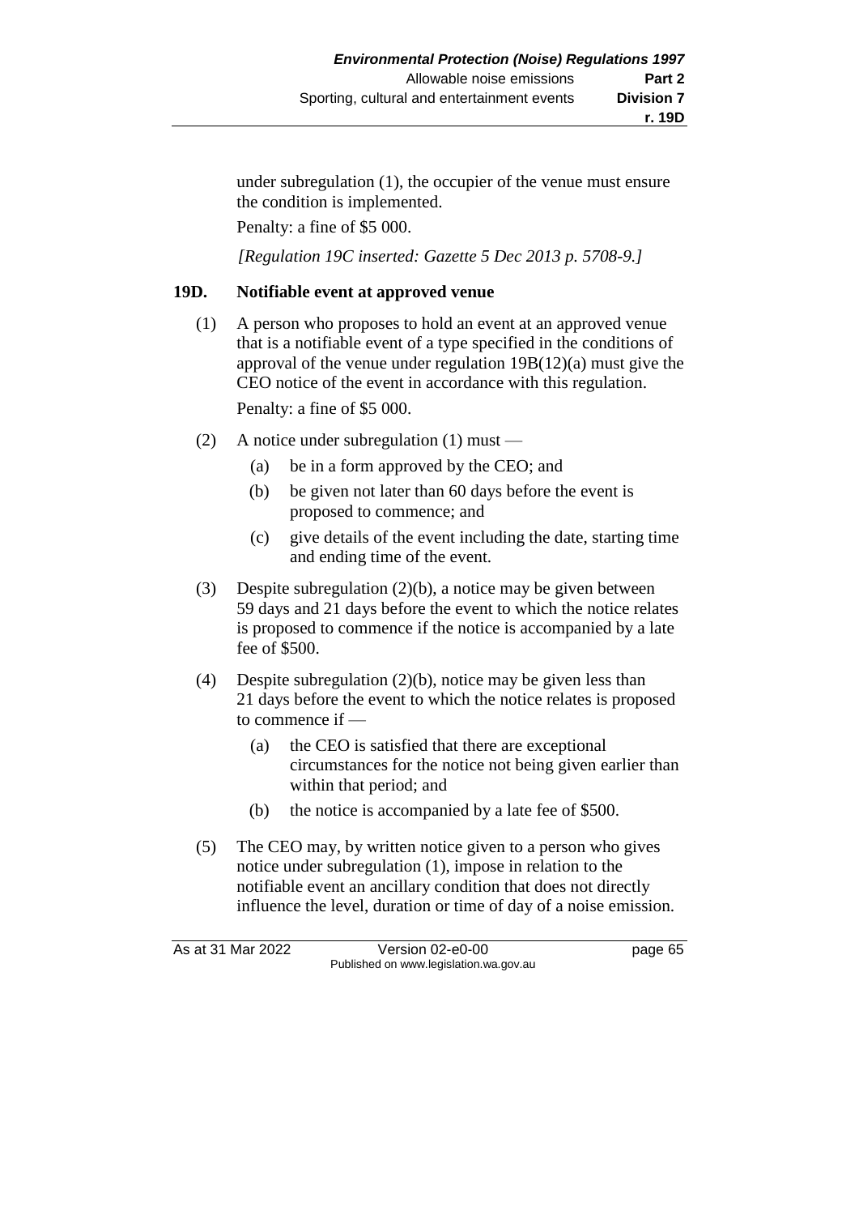under subregulation (1), the occupier of the venue must ensure the condition is implemented.

Penalty: a fine of $5 000.

*[Regulation 19C inserted: Gazette 5 Dec 2013 p. 5708-9.]*

## 19D. Notifiable event at approved venue

(1) A person who proposes to hold an event at an approved venue that is a notifiable event of a type specified in the conditions of approval of the venue under regulation 19B(12)(a) must give the CEO notice of the event in accordance with this regulation.

Penalty: a fine of $5 000.

(2) A notice under subregulation (1) must —

- (a) be in a form approved by the CEO; and
- (b) be given not later than 60 days before the event is proposed to commence; and
- (c) give details of the event including the date, starting time and ending time of the event.

(3) Despite subregulation (2)(b), a notice may be given between 59 days and 21 days before the event to which the notice relates is proposed to commence if the notice is accompanied by a late fee of $500.

(4) Despite subregulation (2)(b), notice may be given less than 21 days before the event to which the notice relates is proposed to commence if —

- (a) the CEO is satisfied that there are exceptional circumstances for the notice not being given earlier than within that period; and
- (b) the notice is accompanied by a late fee of $500.

(5) The CEO may, by written notice given to a person who gives notice under subregulation (1), impose in relation to the notifiable event an ancillary condition that does not directly influence the level, duration or time of day of a noise emission.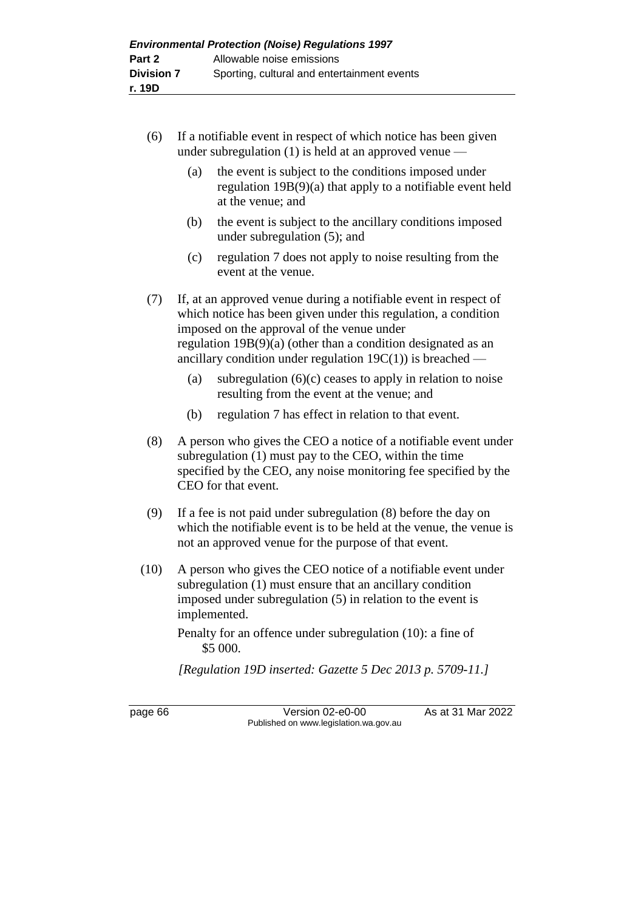(6) If a notifiable event in respect of which notice has been given under subregulation (1) is held at an approved venue —

   (a) the event is subject to the conditions imposed under regulation 19B(9)(a) that apply to a notifiable event held at the venue; and

   (b) the event is subject to the ancillary conditions imposed under subregulation (5); and

   (c) regulation 7 does not apply to noise resulting from the event at the venue.

(7) If, at an approved venue during a notifiable event in respect of which notice has been given under this regulation, a condition imposed on the approval of the venue under regulation 19B(9)(a) (other than a condition designated as an ancillary condition under regulation 19C(1)) is breached —

   (a) subregulation (6)(c) ceases to apply in relation to noise resulting from the event at the venue; and

   (b) regulation 7 has effect in relation to that event.

(8) A person who gives the CEO a notice of a notifiable event under subregulation (1) must pay to the CEO, within the time specified by the CEO, any noise monitoring fee specified by the CEO for that event.

(9) If a fee is not paid under subregulation (8) before the day on which the notifiable event is to be held at the venue, the venue is not an approved venue for the purpose of that event.

(10) A person who gives the CEO notice of a notifiable event under subregulation (1) must ensure that an ancillary condition imposed under subregulation (5) in relation to the event is implemented.

Penalty for an offence under subregulation (10): a fine of $5 000.

*[Regulation 19D inserted: Gazette 5 Dec 2013 p. 5709-11.]*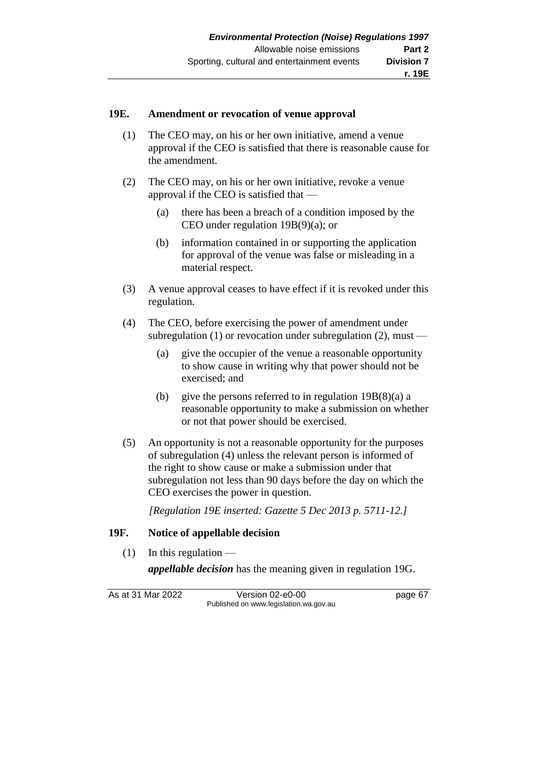### 19E. Amendment or revocation of venue approval

(1) The CEO may, on his or her own initiative, amend a venue approval if the CEO is satisfied that there is reasonable cause for the amendment.

(2) The CEO may, on his or her own initiative, revoke a venue approval if the CEO is satisfied that —

(a) there has been a breach of a condition imposed by the CEO under regulation 19B(9)(a); or

(b) information contained in or supporting the application for approval of the venue was false or misleading in a material respect.

(3) A venue approval ceases to have effect if it is revoked under this regulation.

(4) The CEO, before exercising the power of amendment under subregulation (1) or revocation under subregulation (2), must —

(a) give the occupier of the venue a reasonable opportunity to show cause in writing why that power should not be exercised; and

(b) give the persons referred to in regulation 19B(8)(a) a reasonable opportunity to make a submission on whether or not that power should be exercised.

(5) An opportunity is not a reasonable opportunity for the purposes of subregulation (4) unless the relevant person is informed of the right to show cause or make a submission under that subregulation not less than 90 days before the day on which the CEO exercises the power in question.

*[Regulation 19E inserted: Gazette 5 Dec 2013 p. 5711-12.]*

### 19F. Notice of appellable decision

(1) In this regulation —

***appellable decision*** has the meaning given in regulation 19G.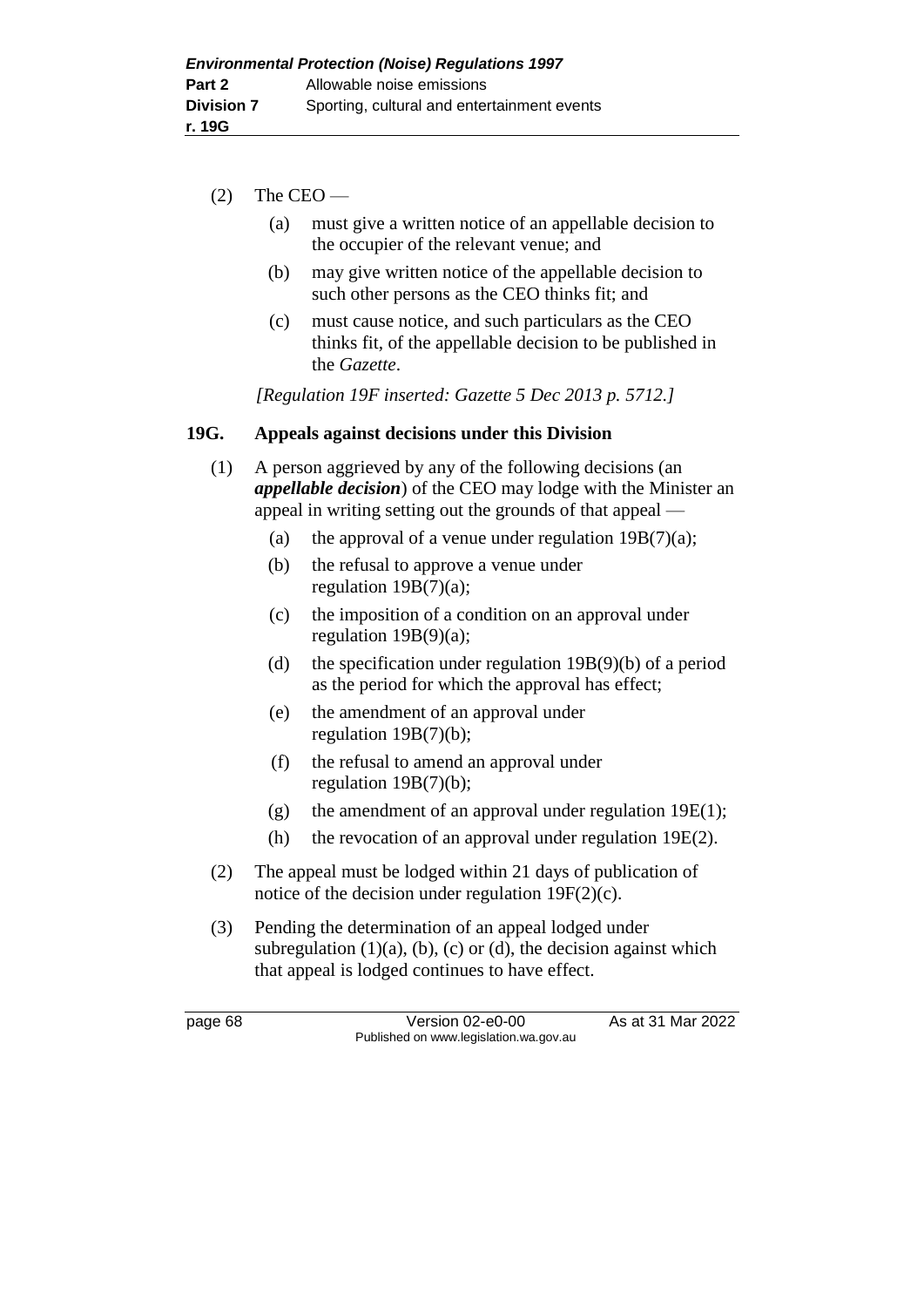(2) The CEO —

(a) must give a written notice of an appellable decision to the occupier of the relevant venue; and

(b) may give written notice of the appellable decision to such other persons as the CEO thinks fit; and

(c) must cause notice, and such particulars as the CEO thinks fit, of the appellable decision to be published in the *Gazette*.

*[Regulation 19F inserted: Gazette 5 Dec 2013 p. 5712.]*

### 19G. Appeals against decisions under this Division

(1) A person aggrieved by any of the following decisions (an ***appellable decision***) of the CEO may lodge with the Minister an appeal in writing setting out the grounds of that appeal —

(a) the approval of a venue under regulation 19B(7)(a);

(b) the refusal to approve a venue under regulation 19B(7)(a);

(c) the imposition of a condition on an approval under regulation 19B(9)(a);

(d) the specification under regulation 19B(9)(b) of a period as the period for which the approval has effect;

(e) the amendment of an approval under regulation 19B(7)(b);

(f) the refusal to amend an approval under regulation 19B(7)(b);

(g) the amendment of an approval under regulation 19E(1);

(h) the revocation of an approval under regulation 19E(2).

(2) The appeal must be lodged within 21 days of publication of notice of the decision under regulation 19F(2)(c).

(3) Pending the determination of an appeal lodged under subregulation (1)(a), (b), (c) or (d), the decision against which that appeal is lodged continues to have effect.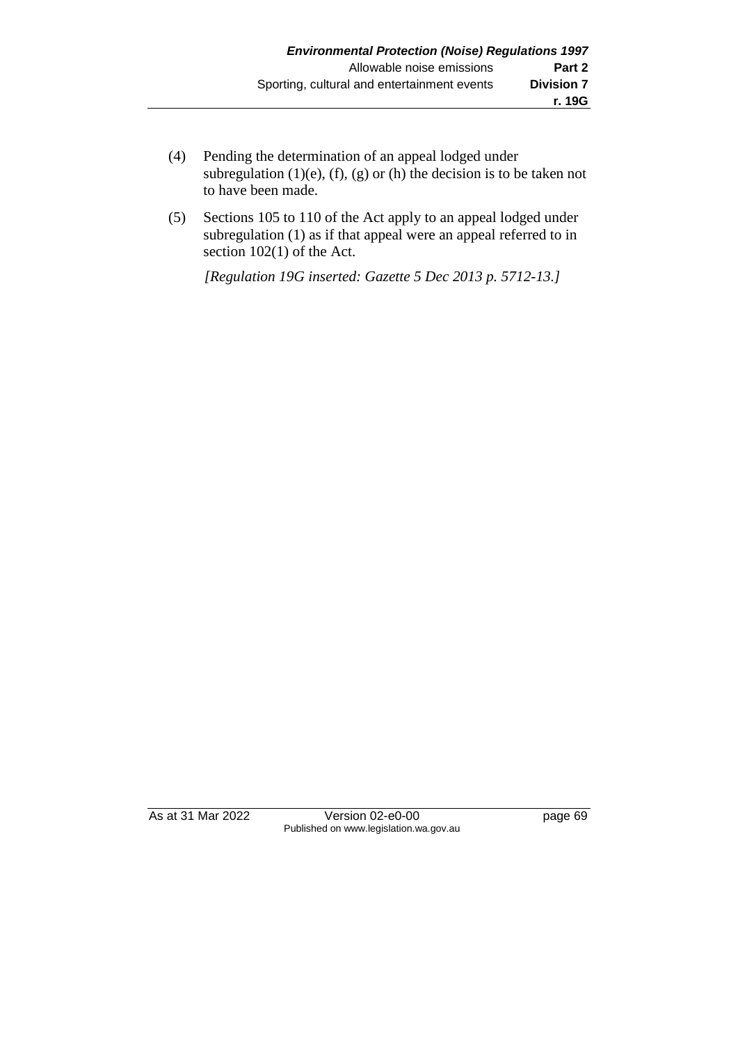(4) Pending the determination of an appeal lodged under subregulation (1)(e), (f), (g) or (h) the decision is to be taken not to have been made.

(5) Sections 105 to 110 of the Act apply to an appeal lodged under subregulation (1) as if that appeal were an appeal referred to in section 102(1) of the Act.

*[Regulation 19G inserted: Gazette 5 Dec 2013 p. 5712-13.]*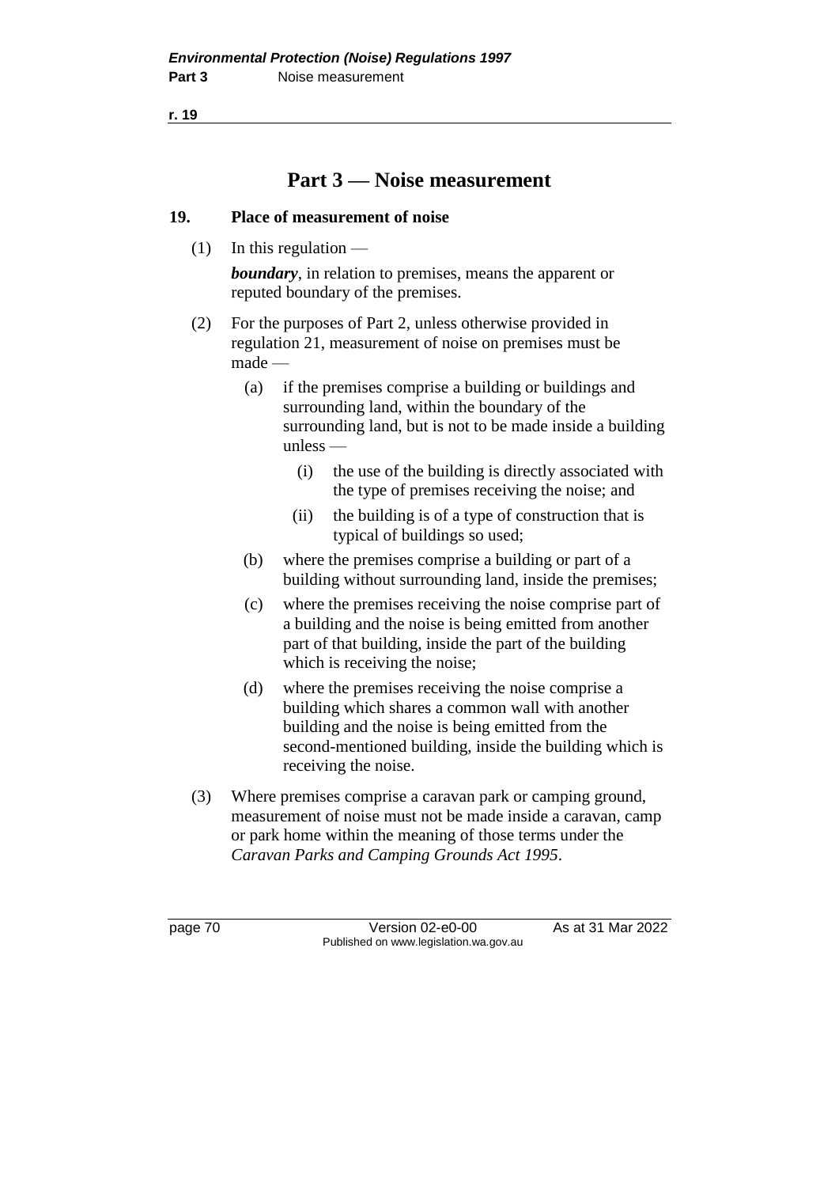# Part 3 — Noise measurement

## 19. Place of measurement of noise

(1) In this regulation —

***boundary***, in relation to premises, means the apparent or reputed boundary of the premises.

(2) For the purposes of Part 2, unless otherwise provided in regulation 21, measurement of noise on premises must be made —

- (a) if the premises comprise a building or buildings and surrounding land, within the boundary of the surrounding land, but is not to be made inside a building unless —
  - (i) the use of the building is directly associated with the type of premises receiving the noise; and
  - (ii) the building is of a type of construction that is typical of buildings so used;
- (b) where the premises comprise a building or part of a building without surrounding land, inside the premises;
- (c) where the premises receiving the noise comprise part of a building and the noise is being emitted from another part of that building, inside the part of the building which is receiving the noise;
- (d) where the premises receiving the noise comprise a building which shares a common wall with another building and the noise is being emitted from the second-mentioned building, inside the building which is receiving the noise.

(3) Where premises comprise a caravan park or camping ground, measurement of noise must not be made inside a caravan, camp or park home within the meaning of those terms under the *Caravan Parks and Camping Grounds Act 1995*.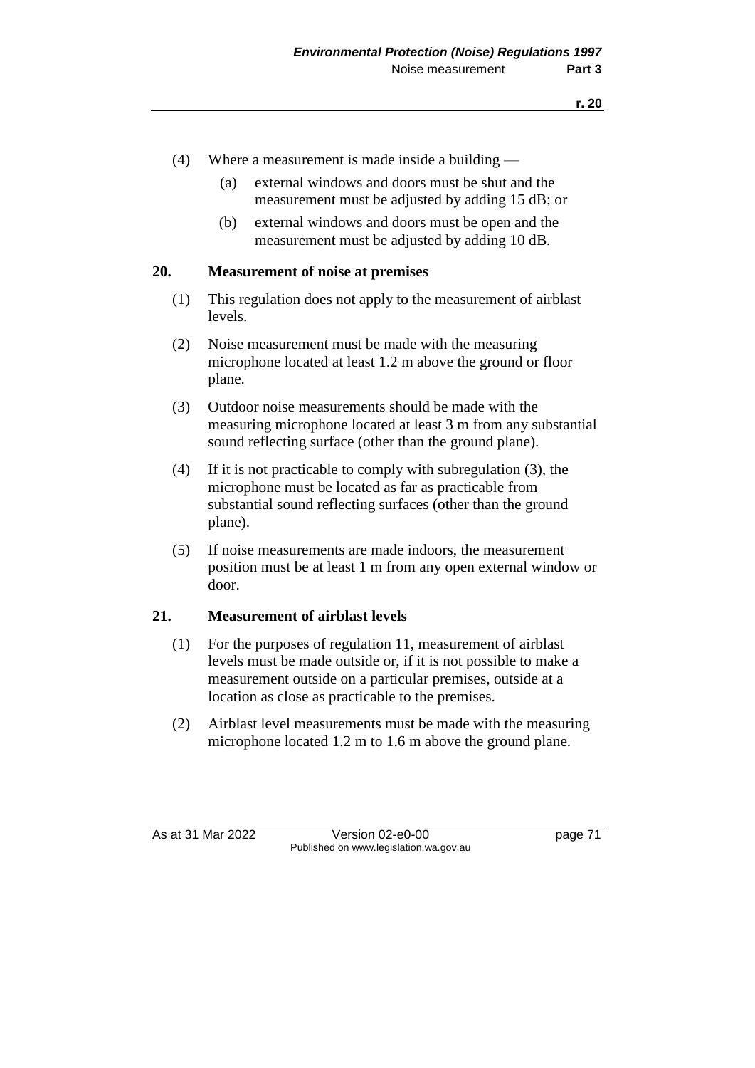(4) Where a measurement is made inside a building —

(a) external windows and doors must be shut and the measurement must be adjusted by adding 15 dB; or

(b) external windows and doors must be open and the measurement must be adjusted by adding 10 dB.

## 20. Measurement of noise at premises

(1) This regulation does not apply to the measurement of airblast levels.

(2) Noise measurement must be made with the measuring microphone located at least 1.2 m above the ground or floor plane.

(3) Outdoor noise measurements should be made with the measuring microphone located at least 3 m from any substantial sound reflecting surface (other than the ground plane).

(4) If it is not practicable to comply with subregulation (3), the microphone must be located as far as practicable from substantial sound reflecting surfaces (other than the ground plane).

(5) If noise measurements are made indoors, the measurement position must be at least 1 m from any open external window or door.

## 21. Measurement of airblast levels

(1) For the purposes of regulation 11, measurement of airblast levels must be made outside or, if it is not possible to make a measurement outside on a particular premises, outside at a location as close as practicable to the premises.

(2) Airblast level measurements must be made with the measuring microphone located 1.2 m to 1.6 m above the ground plane.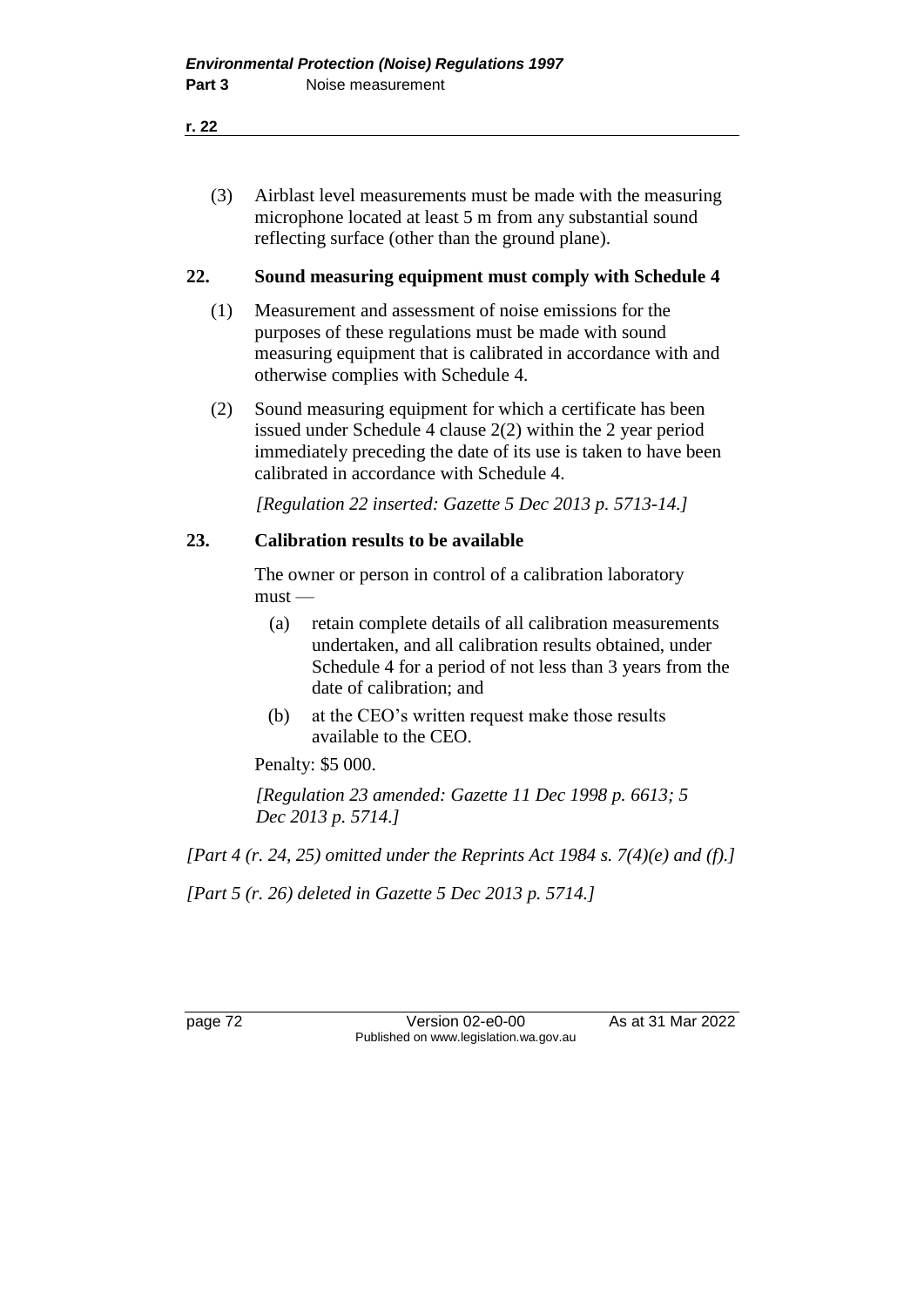(3) Airblast level measurements must be made with the measuring microphone located at least 5 m from any substantial sound reflecting surface (other than the ground plane).

### 22. Sound measuring equipment must comply with Schedule 4

(1) Measurement and assessment of noise emissions for the purposes of these regulations must be made with sound measuring equipment that is calibrated in accordance with and otherwise complies with Schedule 4.

(2) Sound measuring equipment for which a certificate has been issued under Schedule 4 clause 2(2) within the 2 year period immediately preceding the date of its use is taken to have been calibrated in accordance with Schedule 4.

*[Regulation 22 inserted: Gazette 5 Dec 2013 p. 5713-14.]*

### 23. Calibration results to be available

The owner or person in control of a calibration laboratory must —

(a) retain complete details of all calibration measurements undertaken, and all calibration results obtained, under Schedule 4 for a period of not less than 3 years from the date of calibration; and

(b) at the CEO's written request make those results available to the CEO.

Penalty: $5 000.

*[Regulation 23 amended: Gazette 11 Dec 1998 p. 6613; 5 Dec 2013 p. 5714.]*

*[Part 4 (r. 24, 25) omitted under the Reprints Act 1984 s. 7(4)(e) and (f).]*

*[Part 5 (r. 26) deleted in Gazette 5 Dec 2013 p. 5714.]*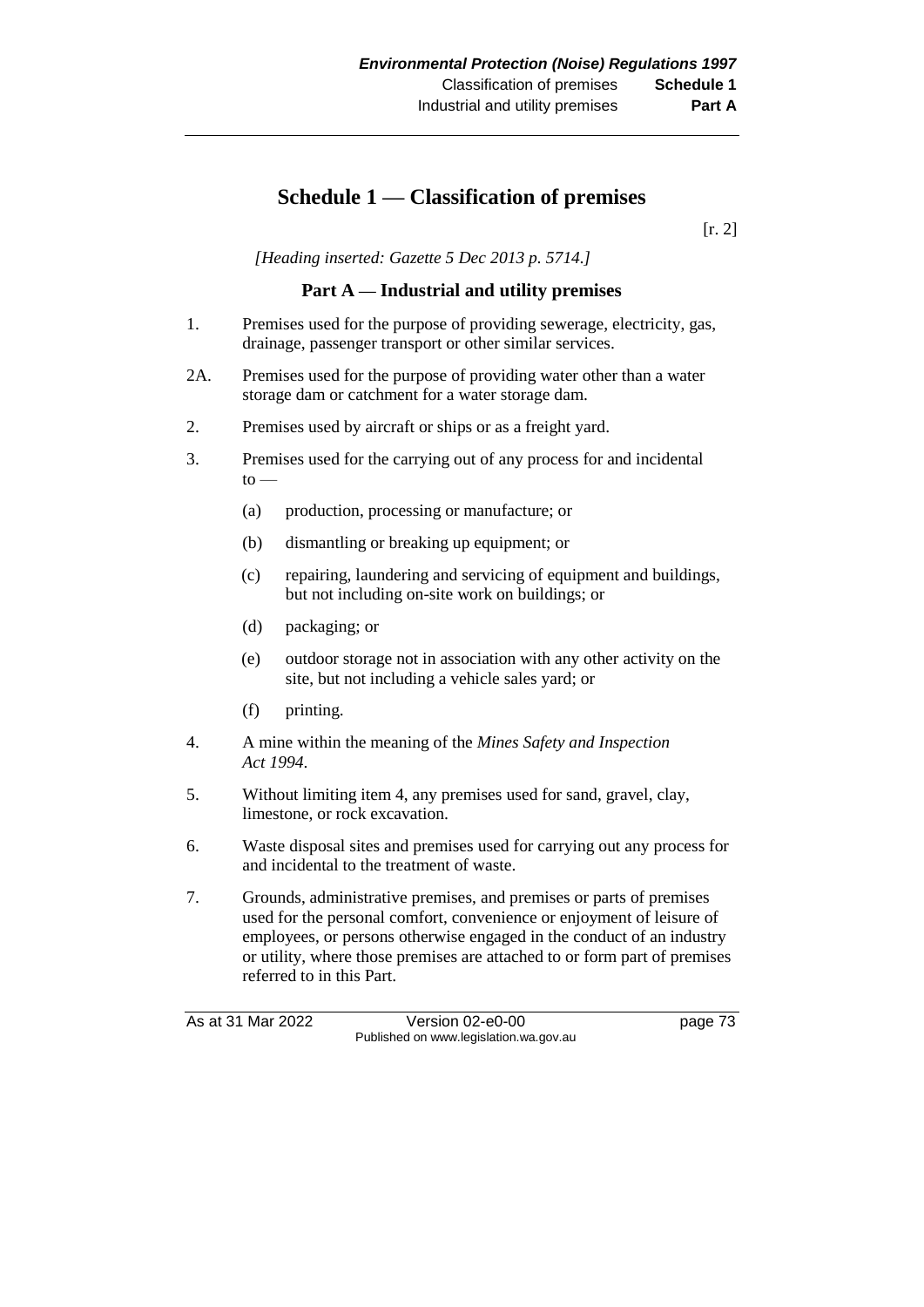# Schedule 1 — Classification of premises

[r. 2]

*[Heading inserted: Gazette 5 Dec 2013 p. 5714.]*

## Part A — Industrial and utility premises

1. Premises used for the purpose of providing sewerage, electricity, gas, drainage, passenger transport or other similar services.

2A. Premises used for the purpose of providing water other than a water storage dam or catchment for a water storage dam.

2. Premises used by aircraft or ships or as a freight yard.

3. Premises used for the carrying out of any process for and incidental to —

   (a) production, processing or manufacture; or

   (b) dismantling or breaking up equipment; or

   (c) repairing, laundering and servicing of equipment and buildings, but not including on-site work on buildings; or

   (d) packaging; or

   (e) outdoor storage not in association with any other activity on the site, but not including a vehicle sales yard; or

   (f) printing.

4. A mine within the meaning of the *Mines Safety and Inspection Act 1994*.

5. Without limiting item 4, any premises used for sand, gravel, clay, limestone, or rock excavation.

6. Waste disposal sites and premises used for carrying out any process for and incidental to the treatment of waste.

7. Grounds, administrative premises, and premises or parts of premises used for the personal comfort, convenience or enjoyment of leisure of employees, or persons otherwise engaged in the conduct of an industry or utility, where those premises are attached to or form part of premises referred to in this Part.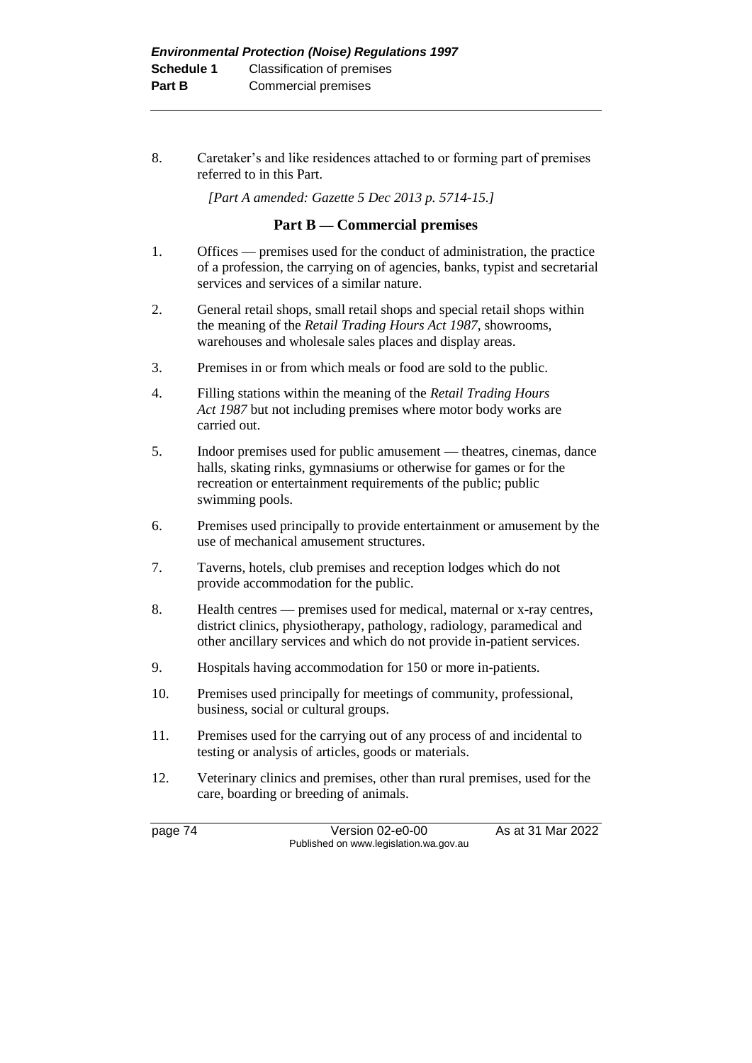8. Caretaker's and like residences attached to or forming part of premises referred to in this Part.

*[Part A amended: Gazette 5 Dec 2013 p. 5714-15.]*

## Part B — Commercial premises

1. Offices — premises used for the conduct of administration, the practice of a profession, the carrying on of agencies, banks, typist and secretarial services and services of a similar nature.

2. General retail shops, small retail shops and special retail shops within the meaning of the *Retail Trading Hours Act 1987*, showrooms, warehouses and wholesale sales places and display areas.

3. Premises in or from which meals or food are sold to the public.

4. Filling stations within the meaning of the *Retail Trading Hours Act 1987* but not including premises where motor body works are carried out.

5. Indoor premises used for public amusement — theatres, cinemas, dance halls, skating rinks, gymnasiums or otherwise for games or for the recreation or entertainment requirements of the public; public swimming pools.

6. Premises used principally to provide entertainment or amusement by the use of mechanical amusement structures.

7. Taverns, hotels, club premises and reception lodges which do not provide accommodation for the public.

8. Health centres — premises used for medical, maternal or x-ray centres, district clinics, physiotherapy, pathology, radiology, paramedical and other ancillary services and which do not provide in-patient services.

9. Hospitals having accommodation for 150 or more in-patients.

10. Premises used principally for meetings of community, professional, business, social or cultural groups.

11. Premises used for the carrying out of any process of and incidental to testing or analysis of articles, goods or materials.

12. Veterinary clinics and premises, other than rural premises, used for the care, boarding or breeding of animals.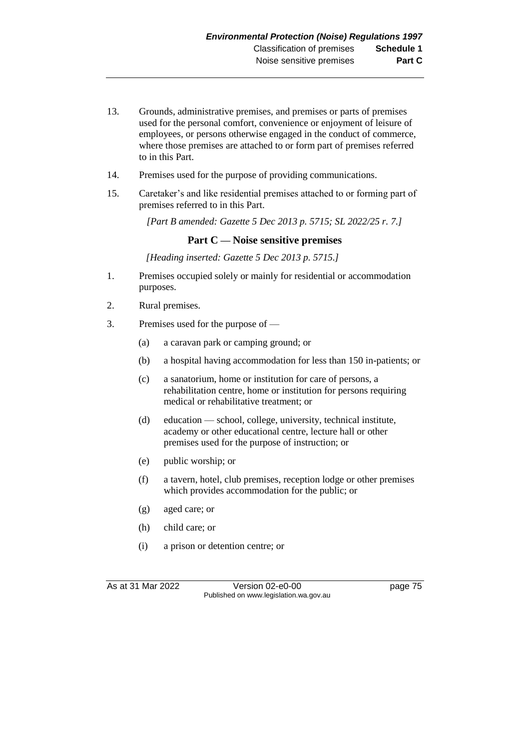13. Grounds, administrative premises, and premises or parts of premises used for the personal comfort, convenience or enjoyment of leisure of employees, or persons otherwise engaged in the conduct of commerce, where those premises are attached to or form part of premises referred to in this Part.

14. Premises used for the purpose of providing communications.

15. Caretaker's and like residential premises attached to or forming part of premises referred to in this Part.

*[Part B amended: Gazette 5 Dec 2013 p. 5715; SL 2022/25 r. 7.]*

### Part C — Noise sensitive premises

*[Heading inserted: Gazette 5 Dec 2013 p. 5715.]*

1. Premises occupied solely or mainly for residential or accommodation purposes.

2. Rural premises.

3. Premises used for the purpose of —

   (a) a caravan park or camping ground; or

   (b) a hospital having accommodation for less than 150 in-patients; or

   (c) a sanatorium, home or institution for care of persons, a rehabilitation centre, home or institution for persons requiring medical or rehabilitative treatment; or

   (d) education — school, college, university, technical institute, academy or other educational centre, lecture hall or other premises used for the purpose of instruction; or

   (e) public worship; or

   (f) a tavern, hotel, club premises, reception lodge or other premises which provides accommodation for the public; or

   (g) aged care; or

   (h) child care; or

   (i) a prison or detention centre; or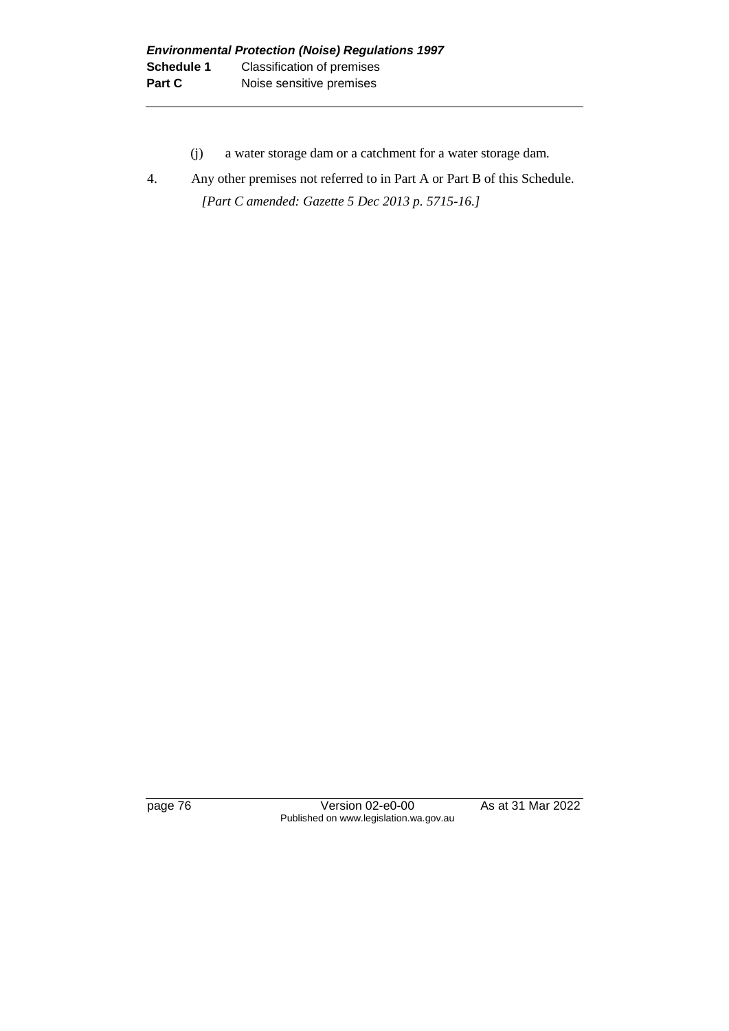(j) a water storage dam or a catchment for a water storage dam.

4. Any other premises not referred to in Part A or Part B of this Schedule.

*[Part C amended: Gazette 5 Dec 2013 p. 5715-16.]*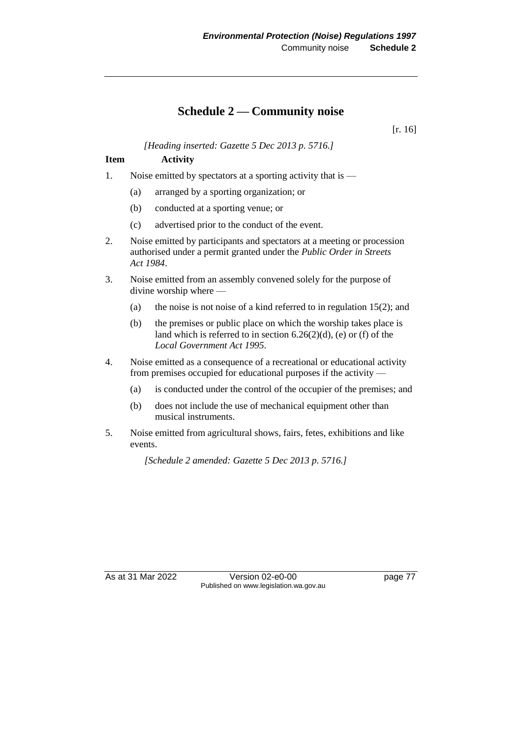# Schedule 2 — Community noise

[r. 16]

*[Heading inserted: Gazette 5 Dec 2013 p. 5716.]*

**Item Activity**

1. Noise emitted by spectators at a sporting activity that is —
   - (a) arranged by a sporting organization; or
   - (b) conducted at a sporting venue; or
   - (c) advertised prior to the conduct of the event.

2. Noise emitted by participants and spectators at a meeting or procession authorised under a permit granted under the *Public Order in Streets Act 1984*.

3. Noise emitted from an assembly convened solely for the purpose of divine worship where —
   - (a) the noise is not noise of a kind referred to in regulation 15(2); and
   - (b) the premises or public place on which the worship takes place is land which is referred to in section 6.26(2)(d), (e) or (f) of the *Local Government Act 1995*.

4. Noise emitted as a consequence of a recreational or educational activity from premises occupied for educational purposes if the activity —
   - (a) is conducted under the control of the occupier of the premises; and
   - (b) does not include the use of mechanical equipment other than musical instruments.

5. Noise emitted from agricultural shows, fairs, fetes, exhibitions and like events.

*[Schedule 2 amended: Gazette 5 Dec 2013 p. 5716.]*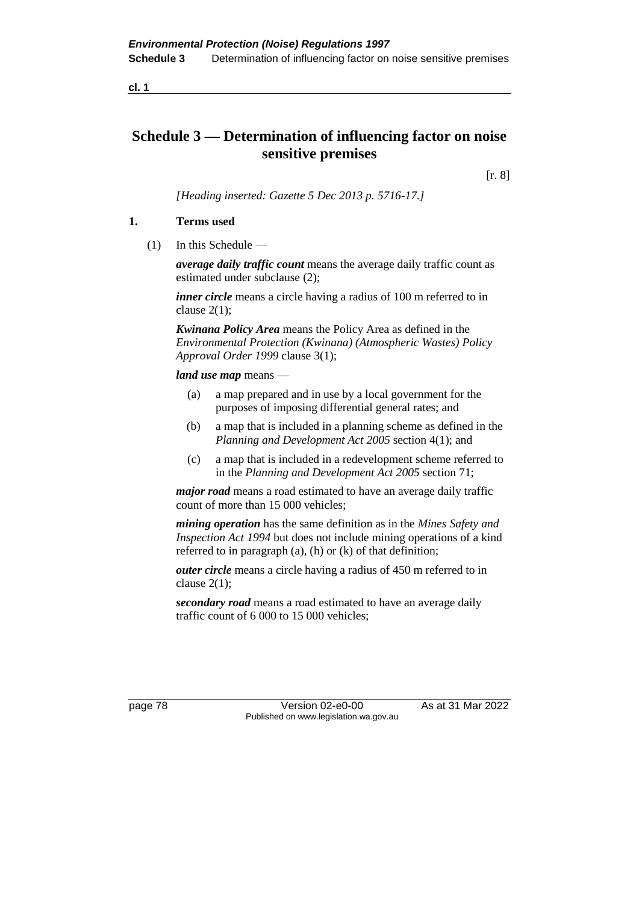# Schedule 3 — Determination of influencing factor on noise sensitive premises

[r. 8]

*[Heading inserted: Gazette 5 Dec 2013 p. 5716-17.]*

## 1. Terms used

(1) In this Schedule —

***average daily traffic count*** means the average daily traffic count as estimated under subclause (2);

***inner circle*** means a circle having a radius of 100 m referred to in clause 2(1);

***Kwinana Policy Area*** means the Policy Area as defined in the *Environmental Protection (Kwinana) (Atmospheric Wastes) Policy Approval Order 1999* clause 3(1);

***land use map*** means —

- (a) a map prepared and in use by a local government for the purposes of imposing differential general rates; and
- (b) a map that is included in a planning scheme as defined in the *Planning and Development Act 2005* section 4(1); and
- (c) a map that is included in a redevelopment scheme referred to in the *Planning and Development Act 2005* section 71;

***major road*** means a road estimated to have an average daily traffic count of more than 15 000 vehicles;

***mining operation*** has the same definition as in the *Mines Safety and Inspection Act 1994* but does not include mining operations of a kind referred to in paragraph (a), (h) or (k) of that definition;

***outer circle*** means a circle having a radius of 450 m referred to in clause 2(1);

***secondary road*** means a road estimated to have an average daily traffic count of 6 000 to 15 000 vehicles;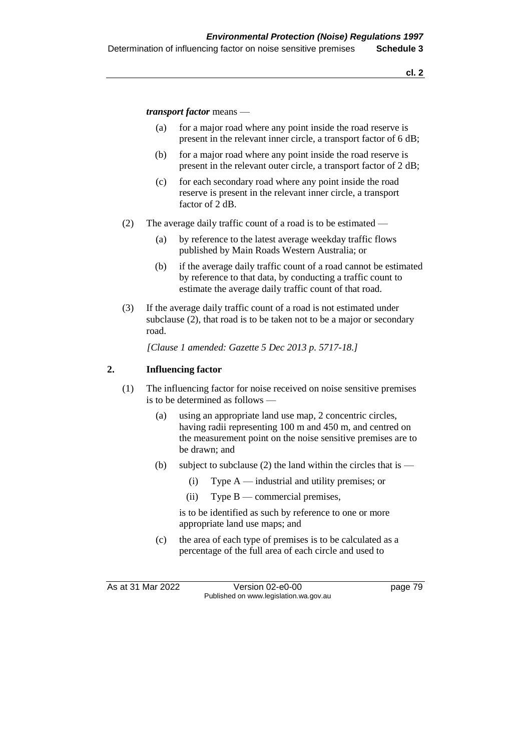***transport factor*** means —

(a) for a major road where any point inside the road reserve is present in the relevant inner circle, a transport factor of 6 dB;

(b) for a major road where any point inside the road reserve is present in the relevant outer circle, a transport factor of 2 dB;

(c) for each secondary road where any point inside the road reserve is present in the relevant inner circle, a transport factor of 2 dB.

(2) The average daily traffic count of a road is to be estimated —

(a) by reference to the latest average weekday traffic flows published by Main Roads Western Australia; or

(b) if the average daily traffic count of a road cannot be estimated by reference to that data, by conducting a traffic count to estimate the average daily traffic count of that road.

(3) If the average daily traffic count of a road is not estimated under subclause (2), that road is to be taken not to be a major or secondary road.

*[Clause 1 amended: Gazette 5 Dec 2013 p. 5717-18.]*

## 2. Influencing factor

(1) The influencing factor for noise received on noise sensitive premises is to be determined as follows —

(a) using an appropriate land use map, 2 concentric circles, having radii representing 100 m and 450 m, and centred on the measurement point on the noise sensitive premises are to be drawn; and

(b) subject to subclause (2) the land within the circles that is —

(i) Type A — industrial and utility premises; or

(ii) Type B — commercial premises,

is to be identified as such by reference to one or more appropriate land use maps; and

(c) the area of each type of premises is to be calculated as a percentage of the full area of each circle and used to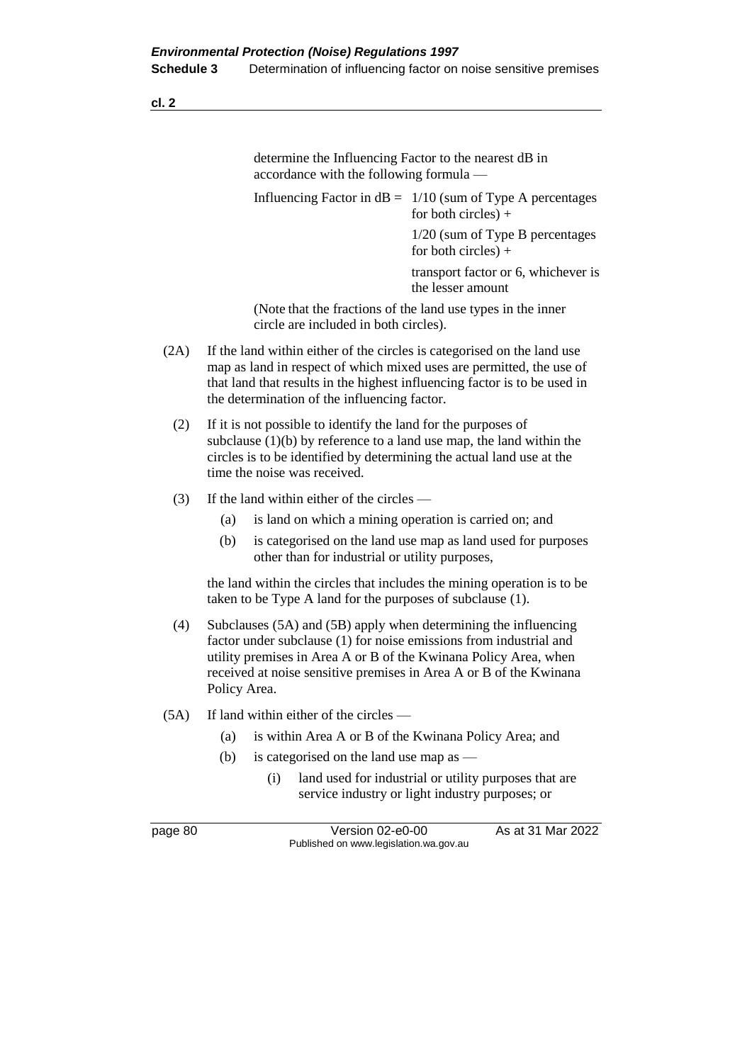determine the Influencing Factor to the nearest dB in accordance with the following formula —

Influencing Factor in dB = 1/10 (sum of Type A percentages for both circles) +
1/20 (sum of Type B percentages for both circles) +
transport factor or 6, whichever is the lesser amount

(Note that the fractions of the land use types in the inner circle are included in both circles).

(2A) If the land within either of the circles is categorised on the land use map as land in respect of which mixed uses are permitted, the use of that land that results in the highest influencing factor is to be used in the determination of the influencing factor.

(2) If it is not possible to identify the land for the purposes of subclause (1)(b) by reference to a land use map, the land within the circles is to be identified by determining the actual land use at the time the noise was received.

(3) If the land within either of the circles —

(a) is land on which a mining operation is carried on; and

(b) is categorised on the land use map as land used for purposes other than for industrial or utility purposes,

the land within the circles that includes the mining operation is to be taken to be Type A land for the purposes of subclause (1).

(4) Subclauses (5A) and (5B) apply when determining the influencing factor under subclause (1) for noise emissions from industrial and utility premises in Area A or B of the Kwinana Policy Area, when received at noise sensitive premises in Area A or B of the Kwinana Policy Area.

(5A) If land within either of the circles —

(a) is within Area A or B of the Kwinana Policy Area; and

(b) is categorised on the land use map as —

(i) land used for industrial or utility purposes that are service industry or light industry purposes; or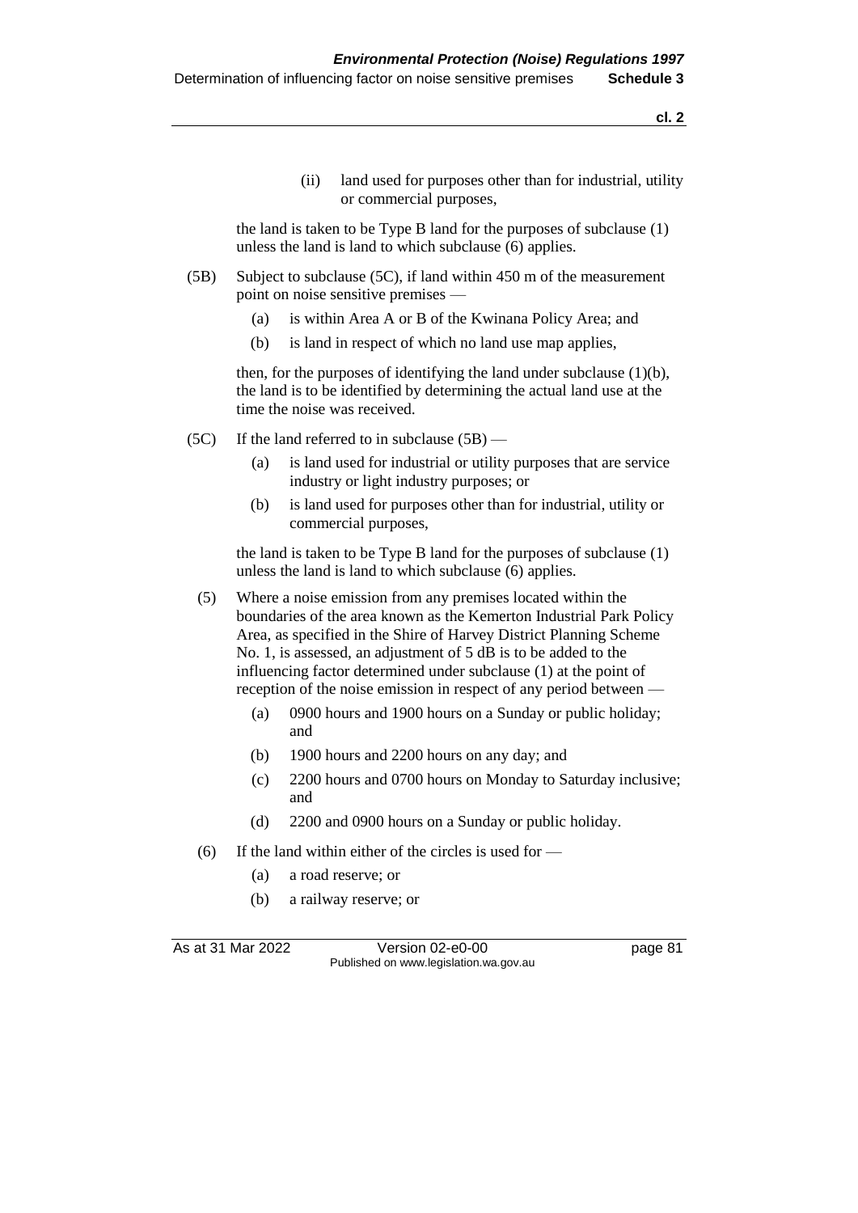(ii) land used for purposes other than for industrial, utility or commercial purposes,

the land is taken to be Type B land for the purposes of subclause (1) unless the land is land to which subclause (6) applies.

(5B) Subject to subclause (5C), if land within 450 m of the measurement point on noise sensitive premises —

(a) is within Area A or B of the Kwinana Policy Area; and

(b) is land in respect of which no land use map applies,

then, for the purposes of identifying the land under subclause (1)(b), the land is to be identified by determining the actual land use at the time the noise was received.

(5C) If the land referred to in subclause (5B) —

(a) is land used for industrial or utility purposes that are service industry or light industry purposes; or

(b) is land used for purposes other than for industrial, utility or commercial purposes,

the land is taken to be Type B land for the purposes of subclause (1) unless the land is land to which subclause (6) applies.

(5) Where a noise emission from any premises located within the boundaries of the area known as the Kemerton Industrial Park Policy Area, as specified in the Shire of Harvey District Planning Scheme No. 1, is assessed, an adjustment of 5 dB is to be added to the influencing factor determined under subclause (1) at the point of reception of the noise emission in respect of any period between —

(a) 0900 hours and 1900 hours on a Sunday or public holiday; and

(b) 1900 hours and 2200 hours on any day; and

(c) 2200 hours and 0700 hours on Monday to Saturday inclusive; and

(d) 2200 and 0900 hours on a Sunday or public holiday.

(6) If the land within either of the circles is used for —

(a) a road reserve; or

(b) a railway reserve; or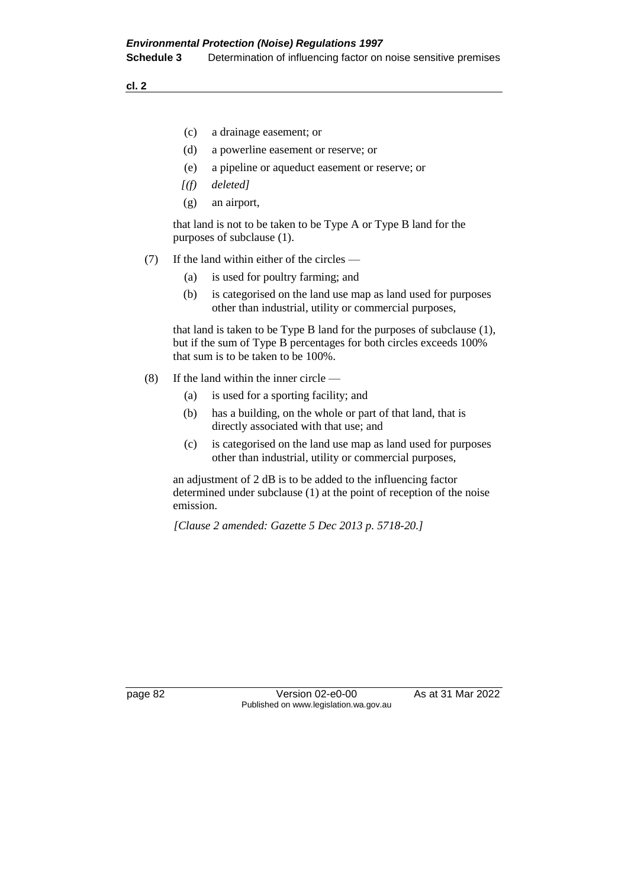(c) a drainage easement; or

(d) a powerline easement or reserve; or

(e) a pipeline or aqueduct easement or reserve; or

*[(f) deleted]*

(g) an airport,

that land is not to be taken to be Type A or Type B land for the purposes of subclause (1).

(7) If the land within either of the circles —

(a) is used for poultry farming; and

(b) is categorised on the land use map as land used for purposes other than industrial, utility or commercial purposes,

that land is taken to be Type B land for the purposes of subclause (1), but if the sum of Type B percentages for both circles exceeds 100% that sum is to be taken to be 100%.

(8) If the land within the inner circle —

(a) is used for a sporting facility; and

(b) has a building, on the whole or part of that land, that is directly associated with that use; and

(c) is categorised on the land use map as land used for purposes other than industrial, utility or commercial purposes,

an adjustment of 2 dB is to be added to the influencing factor determined under subclause (1) at the point of reception of the noise emission.

*[Clause 2 amended: Gazette 5 Dec 2013 p. 5718-20.]*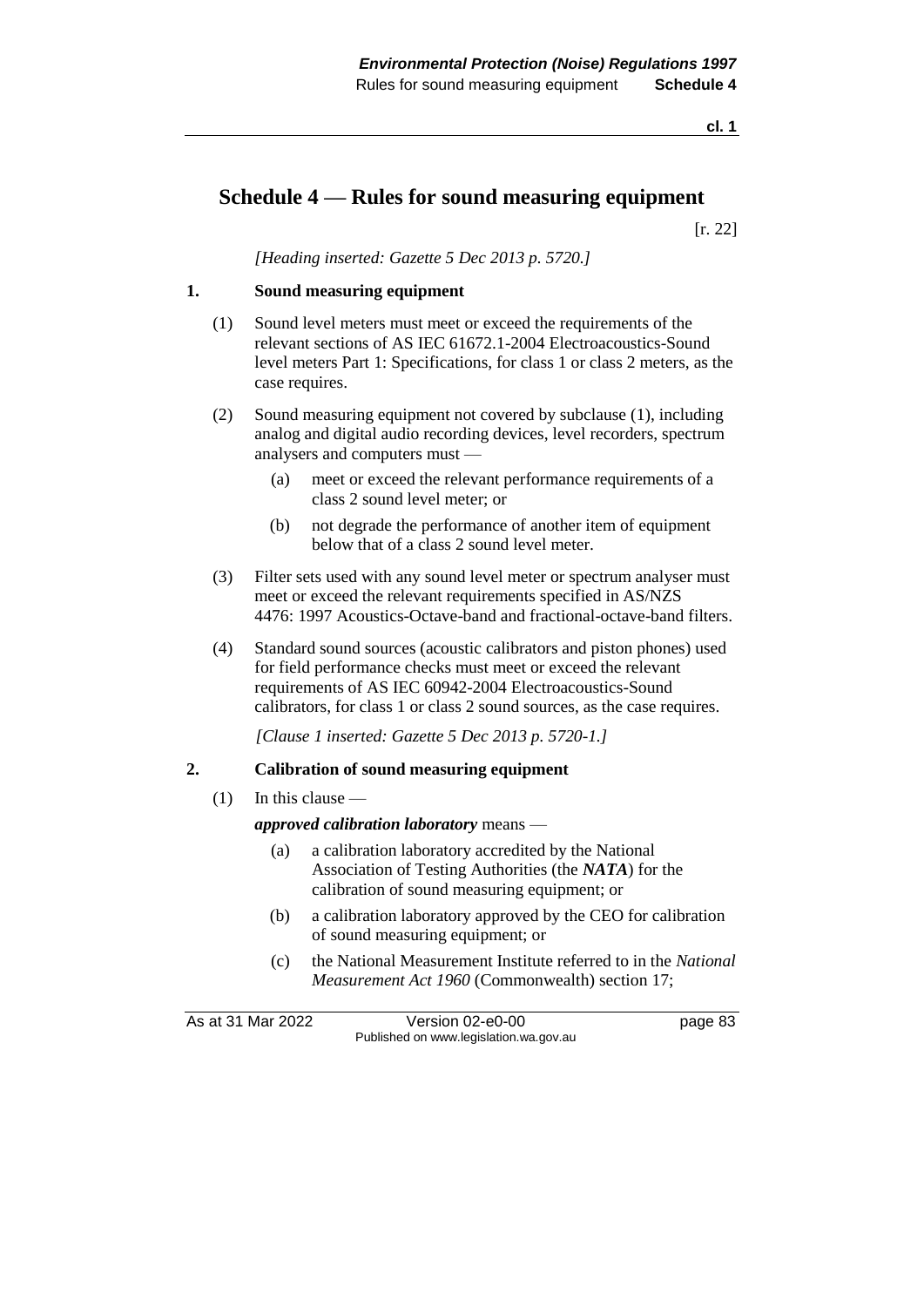# Schedule 4 — Rules for sound measuring equipment

[r. 22]

*[Heading inserted: Gazette 5 Dec 2013 p. 5720.]*

## 1. Sound measuring equipment

(1) Sound level meters must meet or exceed the requirements of the relevant sections of AS IEC 61672.1-2004 Electroacoustics-Sound level meters Part 1: Specifications, for class 1 or class 2 meters, as the case requires.

(2) Sound measuring equipment not covered by subclause (1), including analog and digital audio recording devices, level recorders, spectrum analysers and computers must —

- (a) meet or exceed the relevant performance requirements of a class 2 sound level meter; or
- (b) not degrade the performance of another item of equipment below that of a class 2 sound level meter.

(3) Filter sets used with any sound level meter or spectrum analyser must meet or exceed the relevant requirements specified in AS/NZS 4476: 1997 Acoustics-Octave-band and fractional-octave-band filters.

(4) Standard sound sources (acoustic calibrators and piston phones) used for field performance checks must meet or exceed the relevant requirements of AS IEC 60942-2004 Electroacoustics-Sound calibrators, for class 1 or class 2 sound sources, as the case requires.

*[Clause 1 inserted: Gazette 5 Dec 2013 p. 5720-1.]*

## 2. Calibration of sound measuring equipment

(1) In this clause —

***approved calibration laboratory*** means —

- (a) a calibration laboratory accredited by the National Association of Testing Authorities (the ***NATA***) for the calibration of sound measuring equipment; or
- (b) a calibration laboratory approved by the CEO for calibration of sound measuring equipment; or
- (c) the National Measurement Institute referred to in the *National Measurement Act 1960* (Commonwealth) section 17;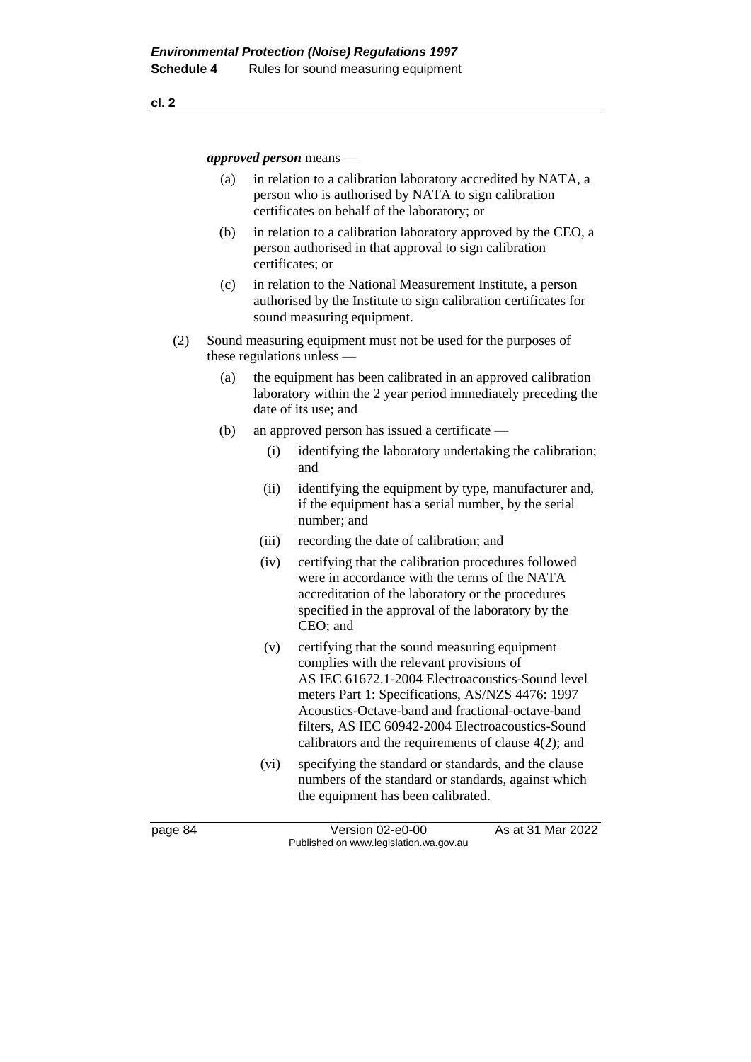***approved person*** means —

(a) in relation to a calibration laboratory accredited by NATA, a person who is authorised by NATA to sign calibration certificates on behalf of the laboratory; or

(b) in relation to a calibration laboratory approved by the CEO, a person authorised in that approval to sign calibration certificates; or

(c) in relation to the National Measurement Institute, a person authorised by the Institute to sign calibration certificates for sound measuring equipment.

(2) Sound measuring equipment must not be used for the purposes of these regulations unless —

(a) the equipment has been calibrated in an approved calibration laboratory within the 2 year period immediately preceding the date of its use; and

(b) an approved person has issued a certificate —

(i) identifying the laboratory undertaking the calibration; and

(ii) identifying the equipment by type, manufacturer and, if the equipment has a serial number, by the serial number; and

(iii) recording the date of calibration; and

(iv) certifying that the calibration procedures followed were in accordance with the terms of the NATA accreditation of the laboratory or the procedures specified in the approval of the laboratory by the CEO; and

(v) certifying that the sound measuring equipment complies with the relevant provisions of AS IEC 61672.1-2004 Electroacoustics-Sound level meters Part 1: Specifications, AS/NZS 4476: 1997 Acoustics-Octave-band and fractional-octave-band filters, AS IEC 60942-2004 Electroacoustics-Sound calibrators and the requirements of clause 4(2); and

(vi) specifying the standard or standards, and the clause numbers of the standard or standards, against which the equipment has been calibrated.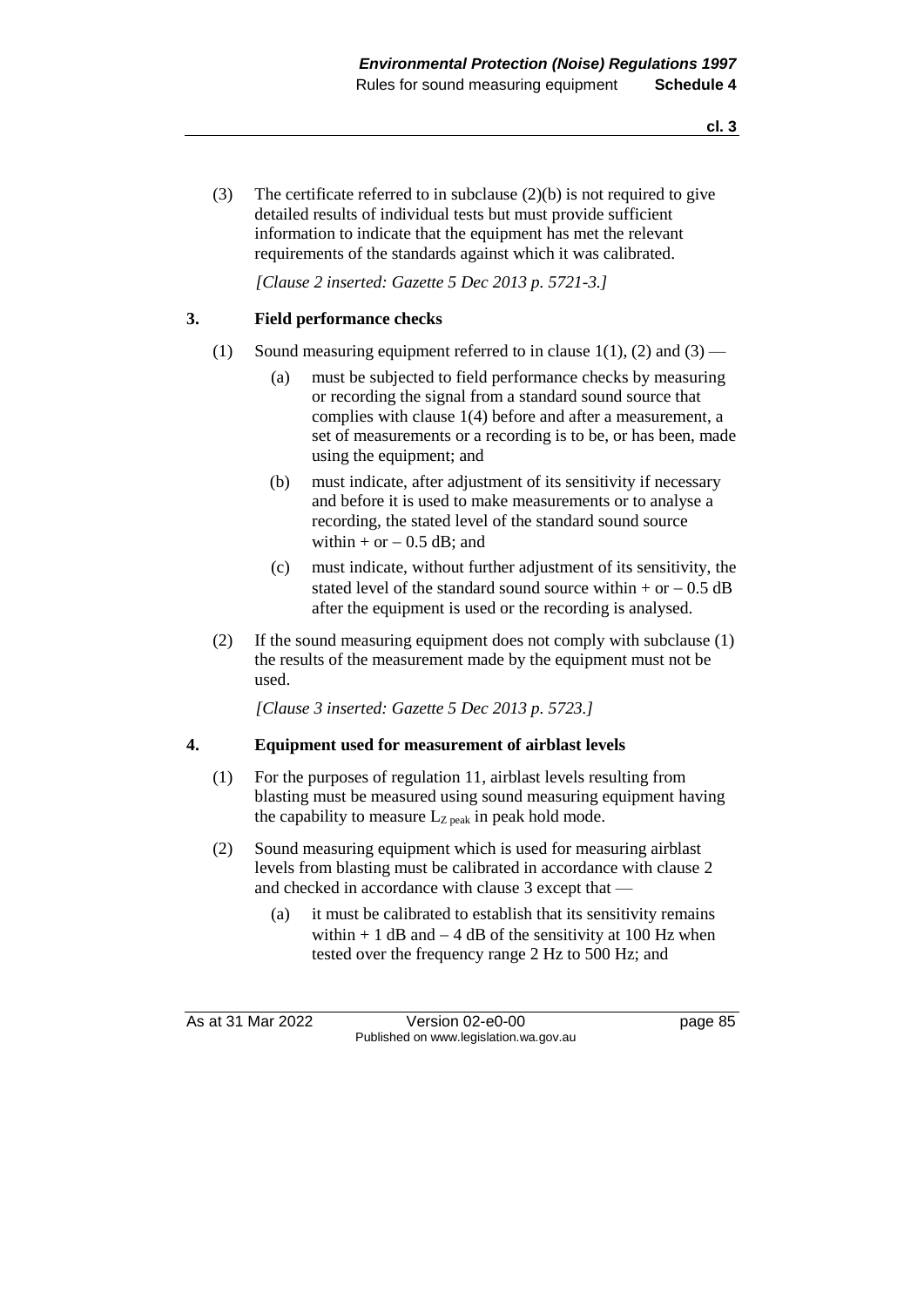(3) The certificate referred to in subclause (2)(b) is not required to give detailed results of individual tests but must provide sufficient information to indicate that the equipment has met the relevant requirements of the standards against which it was calibrated.

*[Clause 2 inserted: Gazette 5 Dec 2013 p. 5721-3.]*

### 3. Field performance checks

(1) Sound measuring equipment referred to in clause 1(1), (2) and (3) —

- (a) must be subjected to field performance checks by measuring or recording the signal from a standard sound source that complies with clause 1(4) before and after a measurement, a set of measurements or a recording is to be, or has been, made using the equipment; and
- (b) must indicate, after adjustment of its sensitivity if necessary and before it is used to make measurements or to analyse a recording, the stated level of the standard sound source within + or – 0.5 dB; and
- (c) must indicate, without further adjustment of its sensitivity, the stated level of the standard sound source within + or – 0.5 dB after the equipment is used or the recording is analysed.

(2) If the sound measuring equipment does not comply with subclause (1) the results of the measurement made by the equipment must not be used.

*[Clause 3 inserted: Gazette 5 Dec 2013 p. 5723.]*

### 4. Equipment used for measurement of airblast levels

(1) For the purposes of regulation 11, airblast levels resulting from blasting must be measured using sound measuring equipment having the capability to measure $L_{Z\ peak}$ in peak hold mode.

(2) Sound measuring equipment which is used for measuring airblast levels from blasting must be calibrated in accordance with clause 2 and checked in accordance with clause 3 except that —

- (a) it must be calibrated to establish that its sensitivity remains within + 1 dB and – 4 dB of the sensitivity at 100 Hz when tested over the frequency range 2 Hz to 500 Hz; and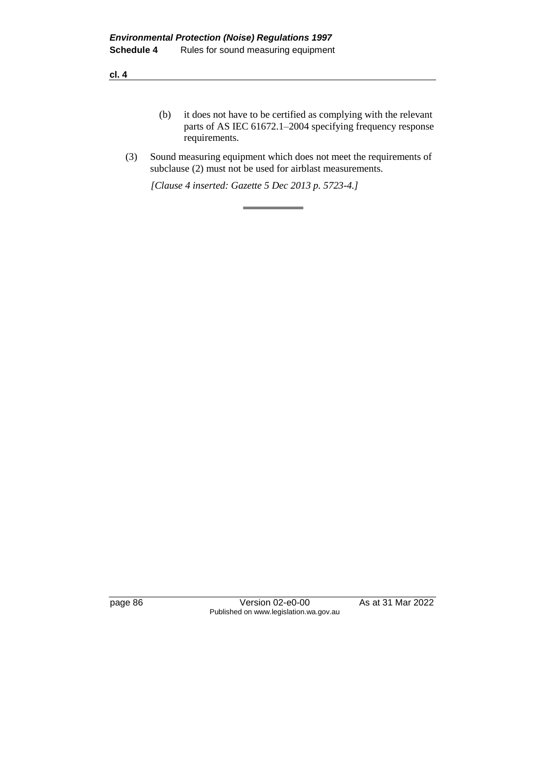(b) it does not have to be certified as complying with the relevant parts of AS IEC 61672.1–2004 specifying frequency response requirements.

(3) Sound measuring equipment which does not meet the requirements of subclause (2) must not be used for airblast measurements.

*[Clause 4 inserted: Gazette 5 Dec 2013 p. 5723-4.]*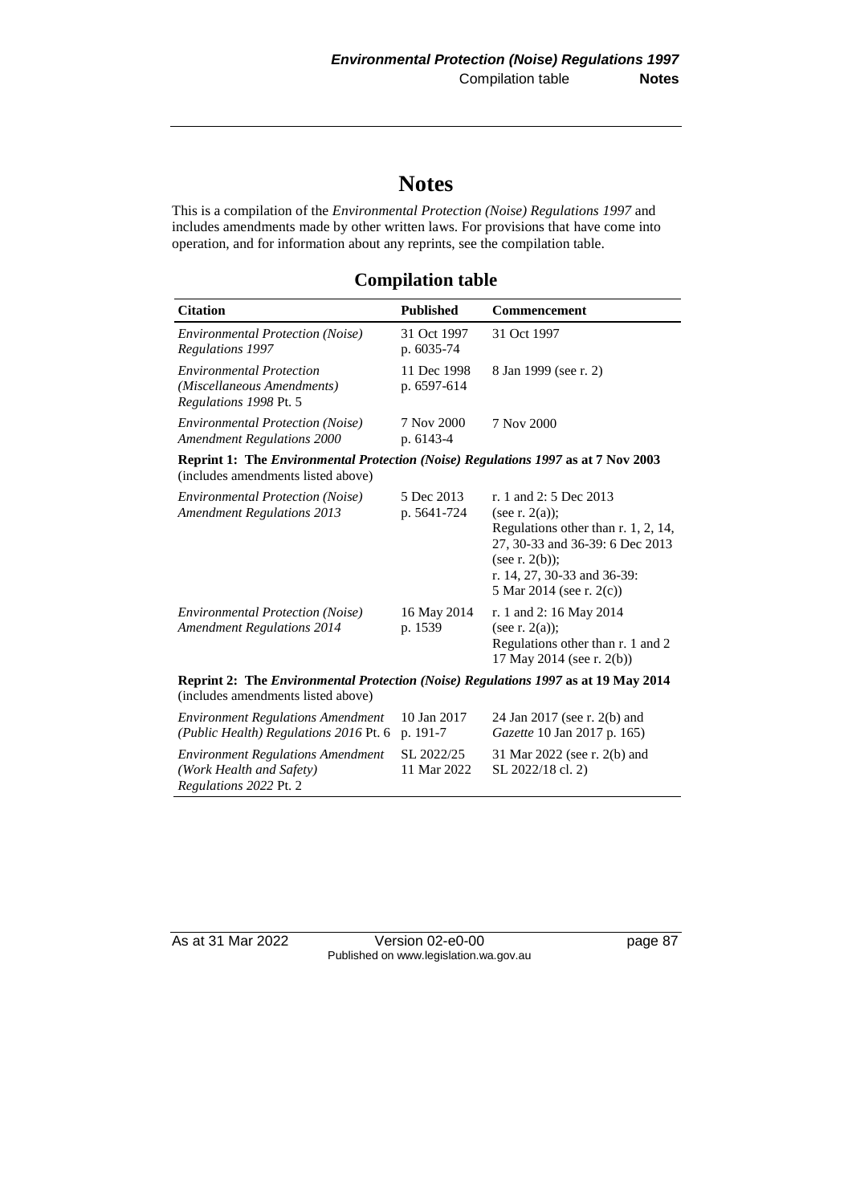# Notes

This is a compilation of the *Environmental Protection (Noise) Regulations 1997* and includes amendments made by other written laws. For provisions that have come into operation, and for information about any reprints, see the compilation table.

## Compilation table

| Citation | Published | Commencement |
|---|---|---|
| *Environmental Protection (Noise) Regulations 1997* | 31 Oct 1997 p. 6035-74 | 31 Oct 1997 |
| *Environmental Protection (Miscellaneous Amendments) Regulations 1998* Pt. 5 | 11 Dec 1998 p. 6597-614 | 8 Jan 1999 (see r. 2) |
| *Environmental Protection (Noise) Amendment Regulations 2000* | 7 Nov 2000 p. 6143-4 | 7 Nov 2000 |
| **Reprint 1: The *Environmental Protection (Noise) Regulations 1997* as at 7 Nov 2003** (includes amendments listed above) | | |
| *Environmental Protection (Noise) Amendment Regulations 2013* | 5 Dec 2013 p. 5641-724 | r. 1 and 2: 5 Dec 2013 (see r. 2(a)); Regulations other than r. 1, 2, 14, 27, 30-33 and 36-39: 6 Dec 2013 (see r. 2(b)); r. 14, 27, 30-33 and 36-39: 5 Mar 2014 (see r. 2(c)) |
| *Environmental Protection (Noise) Amendment Regulations 2014* | 16 May 2014 p. 1539 | r. 1 and 2: 16 May 2014 (see r. 2(a)); Regulations other than r. 1 and 2 17 May 2014 (see r. 2(b)) |
| **Reprint 2: The *Environmental Protection (Noise) Regulations 1997* as at 19 May 2014** (includes amendments listed above) | | |
| *Environment Regulations Amendment (Public Health) Regulations 2016* Pt. 6 | 10 Jan 2017 p. 191-7 | 24 Jan 2017 (see r. 2(b) and *Gazette* 10 Jan 2017 p. 165) |
| *Environment Regulations Amendment (Work Health and Safety) Regulations 2022* Pt. 2 | SL 2022/25 11 Mar 2022 | 31 Mar 2022 (see r. 2(b) and SL 2022/18 cl. 2) |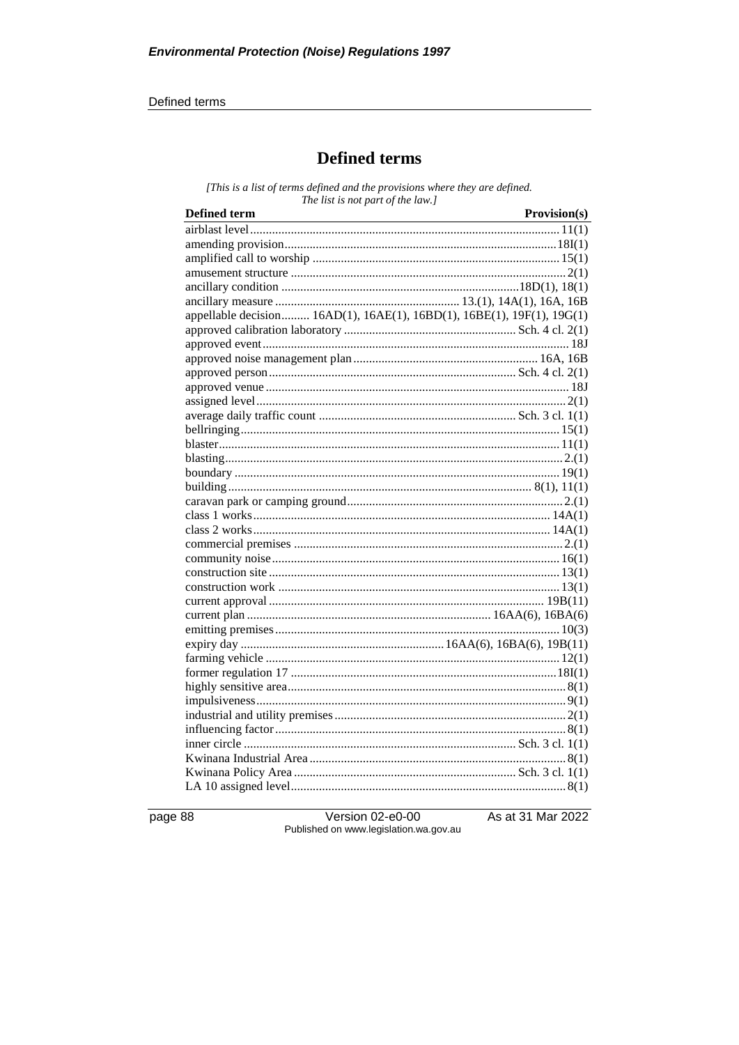# Defined terms

*[This is a list of terms defined and the provisions where they are defined. The list is not part of the law.]*

| Defined term | Provision(s) |
|---|---|
| airblast level | 11(1) |
| amending provision | 18I(1) |
| amplified call to worship | 15(1) |
| amusement structure | 2(1) |
| ancillary condition | 18D(1), 18(1) |
| ancillary measure | 13.(1), 14A(1), 16A, 16B |
| appellable decision | 16AD(1), 16AE(1), 16BD(1), 16BE(1), 19F(1), 19G(1) |
| approved calibration laboratory | Sch. 4 cl. 2(1) |
| approved event | 18J |
| approved noise management plan | 16A, 16B |
| approved person | Sch. 4 cl. 2(1) |
| approved venue | 18J |
| assigned level | 2(1) |
| average daily traffic count | Sch. 3 cl. 1(1) |
| bellringing | 15(1) |
| blaster | 11(1) |
| blasting | 2.(1) |
| boundary | 19(1) |
| building | 8(1), 11(1) |
| caravan park or camping ground | 2.(1) |
| class 1 works | 14A(1) |
| class 2 works | 14A(1) |
| commercial premises | 2.(1) |
| community noise | 16(1) |
| construction site | 13(1) |
| construction work | 13(1) |
| current approval | 19B(11) |
| current plan | 16AA(6), 16BA(6) |
| emitting premises | 10(3) |
| expiry day | 16AA(6), 16BA(6), 19B(11) |
| farming vehicle | 12(1) |
| former regulation 17 | 18I(1) |
| highly sensitive area | 8(1) |
| impulsiveness | 9(1) |
| industrial and utility premises | 2(1) |
| influencing factor | 8(1) |
| inner circle | Sch. 3 cl. 1(1) |
| Kwinana Industrial Area | 8(1) |
| Kwinana Policy Area | Sch. 3 cl. 1(1) |
| LA 10 assigned level | 8(1) |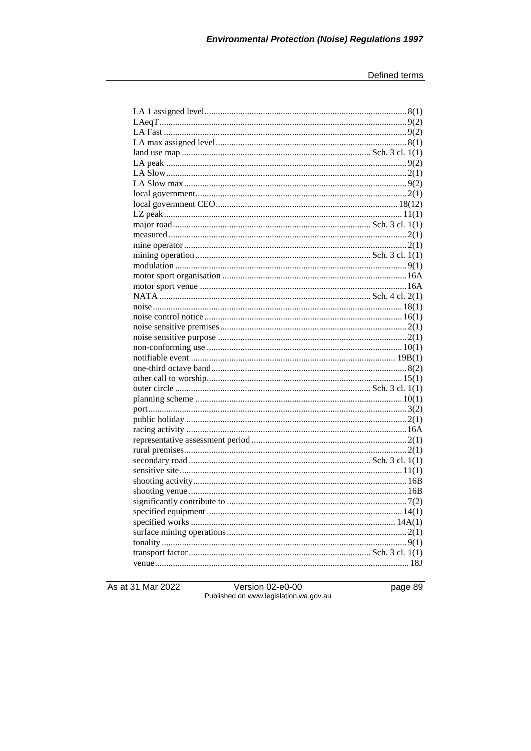LA 1 assigned level........................................................................................ 8(1)
LAeqT............................................................................................................ 9(2)
LA Fast .......................................................................................................... 9(2)
LA max assigned level.................................................................................... 8(1)
land use map ................................................................................ Sch. 3 cl. 1(1)
LA peak .......................................................................................................... 9(2)
LA Slow.......................................................................................................... 2(1)
LA Slow max.................................................................................................. 9(2)
local government............................................................................................ 2(1)
local government CEO................................................................................ 18(12)
LZ peak......................................................................................................... 11(1)
major road.................................................................................... Sch. 3 cl. 1(1)
measured......................................................................................................... 2(1)
mine operator.................................................................................................. 2(1)
mining operation.......................................................................... Sch. 3 cl. 1(1)
modulation...................................................................................................... 9(1)
motor sport organisation ................................................................................16A
motor sport venue ..........................................................................................16A
NATA ........................................................................................... Sch. 4 cl. 2(1)
noise............................................................................................................. 18(1)
noise control notice....................................................................................... 16(1)
noise sensitive premises.................................................................................. 2(1)
noise sensitive purpose ................................................................................... 2(1)
non-conforming use ...................................................................................... 10(1)
notifiable event ......................................................................................... 19B(1)
one-third octave band...................................................................................... 8(2)
other call to worship...................................................................................... 15(1)
outer circle ................................................................................... Sch. 3 cl. 1(1)
planning scheme ........................................................................................... 10(1)
port.................................................................................................................. 3(2)
public holiday ................................................................................................. 2(1)
racing activity ................................................................................................16A
representative assessment period .................................................................... 2(1)
rural premises.................................................................................................. 2(1)
secondary road ............................................................................. Sch. 3 cl. 1(1)
sensitive site.................................................................................................. 11(1)
shooting activity.............................................................................................16B
shooting venue ...............................................................................................16B
significantly contribute to ............................................................................... 7(2)
specified equipment ...................................................................................... 14(1)
specified works .......................................................................................... 14A(1)
surface mining operations............................................................................... 2(1)
tonality ............................................................................................................ 9(1)
transport factor............................................................................. Sch. 3 cl. 1(1)
venue...............................................................................................................18J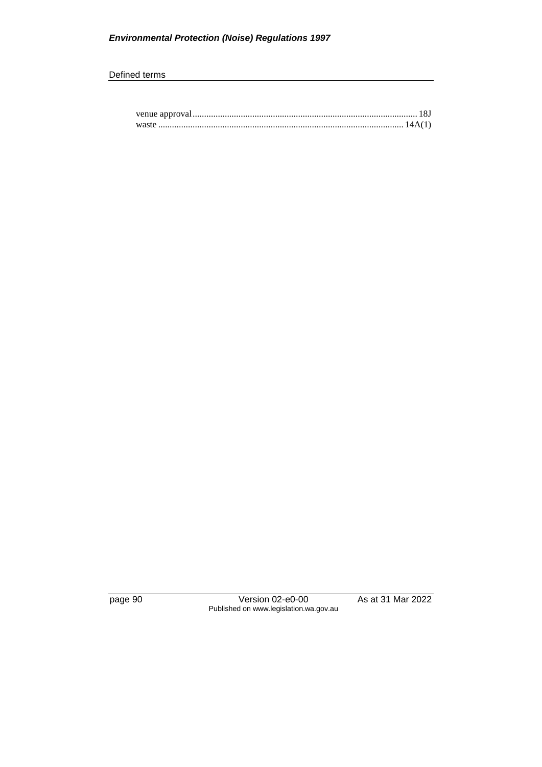venue approval ................................................................................................ 18J
waste ........................................................................................................ 14A(1)